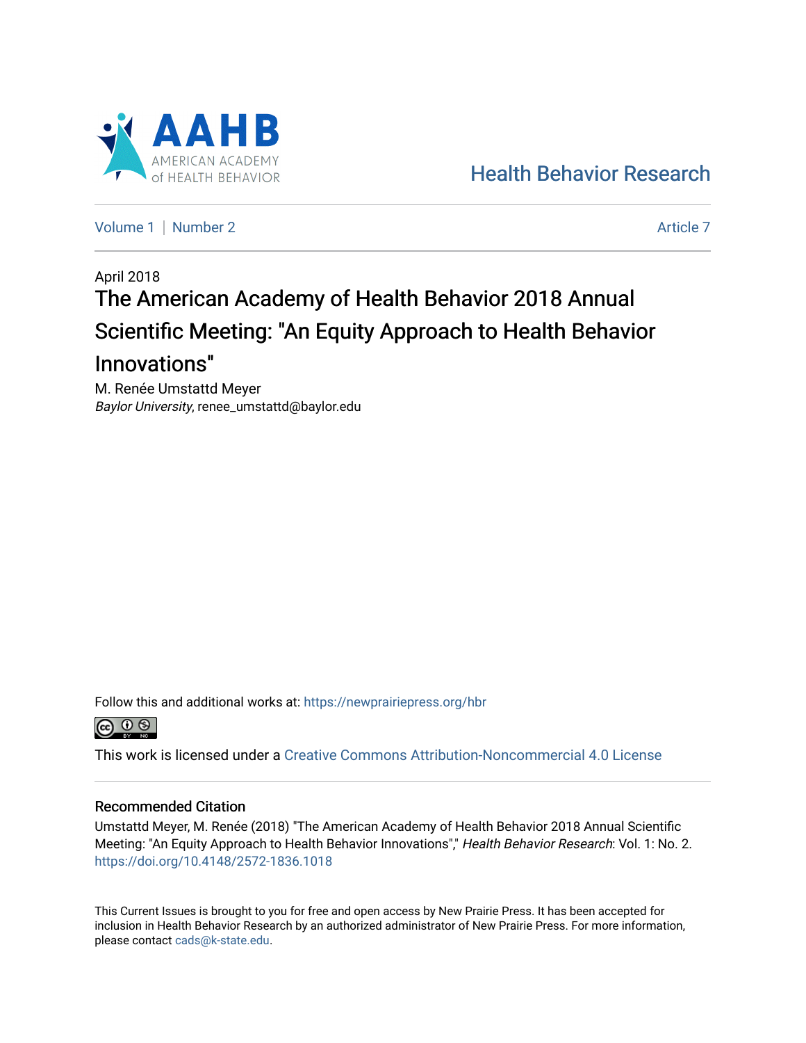AAHB AMERICAN ACADEMY of HEALTH BEHAVIOR

Health Behavior Research

Volume 1 | Number 2 — Article 7

April 2018

# The American Academy of Health Behavior 2018 Annual Scientific Meeting: "An Equity Approach to Health Behavior Innovations"

M. Renée Umstattd Meyer
*Baylor University*, renee_umstattd@baylor.edu

Follow this and additional works at: https://newprairiepress.org/hbr

This work is licensed under a Creative Commons Attribution-Noncommercial 4.0 License

## Recommended Citation

Umstattd Meyer, M. Renée (2018) "The American Academy of Health Behavior 2018 Annual Scientific Meeting: "An Equity Approach to Health Behavior Innovations"," *Health Behavior Research*: Vol. 1: No. 2. https://doi.org/10.4148/2572-1836.1018

This Current Issues is brought to you for free and open access by New Prairie Press. It has been accepted for inclusion in Health Behavior Research by an authorized administrator of New Prairie Press. For more information, please contact cads@k-state.edu.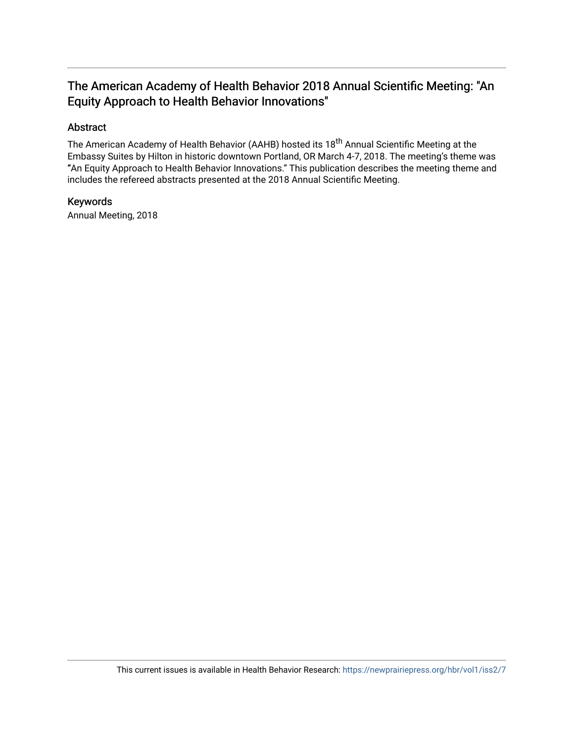# The American Academy of Health Behavior 2018 Annual Scientific Meeting: "An Equity Approach to Health Behavior Innovations"

## Abstract

The American Academy of Health Behavior (AAHB) hosted its 18th Annual Scientific Meeting at the Embassy Suites by Hilton in historic downtown Portland, OR March 4-7, 2018. The meeting's theme was "An Equity Approach to Health Behavior Innovations." This publication describes the meeting theme and includes the refereed abstracts presented at the 2018 Annual Scientific Meeting.

## Keywords

Annual Meeting, 2018

This current issues is available in Health Behavior Research: https://newprairiepress.org/hbr/vol1/iss2/7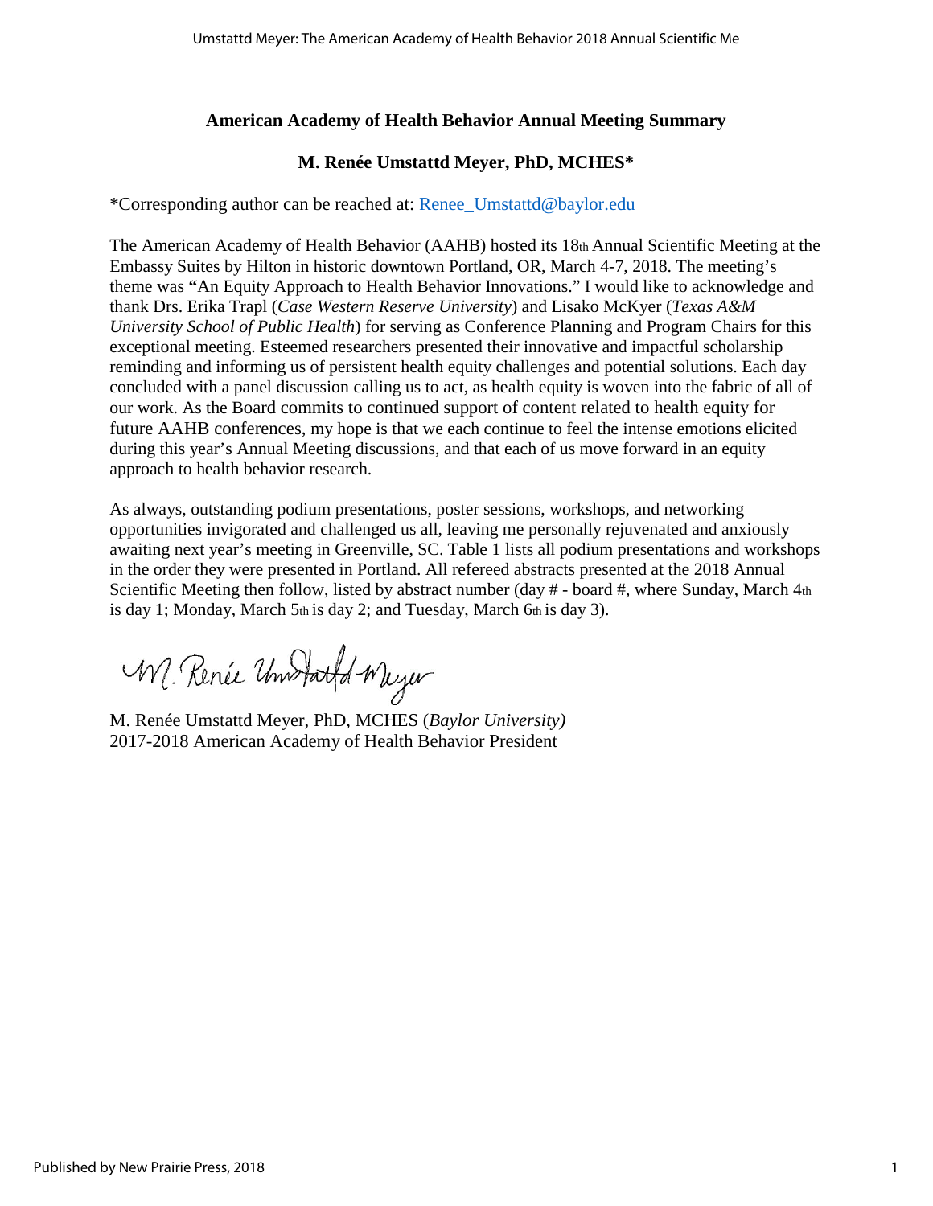**American Academy of Health Behavior Annual Meeting Summary**

**M. Renée Umstattd Meyer, PhD, MCHES***

*Corresponding author can be reached at: Renee_Umstattd@baylor.edu

The American Academy of Health Behavior (AAHB) hosted its 18th Annual Scientific Meeting at the Embassy Suites by Hilton in historic downtown Portland, OR, March 4-7, 2018. The meeting's theme was **"**An Equity Approach to Health Behavior Innovations." I would like to acknowledge and thank Drs. Erika Trapl (*Case Western Reserve University*) and Lisako McKyer (*Texas A&M University School of Public Health*) for serving as Conference Planning and Program Chairs for this exceptional meeting. Esteemed researchers presented their innovative and impactful scholarship reminding and informing us of persistent health equity challenges and potential solutions. Each day concluded with a panel discussion calling us to act, as health equity is woven into the fabric of all of our work. As the Board commits to continued support of content related to health equity for future AAHB conferences, my hope is that we each continue to feel the intense emotions elicited during this year's Annual Meeting discussions, and that each of us move forward in an equity approach to health behavior research.

As always, outstanding podium presentations, poster sessions, workshops, and networking opportunities invigorated and challenged us all, leaving me personally rejuvenated and anxiously awaiting next year's meeting in Greenville, SC. Table 1 lists all podium presentations and workshops in the order they were presented in Portland. All refereed abstracts presented at the 2018 Annual Scientific Meeting then follow, listed by abstract number (day # - board #, where Sunday, March 4th is day 1; Monday, March 5th is day 2; and Tuesday, March 6th is day 3).

M. Renée Umstattd Meyer, PhD, MCHES (*Baylor University)*
2017-2018 American Academy of Health Behavior President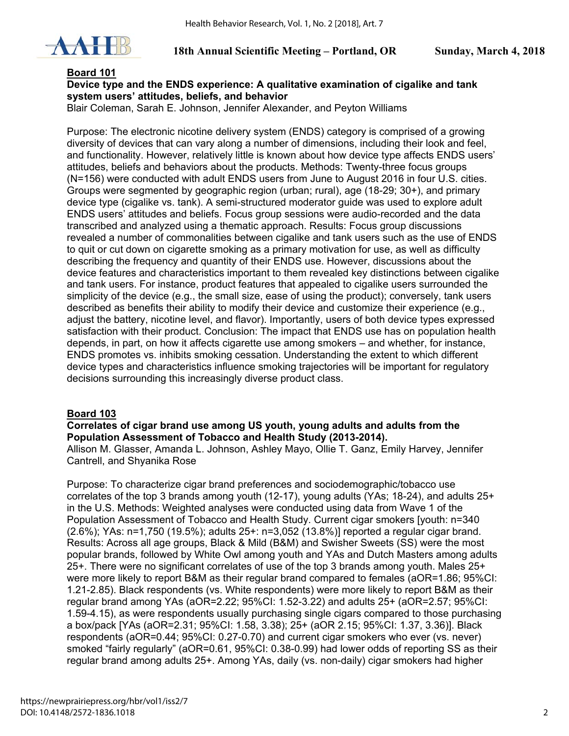**Board 101**

**Device type and the ENDS experience: A qualitative examination of cigalike and tank system users' attitudes, beliefs, and behavior**

Blair Coleman, Sarah E. Johnson, Jennifer Alexander, and Peyton Williams

Purpose: The electronic nicotine delivery system (ENDS) category is comprised of a growing diversity of devices that can vary along a number of dimensions, including their look and feel, and functionality. However, relatively little is known about how device type affects ENDS users' attitudes, beliefs and behaviors about the products. Methods: Twenty-three focus groups (N=156) were conducted with adult ENDS users from June to August 2016 in four U.S. cities. Groups were segmented by geographic region (urban; rural), age (18-29; 30+), and primary device type (cigalike vs. tank). A semi-structured moderator guide was used to explore adult ENDS users' attitudes and beliefs. Focus group sessions were audio-recorded and the data transcribed and analyzed using a thematic approach. Results: Focus group discussions revealed a number of commonalities between cigalike and tank users such as the use of ENDS to quit or cut down on cigarette smoking as a primary motivation for use, as well as difficulty describing the frequency and quantity of their ENDS use. However, discussions about the device features and characteristics important to them revealed key distinctions between cigalike and tank users. For instance, product features that appealed to cigalike users surrounded the simplicity of the device (e.g., the small size, ease of using the product); conversely, tank users described as benefits their ability to modify their device and customize their experience (e.g., adjust the battery, nicotine level, and flavor). Importantly, users of both device types expressed satisfaction with their product. Conclusion: The impact that ENDS use has on population health depends, in part, on how it affects cigarette use among smokers – and whether, for instance, ENDS promotes vs. inhibits smoking cessation. Understanding the extent to which different device types and characteristics influence smoking trajectories will be important for regulatory decisions surrounding this increasingly diverse product class.

**Board 103**

**Correlates of cigar brand use among US youth, young adults and adults from the Population Assessment of Tobacco and Health Study (2013-2014).**

Allison M. Glasser, Amanda L. Johnson, Ashley Mayo, Ollie T. Ganz, Emily Harvey, Jennifer Cantrell, and Shyanika Rose

Purpose: To characterize cigar brand preferences and sociodemographic/tobacco use correlates of the top 3 brands among youth (12-17), young adults (YAs; 18-24), and adults 25+ in the U.S. Methods: Weighted analyses were conducted using data from Wave 1 of the Population Assessment of Tobacco and Health Study. Current cigar smokers [youth: n=340 (2.6%); YAs: n=1,750 (19.5%); adults 25+: n=3,052 (13.8%)] reported a regular cigar brand. Results: Across all age groups, Black & Mild (B&M) and Swisher Sweets (SS) were the most popular brands, followed by White Owl among youth and YAs and Dutch Masters among adults 25+. There were no significant correlates of use of the top 3 brands among youth. Males 25+ were more likely to report B&M as their regular brand compared to females (aOR=1.86; 95%CI: 1.21-2.85). Black respondents (vs. White respondents) were more likely to report B&M as their regular brand among YAs (aOR=2.22; 95%CI: 1.52-3.22) and adults 25+ (aOR=2.57; 95%CI: 1.59-4.15), as were respondents usually purchasing single cigars compared to those purchasing a box/pack [YAs (aOR=2.31; 95%CI: 1.58, 3.38); 25+ (aOR 2.15; 95%CI: 1.37, 3.36)]. Black respondents (aOR=0.44; 95%CI: 0.27-0.70) and current cigar smokers who ever (vs. never) smoked "fairly regularly" (aOR=0.61, 95%CI: 0.38-0.99) had lower odds of reporting SS as their regular brand among adults 25+. Among YAs, daily (vs. non-daily) cigar smokers had higher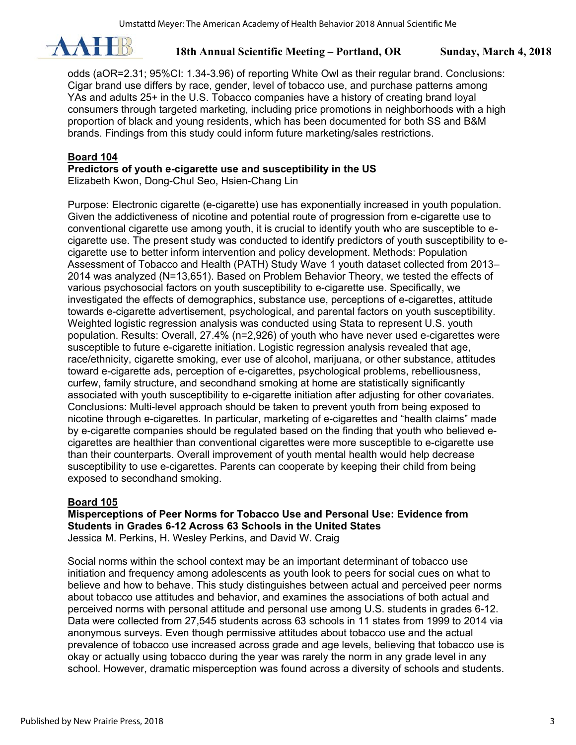odds (aOR=2.31; 95%CI: 1.34-3.96) of reporting White Owl as their regular brand. Conclusions: Cigar brand use differs by race, gender, level of tobacco use, and purchase patterns among YAs and adults 25+ in the U.S. Tobacco companies have a history of creating brand loyal consumers through targeted marketing, including price promotions in neighborhoods with a high proportion of black and young residents, which has been documented for both SS and B&M brands. Findings from this study could inform future marketing/sales restrictions.

**Board 104**

**Predictors of youth e-cigarette use and susceptibility in the US**

Elizabeth Kwon, Dong-Chul Seo, Hsien-Chang Lin

Purpose: Electronic cigarette (e-cigarette) use has exponentially increased in youth population. Given the addictiveness of nicotine and potential route of progression from e-cigarette use to conventional cigarette use among youth, it is crucial to identify youth who are susceptible to e-cigarette use. The present study was conducted to identify predictors of youth susceptibility to e-cigarette use to better inform intervention and policy development. Methods: Population Assessment of Tobacco and Health (PATH) Study Wave 1 youth dataset collected from 2013–2014 was analyzed (N=13,651). Based on Problem Behavior Theory, we tested the effects of various psychosocial factors on youth susceptibility to e-cigarette use. Specifically, we investigated the effects of demographics, substance use, perceptions of e-cigarettes, attitude towards e-cigarette advertisement, psychological, and parental factors on youth susceptibility. Weighted logistic regression analysis was conducted using Stata to represent U.S. youth population. Results: Overall, 27.4% (n=2,926) of youth who have never used e-cigarettes were susceptible to future e-cigarette initiation. Logistic regression analysis revealed that age, race/ethnicity, cigarette smoking, ever use of alcohol, marijuana, or other substance, attitudes toward e-cigarette ads, perception of e-cigarettes, psychological problems, rebelliousness, curfew, family structure, and secondhand smoking at home are statistically significantly associated with youth susceptibility to e-cigarette initiation after adjusting for other covariates. Conclusions: Multi-level approach should be taken to prevent youth from being exposed to nicotine through e-cigarettes. In particular, marketing of e-cigarettes and "health claims" made by e-cigarette companies should be regulated based on the finding that youth who believed e-cigarettes are healthier than conventional cigarettes were more susceptible to e-cigarette use than their counterparts. Overall improvement of youth mental health would help decrease susceptibility to use e-cigarettes. Parents can cooperate by keeping their child from being exposed to secondhand smoking.

**Board 105**

**Misperceptions of Peer Norms for Tobacco Use and Personal Use: Evidence from Students in Grades 6-12 Across 63 Schools in the United States**

Jessica M. Perkins, H. Wesley Perkins, and David W. Craig

Social norms within the school context may be an important determinant of tobacco use initiation and frequency among adolescents as youth look to peers for social cues on what to believe and how to behave. This study distinguishes between actual and perceived peer norms about tobacco use attitudes and behavior, and examines the associations of both actual and perceived norms with personal attitude and personal use among U.S. students in grades 6-12. Data were collected from 27,545 students across 63 schools in 11 states from 1999 to 2014 via anonymous surveys. Even though permissive attitudes about tobacco use and the actual prevalence of tobacco use increased across grade and age levels, believing that tobacco use is okay or actually using tobacco during the year was rarely the norm in any grade level in any school. However, dramatic misperception was found across a diversity of schools and students.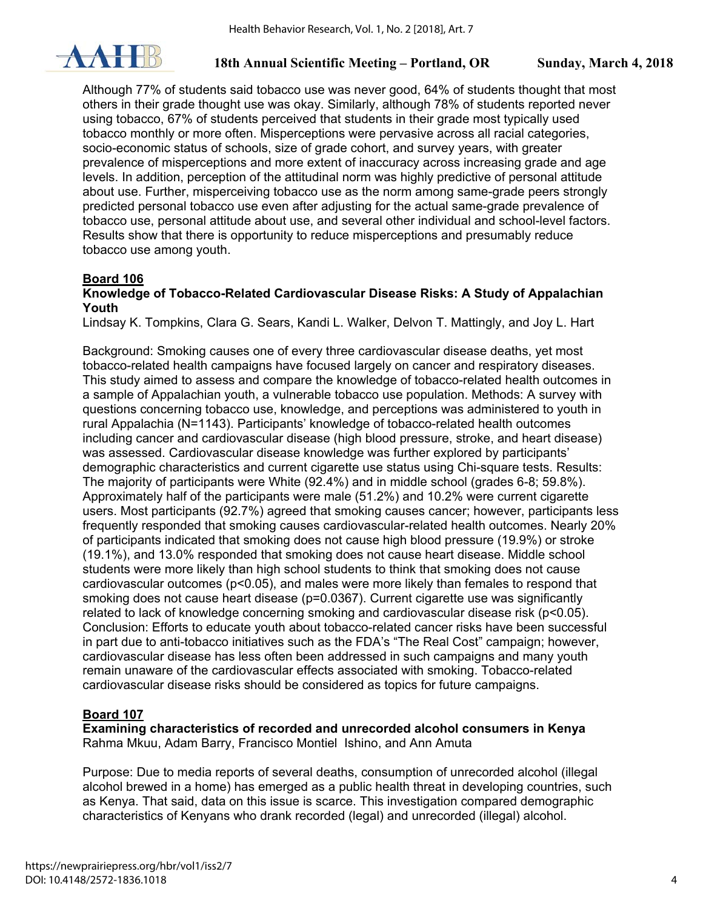Although 77% of students said tobacco use was never good, 64% of students thought that most others in their grade thought use was okay. Similarly, although 78% of students reported never using tobacco, 67% of students perceived that students in their grade most typically used tobacco monthly or more often. Misperceptions were pervasive across all racial categories, socio-economic status of schools, size of grade cohort, and survey years, with greater prevalence of misperceptions and more extent of inaccuracy across increasing grade and age levels. In addition, perception of the attitudinal norm was highly predictive of personal attitude about use. Further, misperceiving tobacco use as the norm among same-grade peers strongly predicted personal tobacco use even after adjusting for the actual same-grade prevalence of tobacco use, personal attitude about use, and several other individual and school-level factors. Results show that there is opportunity to reduce misperceptions and presumably reduce tobacco use among youth.

**Board 106**

**Knowledge of Tobacco-Related Cardiovascular Disease Risks: A Study of Appalachian Youth**

Lindsay K. Tompkins, Clara G. Sears, Kandi L. Walker, Delvon T. Mattingly, and Joy L. Hart

Background: Smoking causes one of every three cardiovascular disease deaths, yet most tobacco-related health campaigns have focused largely on cancer and respiratory diseases. This study aimed to assess and compare the knowledge of tobacco-related health outcomes in a sample of Appalachian youth, a vulnerable tobacco use population. Methods: A survey with questions concerning tobacco use, knowledge, and perceptions was administered to youth in rural Appalachia (N=1143). Participants' knowledge of tobacco-related health outcomes including cancer and cardiovascular disease (high blood pressure, stroke, and heart disease) was assessed. Cardiovascular disease knowledge was further explored by participants' demographic characteristics and current cigarette use status using Chi-square tests. Results: The majority of participants were White (92.4%) and in middle school (grades 6-8; 59.8%). Approximately half of the participants were male (51.2%) and 10.2% were current cigarette users. Most participants (92.7%) agreed that smoking causes cancer; however, participants less frequently responded that smoking causes cardiovascular-related health outcomes. Nearly 20% of participants indicated that smoking does not cause high blood pressure (19.9%) or stroke (19.1%), and 13.0% responded that smoking does not cause heart disease. Middle school students were more likely than high school students to think that smoking does not cause cardiovascular outcomes ($p<0.05$), and males were more likely than females to respond that smoking does not cause heart disease ($p=0.0367$). Current cigarette use was significantly related to lack of knowledge concerning smoking and cardiovascular disease risk ($p<0.05$). Conclusion: Efforts to educate youth about tobacco-related cancer risks have been successful in part due to anti-tobacco initiatives such as the FDA's "The Real Cost" campaign; however, cardiovascular disease has less often been addressed in such campaigns and many youth remain unaware of the cardiovascular effects associated with smoking. Tobacco-related cardiovascular disease risks should be considered as topics for future campaigns.

**Board 107**

**Examining characteristics of recorded and unrecorded alcohol consumers in Kenya**

Rahma Mkuu, Adam Barry, Francisco Montiel Ishino, and Ann Amuta

Purpose: Due to media reports of several deaths, consumption of unrecorded alcohol (illegal alcohol brewed in a home) has emerged as a public health threat in developing countries, such as Kenya. That said, data on this issue is scarce. This investigation compared demographic characteristics of Kenyans who drank recorded (legal) and unrecorded (illegal) alcohol.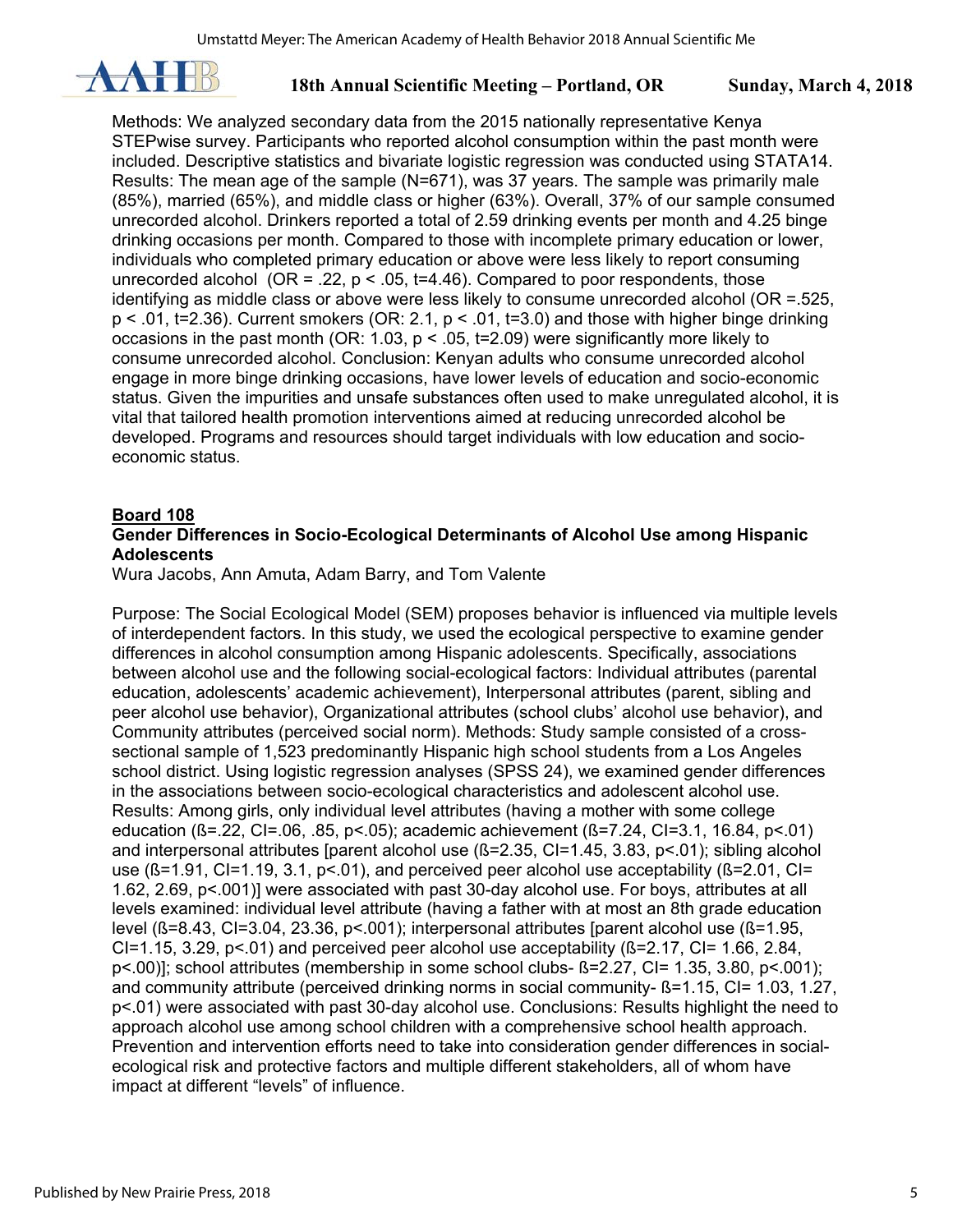Methods: We analyzed secondary data from the 2015 nationally representative Kenya STEPwise survey. Participants who reported alcohol consumption within the past month were included. Descriptive statistics and bivariate logistic regression was conducted using STATA14. Results: The mean age of the sample (N=671), was 37 years. The sample was primarily male (85%), married (65%), and middle class or higher (63%). Overall, 37% of our sample consumed unrecorded alcohol. Drinkers reported a total of 2.59 drinking events per month and 4.25 binge drinking occasions per month. Compared to those with incomplete primary education or lower, individuals who completed primary education or above were less likely to report consuming unrecorded alcohol (OR = .22, $p < .05$, t=4.46). Compared to poor respondents, those identifying as middle class or above were less likely to consume unrecorded alcohol (OR =.525, $p < .01$, t=2.36). Current smokers (OR: 2.1, $p < .01$, t=3.0) and those with higher binge drinking occasions in the past month (OR: 1.03, $p < .05$, t=2.09) were significantly more likely to consume unrecorded alcohol. Conclusion: Kenyan adults who consume unrecorded alcohol engage in more binge drinking occasions, have lower levels of education and socio-economic status. Given the impurities and unsafe substances often used to make unregulated alcohol, it is vital that tailored health promotion interventions aimed at reducing unrecorded alcohol be developed. Programs and resources should target individuals with low education and socio-economic status.

**Board 108**

**Gender Differences in Socio-Ecological Determinants of Alcohol Use among Hispanic Adolescents**

Wura Jacobs, Ann Amuta, Adam Barry, and Tom Valente

Purpose: The Social Ecological Model (SEM) proposes behavior is influenced via multiple levels of interdependent factors. In this study, we used the ecological perspective to examine gender differences in alcohol consumption among Hispanic adolescents. Specifically, associations between alcohol use and the following social-ecological factors: Individual attributes (parental education, adolescents' academic achievement), Interpersonal attributes (parent, sibling and peer alcohol use behavior), Organizational attributes (school clubs' alcohol use behavior), and Community attributes (perceived social norm). Methods: Study sample consisted of a cross-sectional sample of 1,523 predominantly Hispanic high school students from a Los Angeles school district. Using logistic regression analyses (SPSS 24), we examined gender differences in the associations between socio-ecological characteristics and adolescent alcohol use. Results: Among girls, only individual level attributes (having a mother with some college education (ß=.22, CI=.06, .85, p<.05); academic achievement (ß=7.24, CI=3.1, 16.84, p<.01) and interpersonal attributes [parent alcohol use (ß=2.35, CI=1.45, 3.83, p<.01); sibling alcohol use (ß=1.91, CI=1.19, 3.1, p<.01), and perceived peer alcohol use acceptability (ß=2.01, CI= 1.62, 2.69, p<.001)] were associated with past 30-day alcohol use. For boys, attributes at all levels examined: individual level attribute (having a father with at most an 8th grade education level (ß=8.43, CI=3.04, 23.36, p<.001); interpersonal attributes [parent alcohol use (ß=1.95, CI=1.15, 3.29, p<.01) and perceived peer alcohol use acceptability (ß=2.17, CI= 1.66, 2.84, p<.00)]; school attributes (membership in some school clubs- ß=2.27, CI= 1.35, 3.80, p<.001); and community attribute (perceived drinking norms in social community- ß=1.15, CI= 1.03, 1.27, p<.01) were associated with past 30-day alcohol use. Conclusions: Results highlight the need to approach alcohol use among school children with a comprehensive school health approach. Prevention and intervention efforts need to take into consideration gender differences in social-ecological risk and protective factors and multiple different stakeholders, all of whom have impact at different "levels" of influence.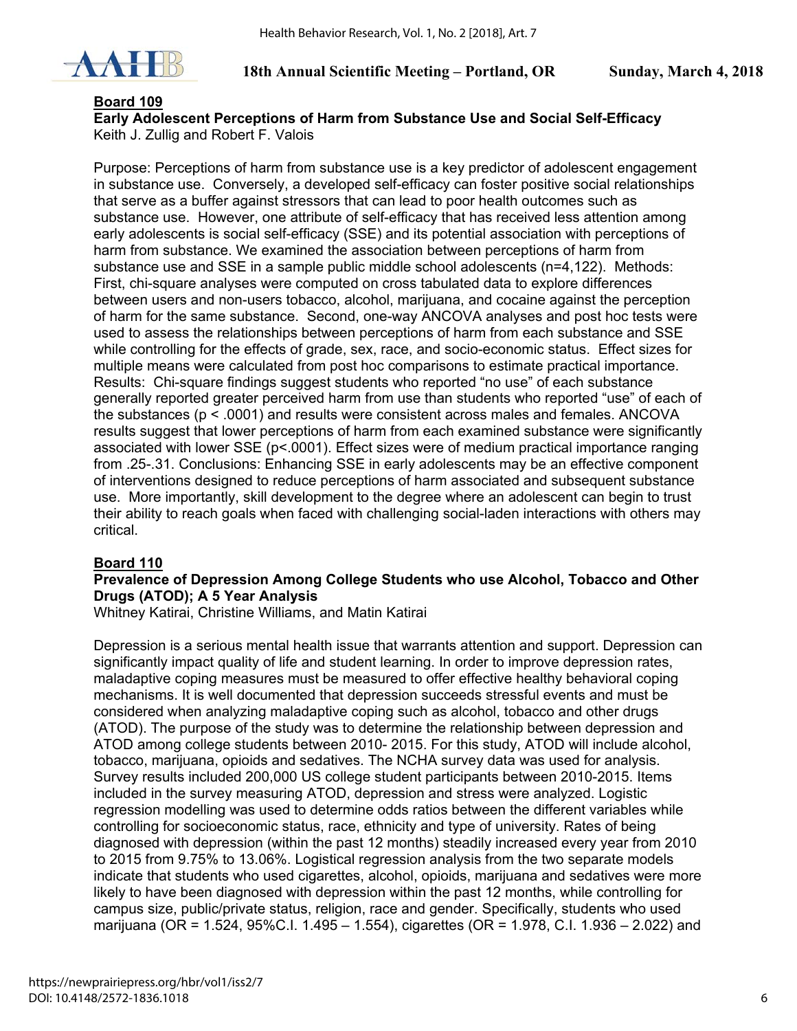**Board 109**

**Early Adolescent Perceptions of Harm from Substance Use and Social Self-Efficacy**

Keith J. Zullig and Robert F. Valois

Purpose: Perceptions of harm from substance use is a key predictor of adolescent engagement in substance use. Conversely, a developed self-efficacy can foster positive social relationships that serve as a buffer against stressors that can lead to poor health outcomes such as substance use. However, one attribute of self-efficacy that has received less attention among early adolescents is social self-efficacy (SSE) and its potential association with perceptions of harm from substance. We examined the association between perceptions of harm from substance use and SSE in a sample public middle school adolescents (n=4,122). Methods: First, chi-square analyses were computed on cross tabulated data to explore differences between users and non-users tobacco, alcohol, marijuana, and cocaine against the perception of harm for the same substance. Second, one-way ANCOVA analyses and post hoc tests were used to assess the relationships between perceptions of harm from each substance and SSE while controlling for the effects of grade, sex, race, and socio-economic status. Effect sizes for multiple means were calculated from post hoc comparisons to estimate practical importance. Results: Chi-square findings suggest students who reported "no use" of each substance generally reported greater perceived harm from use than students who reported "use" of each of the substances ($p < .0001$) and results were consistent across males and females. ANCOVA results suggest that lower perceptions of harm from each examined substance were significantly associated with lower SSE ($p<.0001$). Effect sizes were of medium practical importance ranging from .25-.31. Conclusions: Enhancing SSE in early adolescents may be an effective component of interventions designed to reduce perceptions of harm associated and subsequent substance use. More importantly, skill development to the degree where an adolescent can begin to trust their ability to reach goals when faced with challenging social-laden interactions with others may critical.

**Board 110**

**Prevalence of Depression Among College Students who use Alcohol, Tobacco and Other Drugs (ATOD); A 5 Year Analysis**

Whitney Katirai, Christine Williams, and Matin Katirai

Depression is a serious mental health issue that warrants attention and support. Depression can significantly impact quality of life and student learning. In order to improve depression rates, maladaptive coping measures must be measured to offer effective healthy behavioral coping mechanisms. It is well documented that depression succeeds stressful events and must be considered when analyzing maladaptive coping such as alcohol, tobacco and other drugs (ATOD). The purpose of the study was to determine the relationship between depression and ATOD among college students between 2010- 2015. For this study, ATOD will include alcohol, tobacco, marijuana, opioids and sedatives. The NCHA survey data was used for analysis. Survey results included 200,000 US college student participants between 2010-2015. Items included in the survey measuring ATOD, depression and stress were analyzed. Logistic regression modelling was used to determine odds ratios between the different variables while controlling for socioeconomic status, race, ethnicity and type of university. Rates of being diagnosed with depression (within the past 12 months) steadily increased every year from 2010 to 2015 from 9.75% to 13.06%. Logistical regression analysis from the two separate models indicate that students who used cigarettes, alcohol, opioids, marijuana and sedatives were more likely to have been diagnosed with depression within the past 12 months, while controlling for campus size, public/private status, religion, race and gender. Specifically, students who used marijuana (OR = 1.524, 95%C.I. 1.495 – 1.554), cigarettes (OR = 1.978, C.I. 1.936 – 2.022) and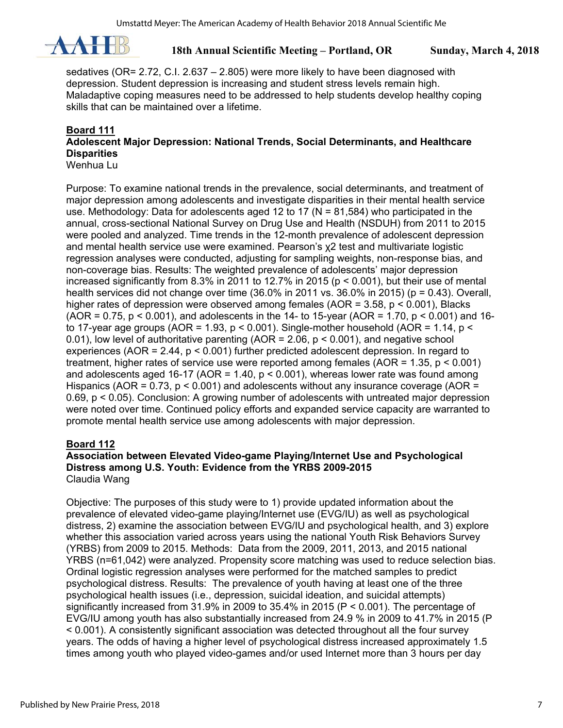sedatives (OR= 2.72, C.I. 2.637 – 2.805) were more likely to have been diagnosed with depression. Student depression is increasing and student stress levels remain high. Maladaptive coping measures need to be addressed to help students develop healthy coping skills that can be maintained over a lifetime.

**Board 111**

**Adolescent Major Depression: National Trends, Social Determinants, and Healthcare Disparities**

Wenhua Lu

Purpose: To examine national trends in the prevalence, social determinants, and treatment of major depression among adolescents and investigate disparities in their mental health service use. Methodology: Data for adolescents aged 12 to 17 (N = 81,584) who participated in the annual, cross-sectional National Survey on Drug Use and Health (NSDUH) from 2011 to 2015 were pooled and analyzed. Time trends in the 12-month prevalence of adolescent depression and mental health service use were examined. Pearson's $\chi^2$ test and multivariate logistic regression analyses were conducted, adjusting for sampling weights, non-response bias, and non-coverage bias. Results: The weighted prevalence of adolescents' major depression increased significantly from 8.3% in 2011 to 12.7% in 2015 ($p < 0.001$), but their use of mental health services did not change over time (36.0% in 2011 vs. 36.0% in 2015) ($p = 0.43$). Overall, higher rates of depression were observed among females (AOR = 3.58, $p < 0.001$), Blacks (AOR = 0.75, $p < 0.001$), and adolescents in the 14- to 15-year (AOR = 1.70, $p < 0.001$) and 16- to 17-year age groups (AOR = 1.93, $p < 0.001$). Single-mother household (AOR = 1.14, $p < 0.01$), low level of authoritative parenting (AOR = 2.06, $p < 0.001$), and negative school experiences (AOR = 2.44, $p < 0.001$) further predicted adolescent depression. In regard to treatment, higher rates of service use were reported among females (AOR = 1.35, $p < 0.001$) and adolescents aged 16-17 (AOR = 1.40, $p < 0.001$), whereas lower rate was found among Hispanics (AOR = 0.73, $p < 0.001$) and adolescents without any insurance coverage (AOR = 0.69, $p < 0.05$). Conclusion: A growing number of adolescents with untreated major depression were noted over time. Continued policy efforts and expanded service capacity are warranted to promote mental health service use among adolescents with major depression.

**Board 112**

**Association between Elevated Video-game Playing/Internet Use and Psychological Distress among U.S. Youth: Evidence from the YRBS 2009-2015**

Claudia Wang

Objective: The purposes of this study were to 1) provide updated information about the prevalence of elevated video-game playing/Internet use (EVG/IU) as well as psychological distress, 2) examine the association between EVG/IU and psychological health, and 3) explore whether this association varied across years using the national Youth Risk Behaviors Survey (YRBS) from 2009 to 2015. Methods: Data from the 2009, 2011, 2013, and 2015 national YRBS (n=61,042) were analyzed. Propensity score matching was used to reduce selection bias. Ordinal logistic regression analyses were performed for the matched samples to predict psychological distress. Results: The prevalence of youth having at least one of the three psychological health issues (i.e., depression, suicidal ideation, and suicidal attempts) significantly increased from 31.9% in 2009 to 35.4% in 2015 ($P < 0.001$). The percentage of EVG/IU among youth has also substantially increased from 24.9 % in 2009 to 41.7% in 2015 ($P < 0.001$). A consistently significant association was detected throughout all the four survey years. The odds of having a higher level of psychological distress increased approximately 1.5 times among youth who played video-games and/or used Internet more than 3 hours per day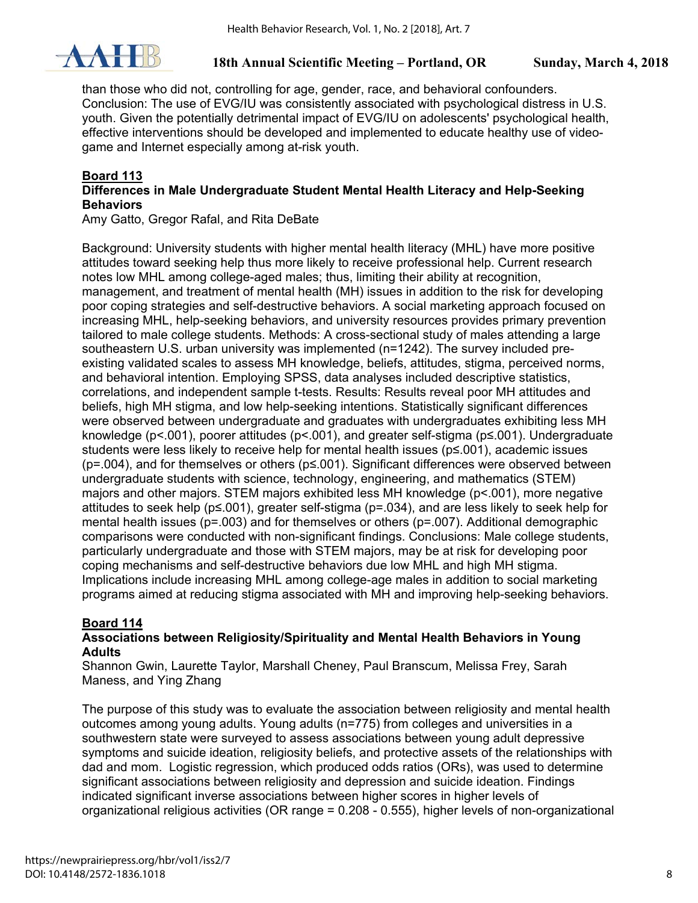than those who did not, controlling for age, gender, race, and behavioral confounders. Conclusion: The use of EVG/IU was consistently associated with psychological distress in U.S. youth. Given the potentially detrimental impact of EVG/IU on adolescents' psychological health, effective interventions should be developed and implemented to educate healthy use of video-game and Internet especially among at-risk youth.

**Board 113**

**Differences in Male Undergraduate Student Mental Health Literacy and Help-Seeking Behaviors**

Amy Gatto, Gregor Rafal, and Rita DeBate

Background: University students with higher mental health literacy (MHL) have more positive attitudes toward seeking help thus more likely to receive professional help. Current research notes low MHL among college-aged males; thus, limiting their ability at recognition, management, and treatment of mental health (MH) issues in addition to the risk for developing poor coping strategies and self-destructive behaviors. A social marketing approach focused on increasing MHL, help-seeking behaviors, and university resources provides primary prevention tailored to male college students. Methods: A cross-sectional study of males attending a large southeastern U.S. urban university was implemented (n=1242). The survey included pre-existing validated scales to assess MH knowledge, beliefs, attitudes, stigma, perceived norms, and behavioral intention. Employing SPSS, data analyses included descriptive statistics, correlations, and independent sample t-tests. Results: Results reveal poor MH attitudes and beliefs, high MH stigma, and low help-seeking intentions. Statistically significant differences were observed between undergraduate and graduates with undergraduates exhibiting less MH knowledge ($p<.001$), poorer attitudes ($p<.001$), and greater self-stigma ($p \leq .001$). Undergraduate students were less likely to receive help for mental health issues ($p \leq .001$), academic issues ($p=.004$), and for themselves or others ($p \leq .001$). Significant differences were observed between undergraduate students with science, technology, engineering, and mathematics (STEM) majors and other majors. STEM majors exhibited less MH knowledge ($p<.001$), more negative attitudes to seek help ($p \leq .001$), greater self-stigma ($p=.034$), and are less likely to seek help for mental health issues ($p=.003$) and for themselves or others ($p=.007$). Additional demographic comparisons were conducted with non-significant findings. Conclusions: Male college students, particularly undergraduate and those with STEM majors, may be at risk for developing poor coping mechanisms and self-destructive behaviors due low MHL and high MH stigma. Implications include increasing MHL among college-age males in addition to social marketing programs aimed at reducing stigma associated with MH and improving help-seeking behaviors.

**Board 114**

**Associations between Religiosity/Spirituality and Mental Health Behaviors in Young Adults**

Shannon Gwin, Laurette Taylor, Marshall Cheney, Paul Branscum, Melissa Frey, Sarah Maness, and Ying Zhang

The purpose of this study was to evaluate the association between religiosity and mental health outcomes among young adults. Young adults (n=775) from colleges and universities in a southwestern state were surveyed to assess associations between young adult depressive symptoms and suicide ideation, religiosity beliefs, and protective assets of the relationships with dad and mom. Logistic regression, which produced odds ratios (ORs), was used to determine significant associations between religiosity and depression and suicide ideation. Findings indicated significant inverse associations between higher scores in higher levels of organizational religious activities (OR range = 0.208 - 0.555), higher levels of non-organizational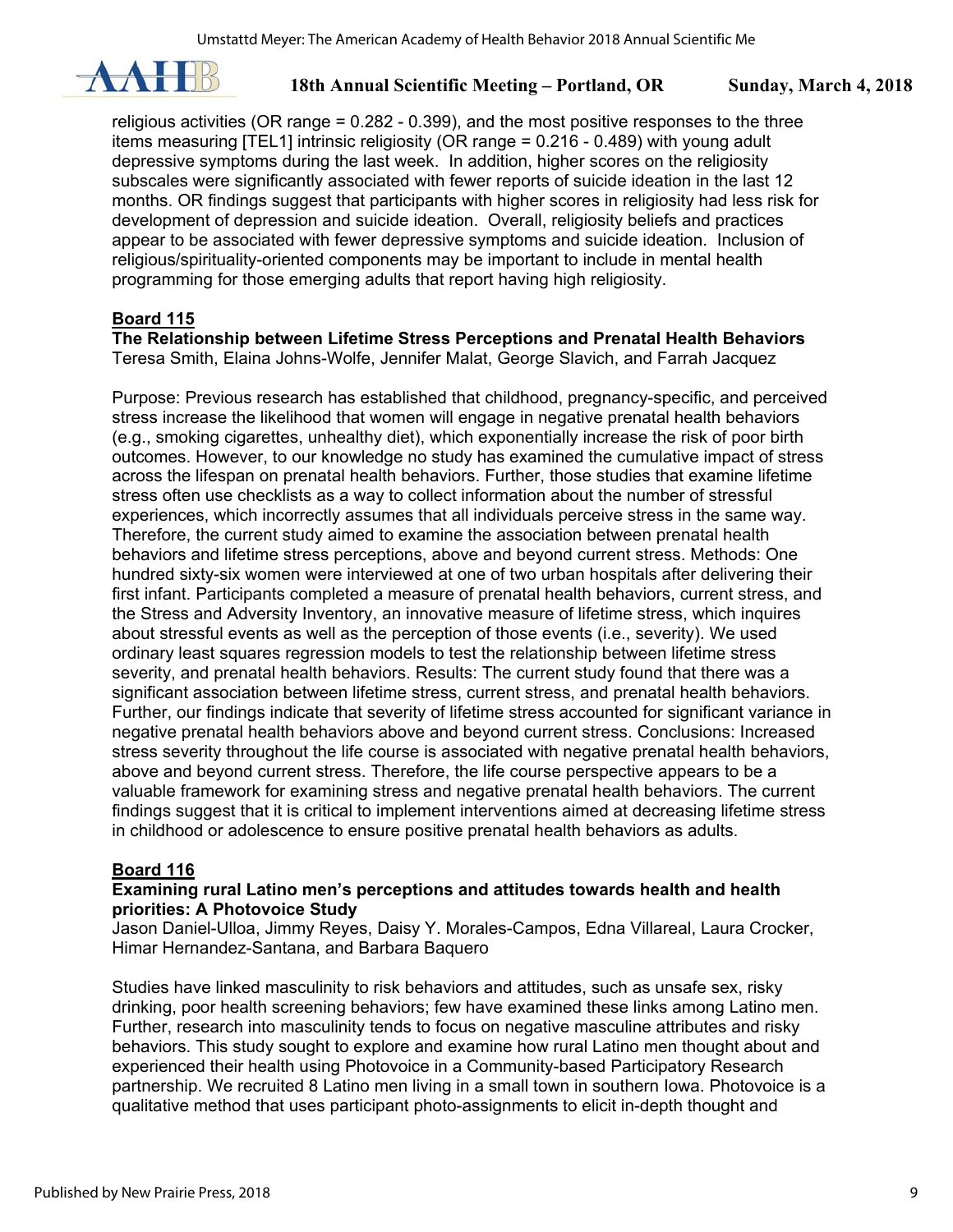religious activities (OR range = 0.282 - 0.399), and the most positive responses to the three items measuring [TEL1] intrinsic religiosity (OR range = 0.216 - 0.489) with young adult depressive symptoms during the last week. In addition, higher scores on the religiosity subscales were significantly associated with fewer reports of suicide ideation in the last 12 months. OR findings suggest that participants with higher scores in religiosity had less risk for development of depression and suicide ideation. Overall, religiosity beliefs and practices appear to be associated with fewer depressive symptoms and suicide ideation. Inclusion of religious/spirituality-oriented components may be important to include in mental health programming for those emerging adults that report having high religiosity.

**Board 115**

**The Relationship between Lifetime Stress Perceptions and Prenatal Health Behaviors**
Teresa Smith, Elaina Johns-Wolfe, Jennifer Malat, George Slavich, and Farrah Jacquez

Purpose: Previous research has established that childhood, pregnancy-specific, and perceived stress increase the likelihood that women will engage in negative prenatal health behaviors (e.g., smoking cigarettes, unhealthy diet), which exponentially increase the risk of poor birth outcomes. However, to our knowledge no study has examined the cumulative impact of stress across the lifespan on prenatal health behaviors. Further, those studies that examine lifetime stress often use checklists as a way to collect information about the number of stressful experiences, which incorrectly assumes that all individuals perceive stress in the same way. Therefore, the current study aimed to examine the association between prenatal health behaviors and lifetime stress perceptions, above and beyond current stress. Methods: One hundred sixty-six women were interviewed at one of two urban hospitals after delivering their first infant. Participants completed a measure of prenatal health behaviors, current stress, and the Stress and Adversity Inventory, an innovative measure of lifetime stress, which inquires about stressful events as well as the perception of those events (i.e., severity). We used ordinary least squares regression models to test the relationship between lifetime stress severity, and prenatal health behaviors. Results: The current study found that there was a significant association between lifetime stress, current stress, and prenatal health behaviors. Further, our findings indicate that severity of lifetime stress accounted for significant variance in negative prenatal health behaviors above and beyond current stress. Conclusions: Increased stress severity throughout the life course is associated with negative prenatal health behaviors, above and beyond current stress. Therefore, the life course perspective appears to be a valuable framework for examining stress and negative prenatal health behaviors. The current findings suggest that it is critical to implement interventions aimed at decreasing lifetime stress in childhood or adolescence to ensure positive prenatal health behaviors as adults.

**Board 116**

**Examining rural Latino men's perceptions and attitudes towards health and health priorities: A Photovoice Study**
Jason Daniel-Ulloa, Jimmy Reyes, Daisy Y. Morales-Campos, Edna Villareal, Laura Crocker, Himar Hernandez-Santana, and Barbara Baquero

Studies have linked masculinity to risk behaviors and attitudes, such as unsafe sex, risky drinking, poor health screening behaviors; few have examined these links among Latino men. Further, research into masculinity tends to focus on negative masculine attributes and risky behaviors. This study sought to explore and examine how rural Latino men thought about and experienced their health using Photovoice in a Community-based Participatory Research partnership. We recruited 8 Latino men living in a small town in southern Iowa. Photovoice is a qualitative method that uses participant photo-assignments to elicit in-depth thought and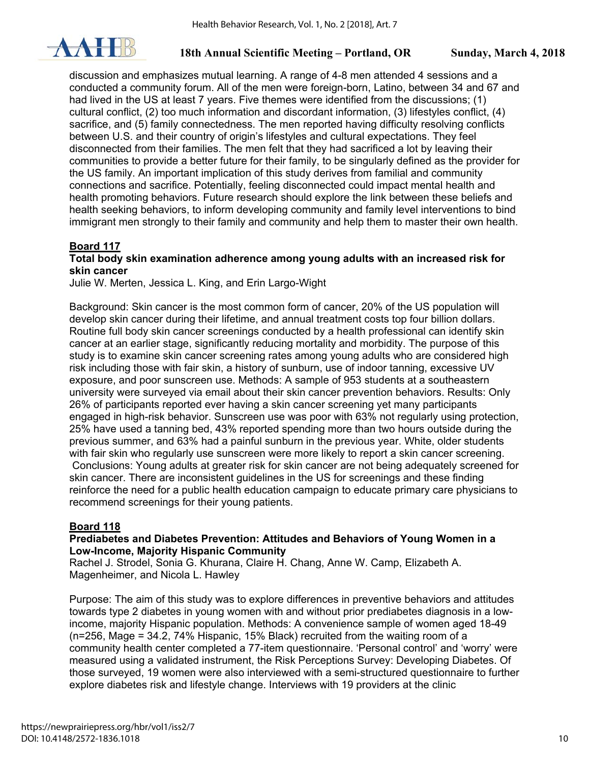discussion and emphasizes mutual learning. A range of 4-8 men attended 4 sessions and a conducted a community forum. All of the men were foreign-born, Latino, between 34 and 67 and had lived in the US at least 7 years. Five themes were identified from the discussions; (1) cultural conflict, (2) too much information and discordant information, (3) lifestyles conflict, (4) sacrifice, and (5) family connectedness. The men reported having difficulty resolving conflicts between U.S. and their country of origin's lifestyles and cultural expectations. They feel disconnected from their families. The men felt that they had sacrificed a lot by leaving their communities to provide a better future for their family, to be singularly defined as the provider for the US family. An important implication of this study derives from familial and community connections and sacrifice. Potentially, feeling disconnected could impact mental health and health promoting behaviors. Future research should explore the link between these beliefs and health seeking behaviors, to inform developing community and family level interventions to bind immigrant men strongly to their family and community and help them to master their own health.

## Board 117

### Total body skin examination adherence among young adults with an increased risk for skin cancer

Julie W. Merten, Jessica L. King, and Erin Largo-Wight

Background: Skin cancer is the most common form of cancer, 20% of the US population will develop skin cancer during their lifetime, and annual treatment costs top four billion dollars. Routine full body skin cancer screenings conducted by a health professional can identify skin cancer at an earlier stage, significantly reducing mortality and morbidity. The purpose of this study is to examine skin cancer screening rates among young adults who are considered high risk including those with fair skin, a history of sunburn, use of indoor tanning, excessive UV exposure, and poor sunscreen use. Methods: A sample of 953 students at a southeastern university were surveyed via email about their skin cancer prevention behaviors. Results: Only 26% of participants reported ever having a skin cancer screening yet many participants engaged in high-risk behavior. Sunscreen use was poor with 63% not regularly using protection, 25% have used a tanning bed, 43% reported spending more than two hours outside during the previous summer, and 63% had a painful sunburn in the previous year. White, older students with fair skin who regularly use sunscreen were more likely to report a skin cancer screening. Conclusions: Young adults at greater risk for skin cancer are not being adequately screened for skin cancer. There are inconsistent guidelines in the US for screenings and these finding reinforce the need for a public health education campaign to educate primary care physicians to recommend screenings for their young patients.

## Board 118

### Prediabetes and Diabetes Prevention: Attitudes and Behaviors of Young Women in a Low-Income, Majority Hispanic Community

Rachel J. Strodel, Sonia G. Khurana, Claire H. Chang, Anne W. Camp, Elizabeth A. Magenheimer, and Nicola L. Hawley

Purpose: The aim of this study was to explore differences in preventive behaviors and attitudes towards type 2 diabetes in young women with and without prior prediabetes diagnosis in a low-income, majority Hispanic population. Methods: A convenience sample of women aged 18-49 (n=256, Mage = 34.2, 74% Hispanic, 15% Black) recruited from the waiting room of a community health center completed a 77-item questionnaire. 'Personal control' and 'worry' were measured using a validated instrument, the Risk Perceptions Survey: Developing Diabetes. Of those surveyed, 19 women were also interviewed with a semi-structured questionnaire to further explore diabetes risk and lifestyle change. Interviews with 19 providers at the clinic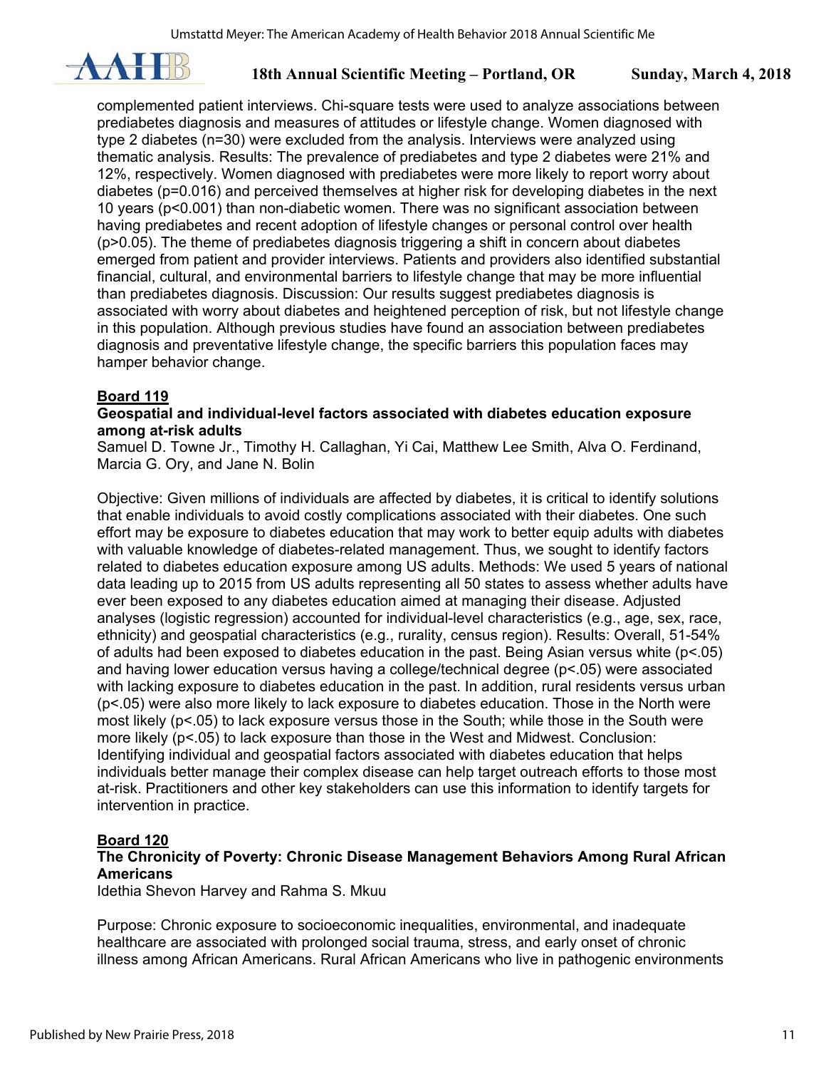complemented patient interviews. Chi-square tests were used to analyze associations between prediabetes diagnosis and measures of attitudes or lifestyle change. Women diagnosed with type 2 diabetes (n=30) were excluded from the analysis. Interviews were analyzed using thematic analysis. Results: The prevalence of prediabetes and type 2 diabetes were 21% and 12%, respectively. Women diagnosed with prediabetes were more likely to report worry about diabetes (p=0.016) and perceived themselves at higher risk for developing diabetes in the next 10 years (p<0.001) than non-diabetic women. There was no significant association between having prediabetes and recent adoption of lifestyle changes or personal control over health (p>0.05). The theme of prediabetes diagnosis triggering a shift in concern about diabetes emerged from patient and provider interviews. Patients and providers also identified substantial financial, cultural, and environmental barriers to lifestyle change that may be more influential than prediabetes diagnosis. Discussion: Our results suggest prediabetes diagnosis is associated with worry about diabetes and heightened perception of risk, but not lifestyle change in this population. Although previous studies have found an association between prediabetes diagnosis and preventative lifestyle change, the specific barriers this population faces may hamper behavior change.

## Board 119

### Geospatial and individual-level factors associated with diabetes education exposure among at-risk adults

Samuel D. Towne Jr., Timothy H. Callaghan, Yi Cai, Matthew Lee Smith, Alva O. Ferdinand, Marcia G. Ory, and Jane N. Bolin

Objective: Given millions of individuals are affected by diabetes, it is critical to identify solutions that enable individuals to avoid costly complications associated with their diabetes. One such effort may be exposure to diabetes education that may work to better equip adults with diabetes with valuable knowledge of diabetes-related management. Thus, we sought to identify factors related to diabetes education exposure among US adults. Methods: We used 5 years of national data leading up to 2015 from US adults representing all 50 states to assess whether adults have ever been exposed to any diabetes education aimed at managing their disease. Adjusted analyses (logistic regression) accounted for individual-level characteristics (e.g., age, sex, race, ethnicity) and geospatial characteristics (e.g., rurality, census region). Results: Overall, 51-54% of adults had been exposed to diabetes education in the past. Being Asian versus white (p<.05) and having lower education versus having a college/technical degree (p<.05) were associated with lacking exposure to diabetes education in the past. In addition, rural residents versus urban (p<.05) were also more likely to lack exposure to diabetes education. Those in the North were most likely (p<.05) to lack exposure versus those in the South; while those in the South were more likely (p<.05) to lack exposure than those in the West and Midwest. Conclusion: Identifying individual and geospatial factors associated with diabetes education that helps individuals better manage their complex disease can help target outreach efforts to those most at-risk. Practitioners and other key stakeholders can use this information to identify targets for intervention in practice.

## Board 120

### The Chronicity of Poverty: Chronic Disease Management Behaviors Among Rural African Americans

Idethia Shevon Harvey and Rahma S. Mkuu

Purpose: Chronic exposure to socioeconomic inequalities, environmental, and inadequate healthcare are associated with prolonged social trauma, stress, and early onset of chronic illness among African Americans. Rural African Americans who live in pathogenic environments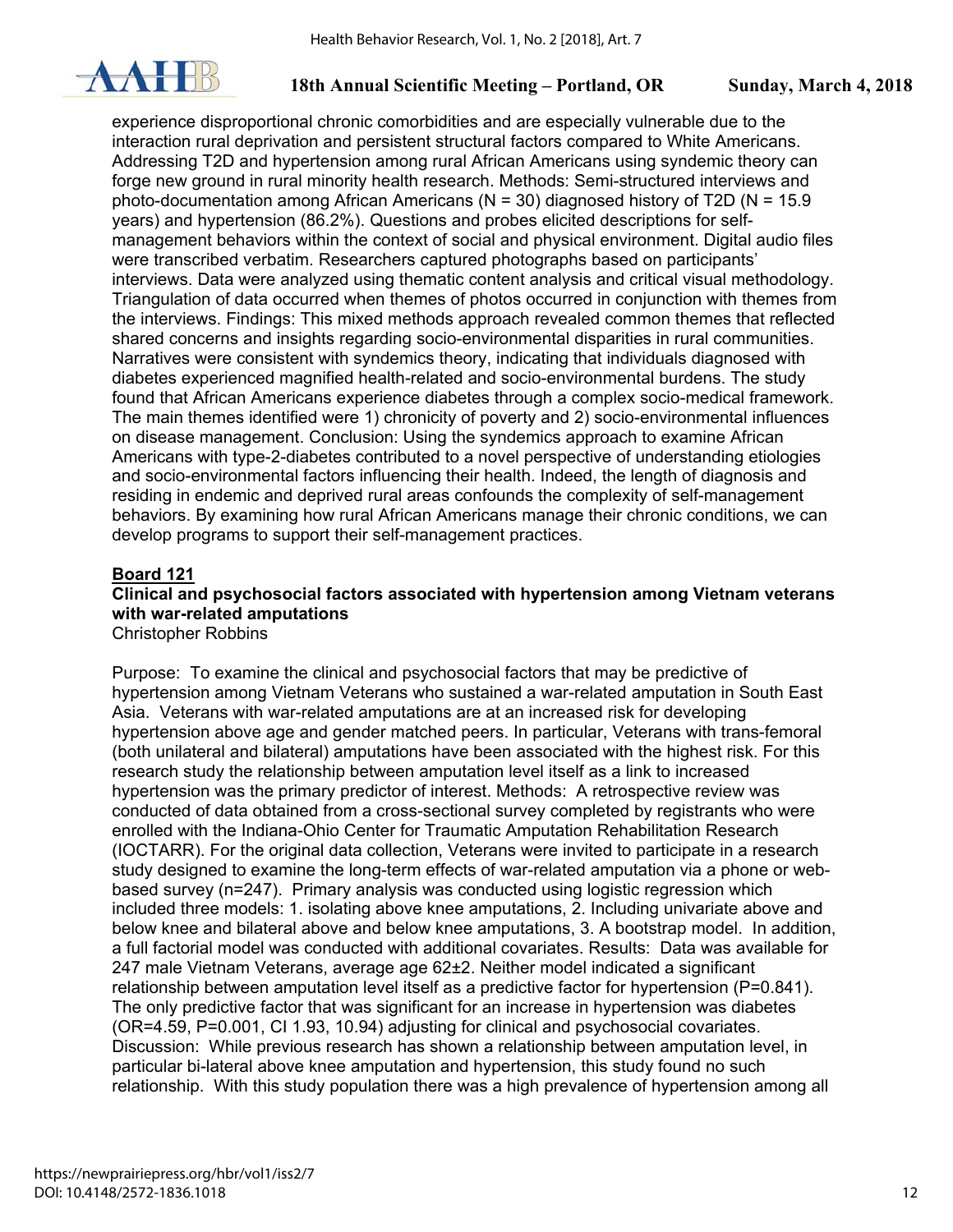experience disproportional chronic comorbidities and are especially vulnerable due to the interaction rural deprivation and persistent structural factors compared to White Americans. Addressing T2D and hypertension among rural African Americans using syndemic theory can forge new ground in rural minority health research. Methods: Semi-structured interviews and photo-documentation among African Americans (N = 30) diagnosed history of T2D (N = 15.9 years) and hypertension (86.2%). Questions and probes elicited descriptions for self-management behaviors within the context of social and physical environment. Digital audio files were transcribed verbatim. Researchers captured photographs based on participants' interviews. Data were analyzed using thematic content analysis and critical visual methodology. Triangulation of data occurred when themes of photos occurred in conjunction with themes from the interviews. Findings: This mixed methods approach revealed common themes that reflected shared concerns and insights regarding socio-environmental disparities in rural communities. Narratives were consistent with syndemics theory, indicating that individuals diagnosed with diabetes experienced magnified health-related and socio-environmental burdens. The study found that African Americans experience diabetes through a complex socio-medical framework. The main themes identified were 1) chronicity of poverty and 2) socio-environmental influences on disease management. Conclusion: Using the syndemics approach to examine African Americans with type-2-diabetes contributed to a novel perspective of understanding etiologies and socio-environmental factors influencing their health. Indeed, the length of diagnosis and residing in endemic and deprived rural areas confounds the complexity of self-management behaviors. By examining how rural African Americans manage their chronic conditions, we can develop programs to support their self-management practices.

**Board 121**

**Clinical and psychosocial factors associated with hypertension among Vietnam veterans with war-related amputations**

Christopher Robbins

Purpose: To examine the clinical and psychosocial factors that may be predictive of hypertension among Vietnam Veterans who sustained a war-related amputation in South East Asia. Veterans with war-related amputations are at an increased risk for developing hypertension above age and gender matched peers. In particular, Veterans with trans-femoral (both unilateral and bilateral) amputations have been associated with the highest risk. For this research study the relationship between amputation level itself as a link to increased hypertension was the primary predictor of interest. Methods: A retrospective review was conducted of data obtained from a cross-sectional survey completed by registrants who were enrolled with the Indiana-Ohio Center for Traumatic Amputation Rehabilitation Research (IOCTARR). For the original data collection, Veterans were invited to participate in a research study designed to examine the long-term effects of war-related amputation via a phone or web-based survey (n=247). Primary analysis was conducted using logistic regression which included three models: 1. isolating above knee amputations, 2. Including univariate above and below knee and bilateral above and below knee amputations, 3. A bootstrap model. In addition, a full factorial model was conducted with additional covariates. Results: Data was available for 247 male Vietnam Veterans, average age 62±2. Neither model indicated a significant relationship between amputation level itself as a predictive factor for hypertension (P=0.841). The only predictive factor that was significant for an increase in hypertension was diabetes (OR=4.59, P=0.001, CI 1.93, 10.94) adjusting for clinical and psychosocial covariates. Discussion: While previous research has shown a relationship between amputation level, in particular bi-lateral above knee amputation and hypertension, this study found no such relationship. With this study population there was a high prevalence of hypertension among all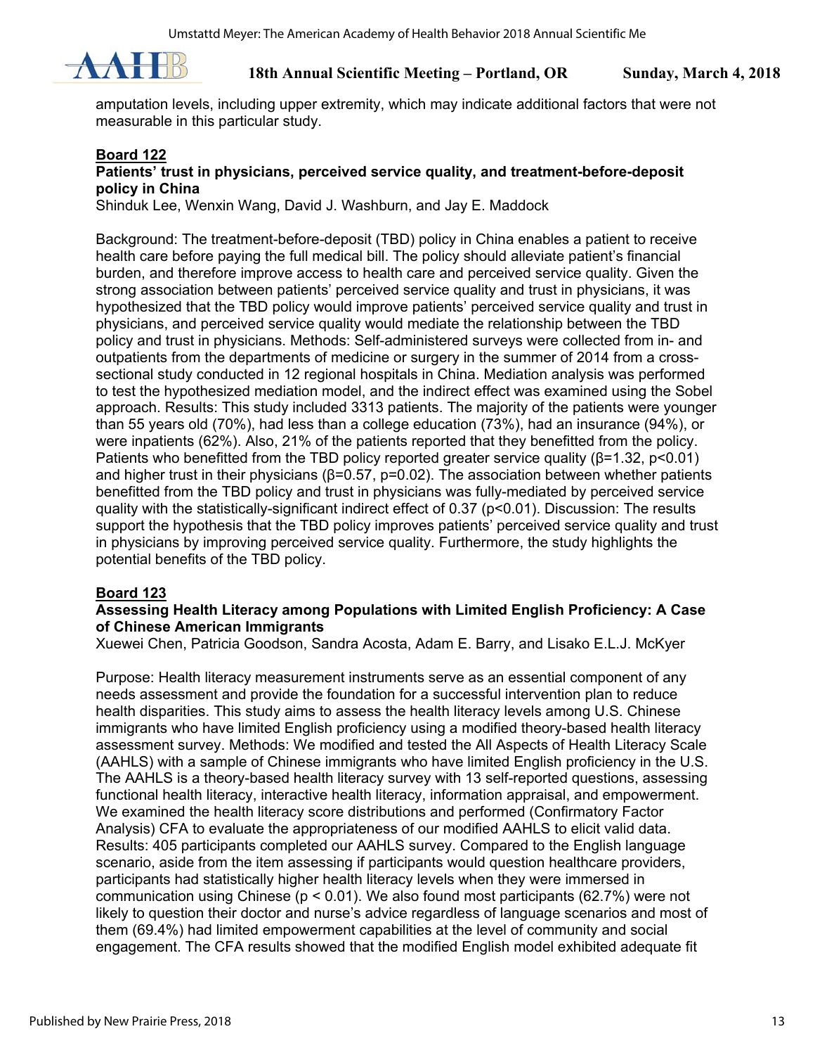amputation levels, including upper extremity, which may indicate additional factors that were not measurable in this particular study.

### Board 122

**Patients' trust in physicians, perceived service quality, and treatment-before-deposit policy in China**

Shinduk Lee, Wenxin Wang, David J. Washburn, and Jay E. Maddock

Background: The treatment-before-deposit (TBD) policy in China enables a patient to receive health care before paying the full medical bill. The policy should alleviate patient's financial burden, and therefore improve access to health care and perceived service quality. Given the strong association between patients' perceived service quality and trust in physicians, it was hypothesized that the TBD policy would improve patients' perceived service quality and trust in physicians, and perceived service quality would mediate the relationship between the TBD policy and trust in physicians. Methods: Self-administered surveys were collected from in- and outpatients from the departments of medicine or surgery in the summer of 2014 from a cross-sectional study conducted in 12 regional hospitals in China. Mediation analysis was performed to test the hypothesized mediation model, and the indirect effect was examined using the Sobel approach. Results: This study included 3313 patients. The majority of the patients were younger than 55 years old (70%), had less than a college education (73%), had an insurance (94%), or were inpatients (62%). Also, 21% of the patients reported that they benefitted from the policy. Patients who benefitted from the TBD policy reported greater service quality ($\beta$=1.32, $p<0.01$) and higher trust in their physicians ($\beta$=0.57, $p$=0.02). The association between whether patients benefitted from the TBD policy and trust in physicians was fully-mediated by perceived service quality with the statistically-significant indirect effect of 0.37 ($p<0.01$). Discussion: The results support the hypothesis that the TBD policy improves patients' perceived service quality and trust in physicians by improving perceived service quality. Furthermore, the study highlights the potential benefits of the TBD policy.

### Board 123

**Assessing Health Literacy among Populations with Limited English Proficiency: A Case of Chinese American Immigrants**

Xuewei Chen, Patricia Goodson, Sandra Acosta, Adam E. Barry, and Lisako E.L.J. McKyer

Purpose: Health literacy measurement instruments serve as an essential component of any needs assessment and provide the foundation for a successful intervention plan to reduce health disparities. This study aims to assess the health literacy levels among U.S. Chinese immigrants who have limited English proficiency using a modified theory-based health literacy assessment survey. Methods: We modified and tested the All Aspects of Health Literacy Scale (AAHLS) with a sample of Chinese immigrants who have limited English proficiency in the U.S. The AAHLS is a theory-based health literacy survey with 13 self-reported questions, assessing functional health literacy, interactive health literacy, information appraisal, and empowerment. We examined the health literacy score distributions and performed (Confirmatory Factor Analysis) CFA to evaluate the appropriateness of our modified AAHLS to elicit valid data. Results: 405 participants completed our AAHLS survey. Compared to the English language scenario, aside from the item assessing if participants would question healthcare providers, participants had statistically higher health literacy levels when they were immersed in communication using Chinese ($p < 0.01$). We also found most participants (62.7%) were not likely to question their doctor and nurse's advice regardless of language scenarios and most of them (69.4%) had limited empowerment capabilities at the level of community and social engagement. The CFA results showed that the modified English model exhibited adequate fit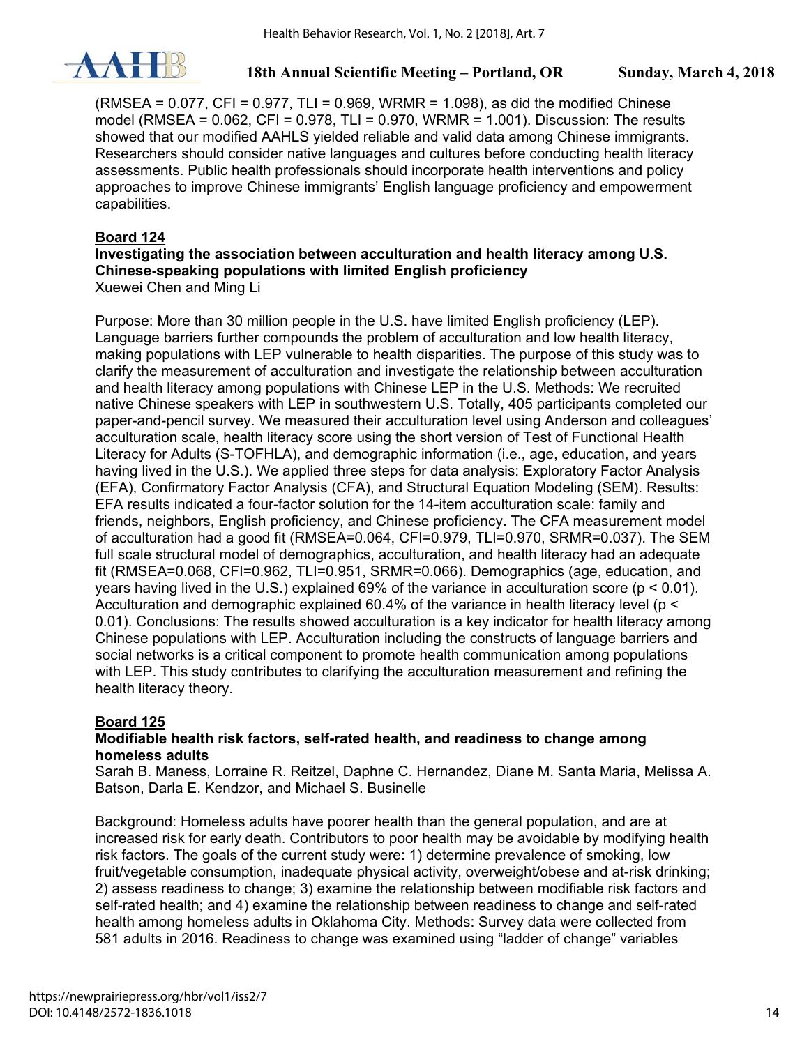(RMSEA = 0.077, CFI = 0.977, TLI = 0.969, WRMR = 1.098), as did the modified Chinese model (RMSEA = 0.062, CFI = 0.978, TLI = 0.970, WRMR = 1.001). Discussion: The results showed that our modified AAHLS yielded reliable and valid data among Chinese immigrants. Researchers should consider native languages and cultures before conducting health literacy assessments. Public health professionals should incorporate health interventions and policy approaches to improve Chinese immigrants' English language proficiency and empowerment capabilities.

**Board 124**

**Investigating the association between acculturation and health literacy among U.S. Chinese-speaking populations with limited English proficiency**

Xuewei Chen and Ming Li

Purpose: More than 30 million people in the U.S. have limited English proficiency (LEP). Language barriers further compounds the problem of acculturation and low health literacy, making populations with LEP vulnerable to health disparities. The purpose of this study was to clarify the measurement of acculturation and investigate the relationship between acculturation and health literacy among populations with Chinese LEP in the U.S. Methods: We recruited native Chinese speakers with LEP in southwestern U.S. Totally, 405 participants completed our paper-and-pencil survey. We measured their acculturation level using Anderson and colleagues' acculturation scale, health literacy score using the short version of Test of Functional Health Literacy for Adults (S-TOFHLA), and demographic information (i.e., age, education, and years having lived in the U.S.). We applied three steps for data analysis: Exploratory Factor Analysis (EFA), Confirmatory Factor Analysis (CFA), and Structural Equation Modeling (SEM). Results: EFA results indicated a four-factor solution for the 14-item acculturation scale: family and friends, neighbors, English proficiency, and Chinese proficiency. The CFA measurement model of acculturation had a good fit (RMSEA=0.064, CFI=0.979, TLI=0.970, SRMR=0.037). The SEM full scale structural model of demographics, acculturation, and health literacy had an adequate fit (RMSEA=0.068, CFI=0.962, TLI=0.951, SRMR=0.066). Demographics (age, education, and years having lived in the U.S.) explained 69% of the variance in acculturation score ($p < 0.01$). Acculturation and demographic explained 60.4% of the variance in health literacy level ($p < 0.01$). Conclusions: The results showed acculturation is a key indicator for health literacy among Chinese populations with LEP. Acculturation including the constructs of language barriers and social networks is a critical component to promote health communication among populations with LEP. This study contributes to clarifying the acculturation measurement and refining the health literacy theory.

**Board 125**

**Modifiable health risk factors, self-rated health, and readiness to change among homeless adults**

Sarah B. Maness, Lorraine R. Reitzel, Daphne C. Hernandez, Diane M. Santa Maria, Melissa A. Batson, Darla E. Kendzor, and Michael S. Businelle

Background: Homeless adults have poorer health than the general population, and are at increased risk for early death. Contributors to poor health may be avoidable by modifying health risk factors. The goals of the current study were: 1) determine prevalence of smoking, low fruit/vegetable consumption, inadequate physical activity, overweight/obese and at-risk drinking; 2) assess readiness to change; 3) examine the relationship between modifiable risk factors and self-rated health; and 4) examine the relationship between readiness to change and self-rated health among homeless adults in Oklahoma City. Methods: Survey data were collected from 581 adults in 2016. Readiness to change was examined using "ladder of change" variables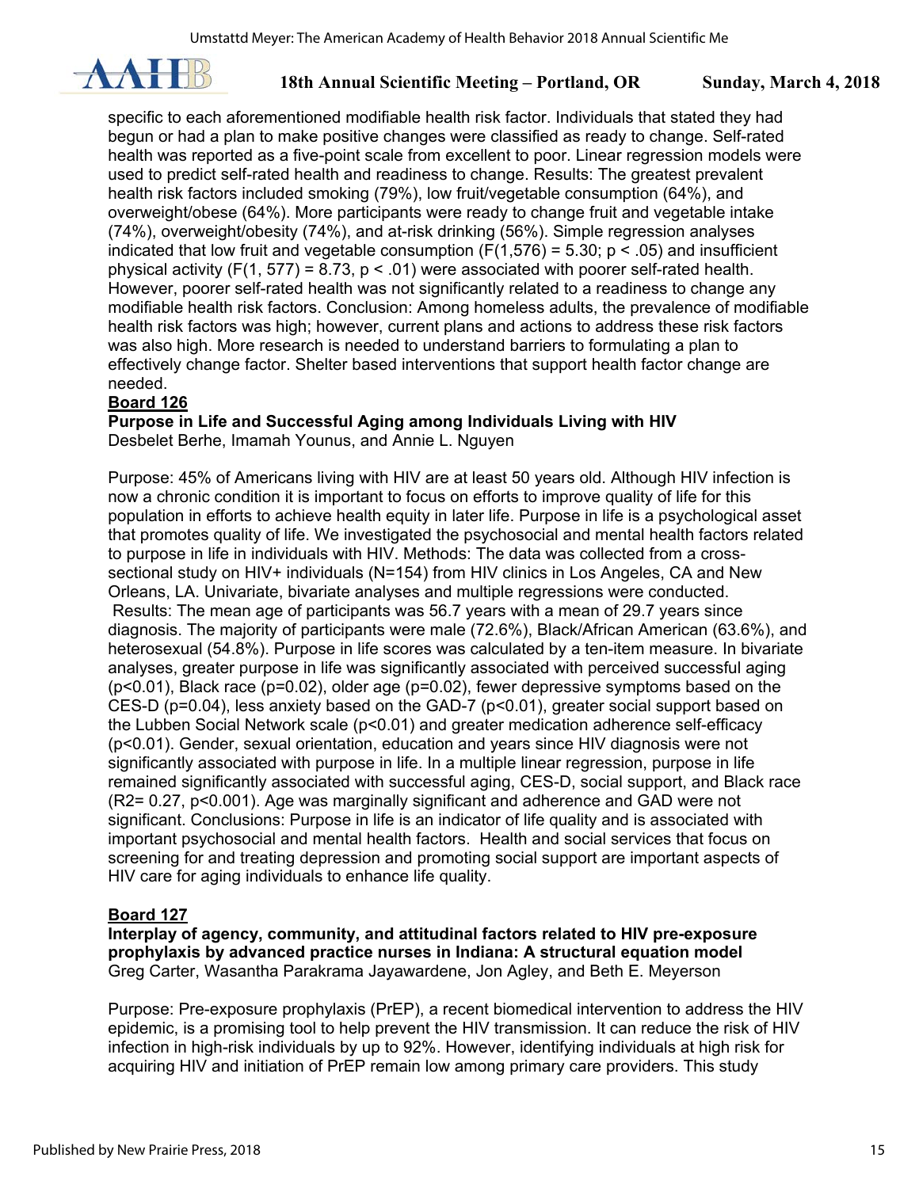specific to each aforementioned modifiable health risk factor. Individuals that stated they had begun or had a plan to make positive changes were classified as ready to change. Self-rated health was reported as a five-point scale from excellent to poor. Linear regression models were used to predict self-rated health and readiness to change. Results: The greatest prevalent health risk factors included smoking (79%), low fruit/vegetable consumption (64%), and overweight/obese (64%). More participants were ready to change fruit and vegetable intake (74%), overweight/obesity (74%), and at-risk drinking (56%). Simple regression analyses indicated that low fruit and vegetable consumption ($F(1,576) = 5.30$; $p < .05$) and insufficient physical activity ($F(1, 577) = 8.73$, $p < .01$) were associated with poorer self-rated health. However, poorer self-rated health was not significantly related to a readiness to change any modifiable health risk factors. Conclusion: Among homeless adults, the prevalence of modifiable health risk factors was high; however, current plans and actions to address these risk factors was also high. More research is needed to understand barriers to formulating a plan to effectively change factor. Shelter based interventions that support health factor change are needed.

**Board 126**

**Purpose in Life and Successful Aging among Individuals Living with HIV**

Desbelet Berhe, Imamah Younus, and Annie L. Nguyen

Purpose: 45% of Americans living with HIV are at least 50 years old. Although HIV infection is now a chronic condition it is important to focus on efforts to improve quality of life for this population in efforts to achieve health equity in later life. Purpose in life is a psychological asset that promotes quality of life. We investigated the psychosocial and mental health factors related to purpose in life in individuals with HIV. Methods: The data was collected from a cross-sectional study on HIV+ individuals (N=154) from HIV clinics in Los Angeles, CA and New Orleans, LA. Univariate, bivariate analyses and multiple regressions were conducted. Results: The mean age of participants was 56.7 years with a mean of 29.7 years since diagnosis. The majority of participants were male (72.6%), Black/African American (63.6%), and heterosexual (54.8%). Purpose in life scores was calculated by a ten-item measure. In bivariate analyses, greater purpose in life was significantly associated with perceived successful aging ($p<0.01$), Black race ($p=0.02$), older age ($p=0.02$), fewer depressive symptoms based on the CES-D ($p=0.04$), less anxiety based on the GAD-7 ($p<0.01$), greater social support based on the Lubben Social Network scale ($p<0.01$) and greater medication adherence self-efficacy ($p<0.01$). Gender, sexual orientation, education and years since HIV diagnosis were not significantly associated with purpose in life. In a multiple linear regression, purpose in life remained significantly associated with successful aging, CES-D, social support, and Black race ($R^2= 0.27$, $p<0.001$). Age was marginally significant and adherence and GAD were not significant. Conclusions: Purpose in life is an indicator of life quality and is associated with important psychosocial and mental health factors. Health and social services that focus on screening for and treating depression and promoting social support are important aspects of HIV care for aging individuals to enhance life quality.

**Board 127**

**Interplay of agency, community, and attitudinal factors related to HIV pre-exposure prophylaxis by advanced practice nurses in Indiana: A structural equation model**

Greg Carter, Wasantha Parakrama Jayawardene, Jon Agley, and Beth E. Meyerson

Purpose: Pre-exposure prophylaxis (PrEP), a recent biomedical intervention to address the HIV epidemic, is a promising tool to help prevent the HIV transmission. It can reduce the risk of HIV infection in high-risk individuals by up to 92%. However, identifying individuals at high risk for acquiring HIV and initiation of PrEP remain low among primary care providers. This study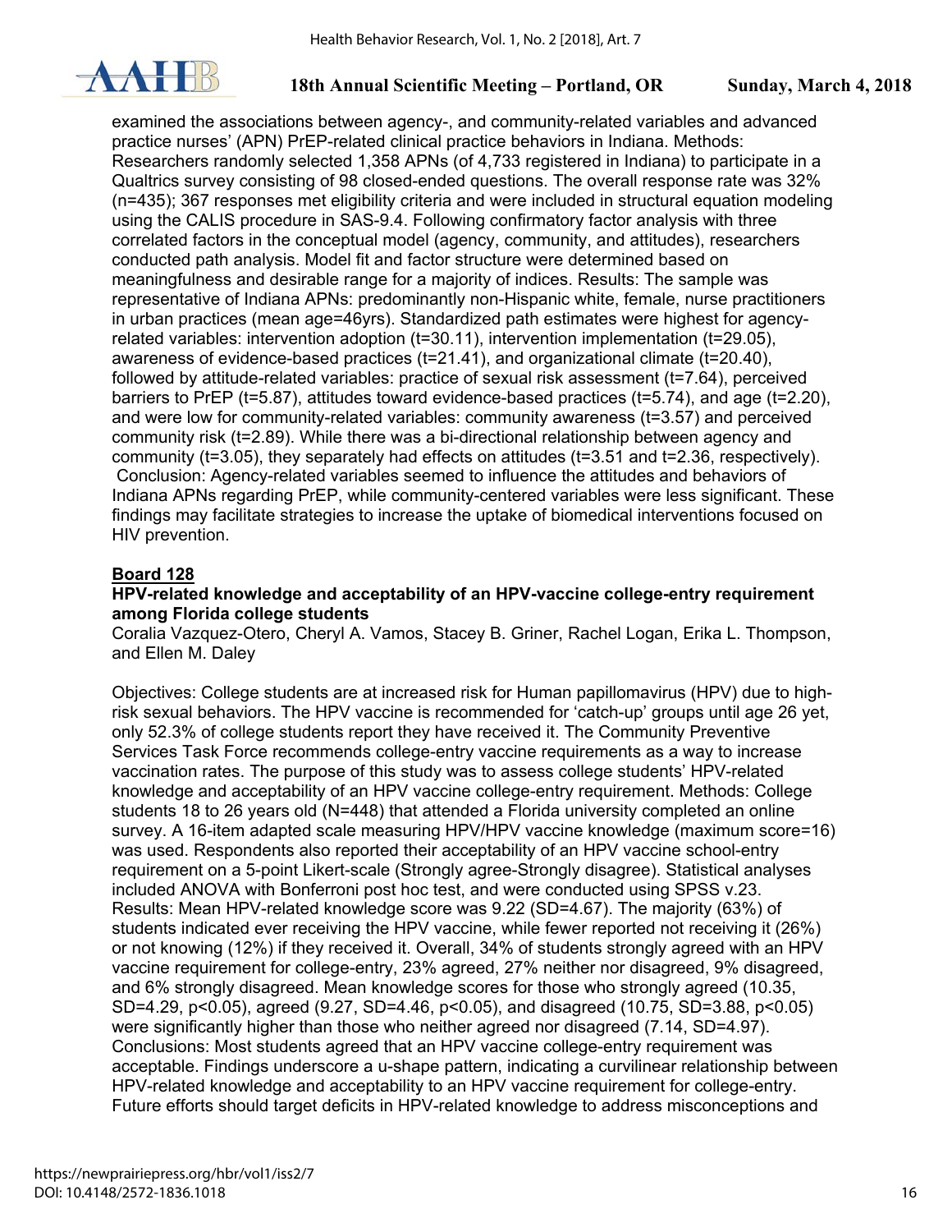examined the associations between agency-, and community-related variables and advanced practice nurses' (APN) PrEP-related clinical practice behaviors in Indiana. Methods: Researchers randomly selected 1,358 APNs (of 4,733 registered in Indiana) to participate in a Qualtrics survey consisting of 98 closed-ended questions. The overall response rate was 32% (n=435); 367 responses met eligibility criteria and were included in structural equation modeling using the CALIS procedure in SAS-9.4. Following confirmatory factor analysis with three correlated factors in the conceptual model (agency, community, and attitudes), researchers conducted path analysis. Model fit and factor structure were determined based on meaningfulness and desirable range for a majority of indices. Results: The sample was representative of Indiana APNs: predominantly non-Hispanic white, female, nurse practitioners in urban practices (mean age=46yrs). Standardized path estimates were highest for agency-related variables: intervention adoption (t=30.11), intervention implementation (t=29.05), awareness of evidence-based practices (t=21.41), and organizational climate (t=20.40), followed by attitude-related variables: practice of sexual risk assessment (t=7.64), perceived barriers to PrEP (t=5.87), attitudes toward evidence-based practices (t=5.74), and age (t=2.20), and were low for community-related variables: community awareness (t=3.57) and perceived community risk (t=2.89). While there was a bi-directional relationship between agency and community (t=3.05), they separately had effects on attitudes (t=3.51 and t=2.36, respectively). Conclusion: Agency-related variables seemed to influence the attitudes and behaviors of Indiana APNs regarding PrEP, while community-centered variables were less significant. These findings may facilitate strategies to increase the uptake of biomedical interventions focused on HIV prevention.

**Board 128**

**HPV-related knowledge and acceptability of an HPV-vaccine college-entry requirement among Florida college students**

Coralia Vazquez-Otero, Cheryl A. Vamos, Stacey B. Griner, Rachel Logan, Erika L. Thompson, and Ellen M. Daley

Objectives: College students are at increased risk for Human papillomavirus (HPV) due to high-risk sexual behaviors. The HPV vaccine is recommended for 'catch-up' groups until age 26 yet, only 52.3% of college students report they have received it. The Community Preventive Services Task Force recommends college-entry vaccine requirements as a way to increase vaccination rates. The purpose of this study was to assess college students' HPV-related knowledge and acceptability of an HPV vaccine college-entry requirement. Methods: College students 18 to 26 years old (N=448) that attended a Florida university completed an online survey. A 16-item adapted scale measuring HPV/HPV vaccine knowledge (maximum score=16) was used. Respondents also reported their acceptability of an HPV vaccine school-entry requirement on a 5-point Likert-scale (Strongly agree-Strongly disagree). Statistical analyses included ANOVA with Bonferroni post hoc test, and were conducted using SPSS v.23. Results: Mean HPV-related knowledge score was 9.22 (SD=4.67). The majority (63%) of students indicated ever receiving the HPV vaccine, while fewer reported not receiving it (26%) or not knowing (12%) if they received it. Overall, 34% of students strongly agreed with an HPV vaccine requirement for college-entry, 23% agreed, 27% neither nor disagreed, 9% disagreed, and 6% strongly disagreed. Mean knowledge scores for those who strongly agreed (10.35, SD=4.29, $p<0.05$), agreed (9.27, SD=4.46, $p<0.05$), and disagreed (10.75, SD=3.88, $p<0.05$) were significantly higher than those who neither agreed nor disagreed (7.14, SD=4.97). Conclusions: Most students agreed that an HPV vaccine college-entry requirement was acceptable. Findings underscore a u-shape pattern, indicating a curvilinear relationship between HPV-related knowledge and acceptability to an HPV vaccine requirement for college-entry. Future efforts should target deficits in HPV-related knowledge to address misconceptions and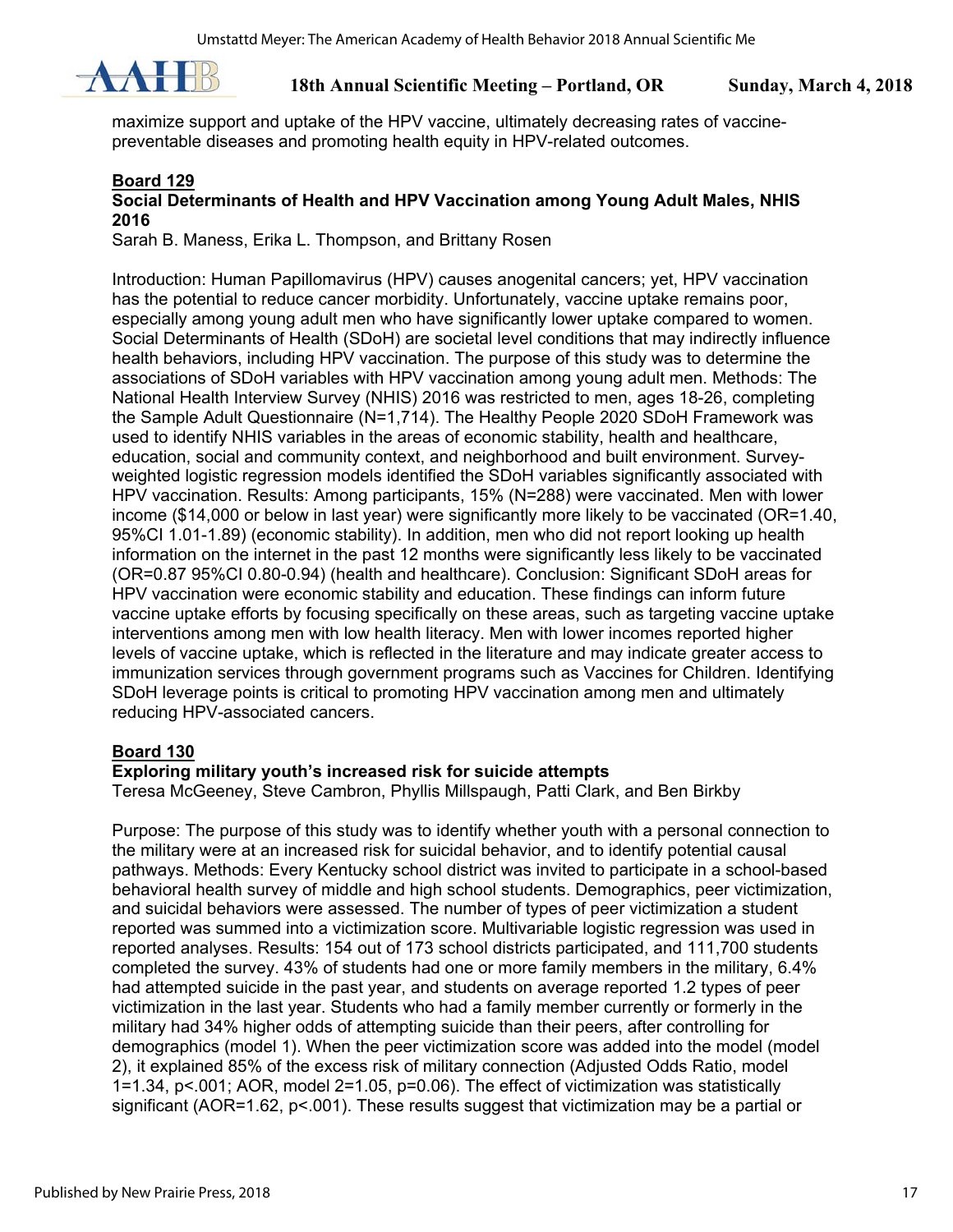maximize support and uptake of the HPV vaccine, ultimately decreasing rates of vaccine-preventable diseases and promoting health equity in HPV-related outcomes.

**Board 129**

**Social Determinants of Health and HPV Vaccination among Young Adult Males, NHIS 2016**

Sarah B. Maness, Erika L. Thompson, and Brittany Rosen

Introduction: Human Papillomavirus (HPV) causes anogenital cancers; yet, HPV vaccination has the potential to reduce cancer morbidity. Unfortunately, vaccine uptake remains poor, especially among young adult men who have significantly lower uptake compared to women. Social Determinants of Health (SDoH) are societal level conditions that may indirectly influence health behaviors, including HPV vaccination. The purpose of this study was to determine the associations of SDoH variables with HPV vaccination among young adult men. Methods: The National Health Interview Survey (NHIS) 2016 was restricted to men, ages 18-26, completing the Sample Adult Questionnaire (N=1,714). The Healthy People 2020 SDoH Framework was used to identify NHIS variables in the areas of economic stability, health and healthcare, education, social and community context, and neighborhood and built environment. Survey-weighted logistic regression models identified the SDoH variables significantly associated with HPV vaccination. Results: Among participants, 15% (N=288) were vaccinated. Men with lower income ($14,000 or below in last year) were significantly more likely to be vaccinated (OR=1.40, 95%CI 1.01-1.89) (economic stability). In addition, men who did not report looking up health information on the internet in the past 12 months were significantly less likely to be vaccinated (OR=0.87 95%CI 0.80-0.94) (health and healthcare). Conclusion: Significant SDoH areas for HPV vaccination were economic stability and education. These findings can inform future vaccine uptake efforts by focusing specifically on these areas, such as targeting vaccine uptake interventions among men with low health literacy. Men with lower incomes reported higher levels of vaccine uptake, which is reflected in the literature and may indicate greater access to immunization services through government programs such as Vaccines for Children. Identifying SDoH leverage points is critical to promoting HPV vaccination among men and ultimately reducing HPV-associated cancers.

**Board 130**

**Exploring military youth's increased risk for suicide attempts**

Teresa McGeeney, Steve Cambron, Phyllis Millspaugh, Patti Clark, and Ben Birkby

Purpose: The purpose of this study was to identify whether youth with a personal connection to the military were at an increased risk for suicidal behavior, and to identify potential causal pathways. Methods: Every Kentucky school district was invited to participate in a school-based behavioral health survey of middle and high school students. Demographics, peer victimization, and suicidal behaviors were assessed. The number of types of peer victimization a student reported was summed into a victimization score. Multivariable logistic regression was used in reported analyses. Results: 154 out of 173 school districts participated, and 111,700 students completed the survey. 43% of students had one or more family members in the military, 6.4% had attempted suicide in the past year, and students on average reported 1.2 types of peer victimization in the last year. Students who had a family member currently or formerly in the military had 34% higher odds of attempting suicide than their peers, after controlling for demographics (model 1). When the peer victimization score was added into the model (model 2), it explained 85% of the excess risk of military connection (Adjusted Odds Ratio, model 1=1.34, $p<.001$; AOR, model 2=1.05, $p=0.06$). The effect of victimization was statistically significant (AOR=1.62, $p<.001$). These results suggest that victimization may be a partial or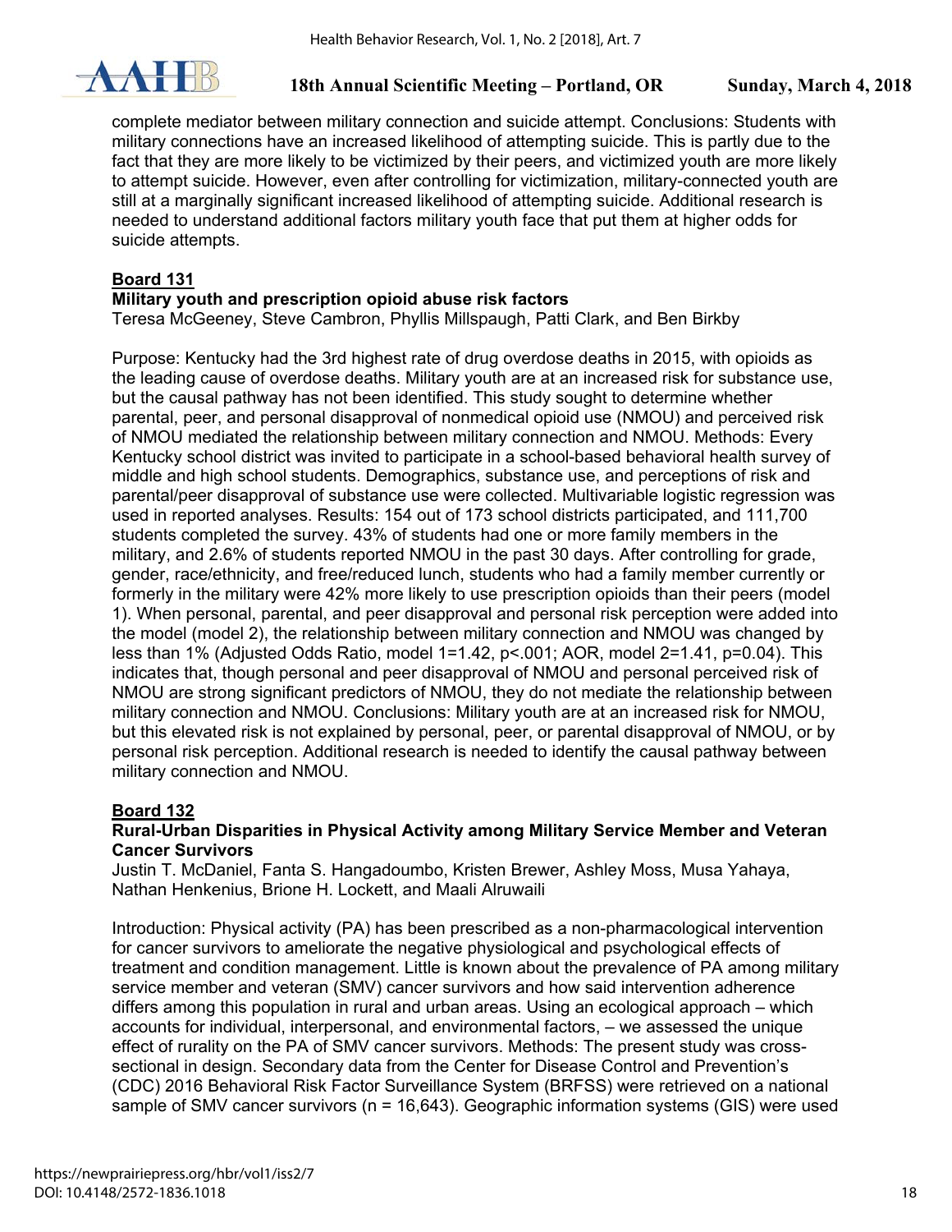complete mediator between military connection and suicide attempt. Conclusions: Students with military connections have an increased likelihood of attempting suicide. This is partly due to the fact that they are more likely to be victimized by their peers, and victimized youth are more likely to attempt suicide. However, even after controlling for victimization, military-connected youth are still at a marginally significant increased likelihood of attempting suicide. Additional research is needed to understand additional factors military youth face that put them at higher odds for suicide attempts.

## Board 131

### Military youth and prescription opioid abuse risk factors

Teresa McGeeney, Steve Cambron, Phyllis Millspaugh, Patti Clark, and Ben Birkby

Purpose: Kentucky had the 3rd highest rate of drug overdose deaths in 2015, with opioids as the leading cause of overdose deaths. Military youth are at an increased risk for substance use, but the causal pathway has not been identified. This study sought to determine whether parental, peer, and personal disapproval of nonmedical opioid use (NMOU) and perceived risk of NMOU mediated the relationship between military connection and NMOU. Methods: Every Kentucky school district was invited to participate in a school-based behavioral health survey of middle and high school students. Demographics, substance use, and perceptions of risk and parental/peer disapproval of substance use were collected. Multivariable logistic regression was used in reported analyses. Results: 154 out of 173 school districts participated, and 111,700 students completed the survey. 43% of students had one or more family members in the military, and 2.6% of students reported NMOU in the past 30 days. After controlling for grade, gender, race/ethnicity, and free/reduced lunch, students who had a family member currently or formerly in the military were 42% more likely to use prescription opioids than their peers (model 1). When personal, parental, and peer disapproval and personal risk perception were added into the model (model 2), the relationship between military connection and NMOU was changed by less than 1% (Adjusted Odds Ratio, model 1=1.42, $p<.001$; AOR, model 2=1.41, $p=0.04$). This indicates that, though personal and peer disapproval of NMOU and personal perceived risk of NMOU are strong significant predictors of NMOU, they do not mediate the relationship between military connection and NMOU. Conclusions: Military youth are at an increased risk for NMOU, but this elevated risk is not explained by personal, peer, or parental disapproval of NMOU, or by personal risk perception. Additional research is needed to identify the causal pathway between military connection and NMOU.

## Board 132

### Rural-Urban Disparities in Physical Activity among Military Service Member and Veteran Cancer Survivors

Justin T. McDaniel, Fanta S. Hangadoumbo, Kristen Brewer, Ashley Moss, Musa Yahaya, Nathan Henkenius, Brione H. Lockett, and Maali Alruwaili

Introduction: Physical activity (PA) has been prescribed as a non-pharmacological intervention for cancer survivors to ameliorate the negative physiological and psychological effects of treatment and condition management. Little is known about the prevalence of PA among military service member and veteran (SMV) cancer survivors and how said intervention adherence differs among this population in rural and urban areas. Using an ecological approach – which accounts for individual, interpersonal, and environmental factors, – we assessed the unique effect of rurality on the PA of SMV cancer survivors. Methods: The present study was cross-sectional in design. Secondary data from the Center for Disease Control and Prevention's (CDC) 2016 Behavioral Risk Factor Surveillance System (BRFSS) were retrieved on a national sample of SMV cancer survivors (n = 16,643). Geographic information systems (GIS) were used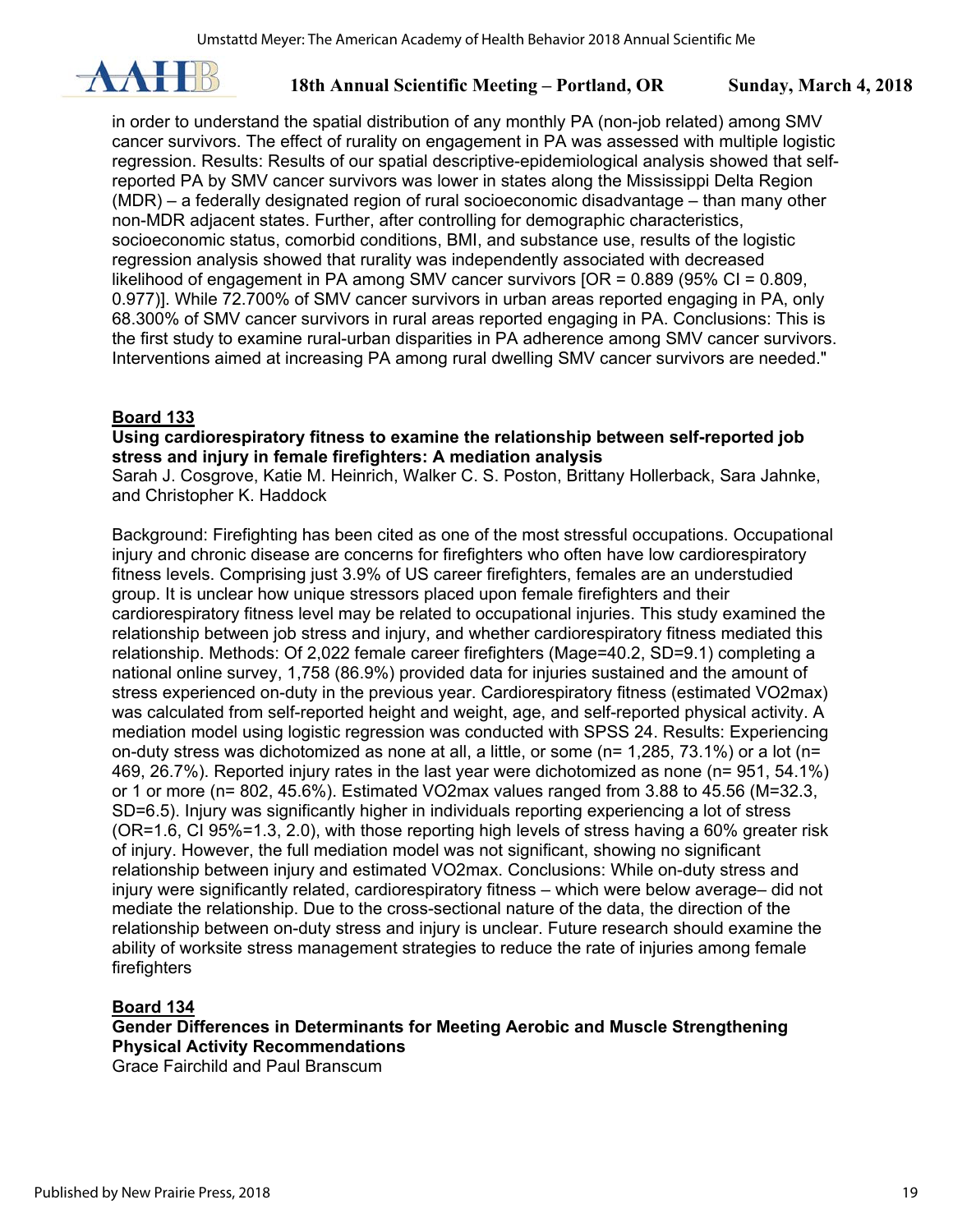in order to understand the spatial distribution of any monthly PA (non-job related) among SMV cancer survivors. The effect of rurality on engagement in PA was assessed with multiple logistic regression. Results: Results of our spatial descriptive-epidemiological analysis showed that self-reported PA by SMV cancer survivors was lower in states along the Mississippi Delta Region (MDR) – a federally designated region of rural socioeconomic disadvantage – than many other non-MDR adjacent states. Further, after controlling for demographic characteristics, socioeconomic status, comorbid conditions, BMI, and substance use, results of the logistic regression analysis showed that rurality was independently associated with decreased likelihood of engagement in PA among SMV cancer survivors [OR = 0.889 (95% CI = 0.809, 0.977)]. While 72.700% of SMV cancer survivors in urban areas reported engaging in PA, only 68.300% of SMV cancer survivors in rural areas reported engaging in PA. Conclusions: This is the first study to examine rural-urban disparities in PA adherence among SMV cancer survivors. Interventions aimed at increasing PA among rural dwelling SMV cancer survivors are needed."

**Board 133**

**Using cardiorespiratory fitness to examine the relationship between self-reported job stress and injury in female firefighters: A mediation analysis**

Sarah J. Cosgrove, Katie M. Heinrich, Walker C. S. Poston, Brittany Hollerback, Sara Jahnke, and Christopher K. Haddock

Background: Firefighting has been cited as one of the most stressful occupations. Occupational injury and chronic disease are concerns for firefighters who often have low cardiorespiratory fitness levels. Comprising just 3.9% of US career firefighters, females are an understudied group. It is unclear how unique stressors placed upon female firefighters and their cardiorespiratory fitness level may be related to occupational injuries. This study examined the relationship between job stress and injury, and whether cardiorespiratory fitness mediated this relationship. Methods: Of 2,022 female career firefighters (Mage=40.2, SD=9.1) completing a national online survey, 1,758 (86.9%) provided data for injuries sustained and the amount of stress experienced on-duty in the previous year. Cardiorespiratory fitness (estimated VO2max) was calculated from self-reported height and weight, age, and self-reported physical activity. A mediation model using logistic regression was conducted with SPSS 24. Results: Experiencing on-duty stress was dichotomized as none at all, a little, or some (n= 1,285, 73.1%) or a lot (n= 469, 26.7%). Reported injury rates in the last year were dichotomized as none (n= 951, 54.1%) or 1 or more (n= 802, 45.6%). Estimated VO2max values ranged from 3.88 to 45.56 (M=32.3, SD=6.5). Injury was significantly higher in individuals reporting experiencing a lot of stress (OR=1.6, CI 95%=1.3, 2.0), with those reporting high levels of stress having a 60% greater risk of injury. However, the full mediation model was not significant, showing no significant relationship between injury and estimated VO2max. Conclusions: While on-duty stress and injury were significantly related, cardiorespiratory fitness – which were below average– did not mediate the relationship. Due to the cross-sectional nature of the data, the direction of the relationship between on-duty stress and injury is unclear. Future research should examine the ability of worksite stress management strategies to reduce the rate of injuries among female firefighters

**Board 134**

**Gender Differences in Determinants for Meeting Aerobic and Muscle Strengthening Physical Activity Recommendations**

Grace Fairchild and Paul Branscum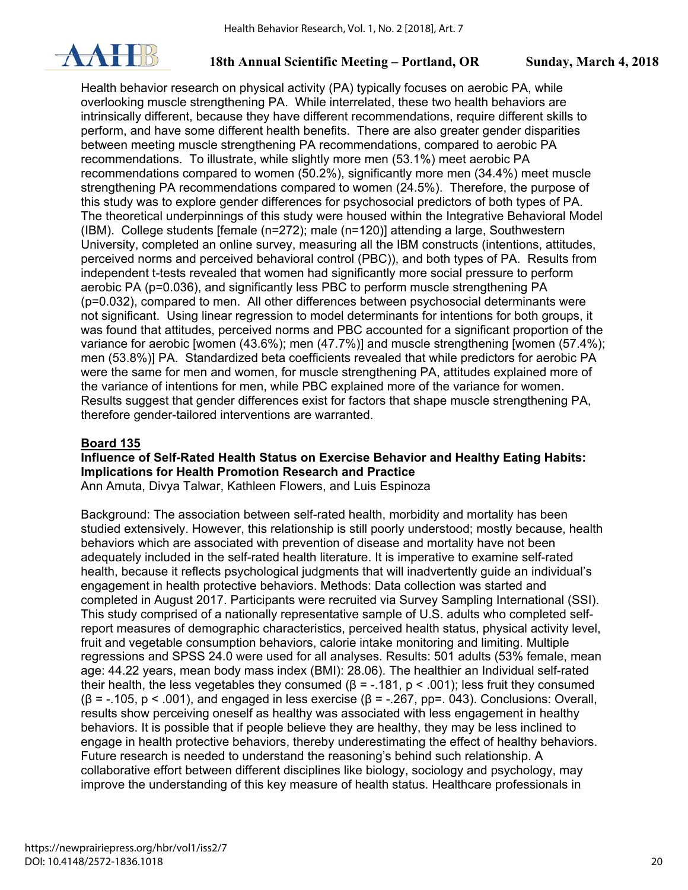Health behavior research on physical activity (PA) typically focuses on aerobic PA, while overlooking muscle strengthening PA. While interrelated, these two health behaviors are intrinsically different, because they have different recommendations, require different skills to perform, and have some different health benefits. There are also greater gender disparities between meeting muscle strengthening PA recommendations, compared to aerobic PA recommendations. To illustrate, while slightly more men (53.1%) meet aerobic PA recommendations compared to women (50.2%), significantly more men (34.4%) meet muscle strengthening PA recommendations compared to women (24.5%). Therefore, the purpose of this study was to explore gender differences for psychosocial predictors of both types of PA. The theoretical underpinnings of this study were housed within the Integrative Behavioral Model (IBM). College students [female (n=272); male (n=120)] attending a large, Southwestern University, completed an online survey, measuring all the IBM constructs (intentions, attitudes, perceived norms and perceived behavioral control (PBC)), and both types of PA. Results from independent t-tests revealed that women had significantly more social pressure to perform aerobic PA ($p=0.036$), and significantly less PBC to perform muscle strengthening PA ($p=0.032$), compared to men. All other differences between psychosocial determinants were not significant. Using linear regression to model determinants for intentions for both groups, it was found that attitudes, perceived norms and PBC accounted for a significant proportion of the variance for aerobic [women (43.6%); men (47.7%)] and muscle strengthening [women (57.4%); men (53.8%)] PA. Standardized beta coefficients revealed that while predictors for aerobic PA were the same for men and women, for muscle strengthening PA, attitudes explained more of the variance of intentions for men, while PBC explained more of the variance for women. Results suggest that gender differences exist for factors that shape muscle strengthening PA, therefore gender-tailored interventions are warranted.

**Board 135**

**Influence of Self-Rated Health Status on Exercise Behavior and Healthy Eating Habits: Implications for Health Promotion Research and Practice**

Ann Amuta, Divya Talwar, Kathleen Flowers, and Luis Espinoza

Background: The association between self-rated health, morbidity and mortality has been studied extensively. However, this relationship is still poorly understood; mostly because, health behaviors which are associated with prevention of disease and mortality have not been adequately included in the self-rated health literature. It is imperative to examine self-rated health, because it reflects psychological judgments that will inadvertently guide an individual's engagement in health protective behaviors. Methods: Data collection was started and completed in August 2017. Participants were recruited via Survey Sampling International (SSI). This study comprised of a nationally representative sample of U.S. adults who completed self-report measures of demographic characteristics, perceived health status, physical activity level, fruit and vegetable consumption behaviors, calorie intake monitoring and limiting. Multiple regressions and SPSS 24.0 were used for all analyses. Results: 501 adults (53% female, mean age: 44.22 years, mean body mass index (BMI): 28.06). The healthier an Individual self-rated their health, the less vegetables they consumed ($\beta = -.181$, $p < .001$); less fruit they consumed ($\beta = -.105$, $p < .001$), and engaged in less exercise ($\beta = -.267$, pp=. 043). Conclusions: Overall, results show perceiving oneself as healthy was associated with less engagement in healthy behaviors. It is possible that if people believe they are healthy, they may be less inclined to engage in health protective behaviors, thereby underestimating the effect of healthy behaviors. Future research is needed to understand the reasoning's behind such relationship. A collaborative effort between different disciplines like biology, sociology and psychology, may improve the understanding of this key measure of health status. Healthcare professionals in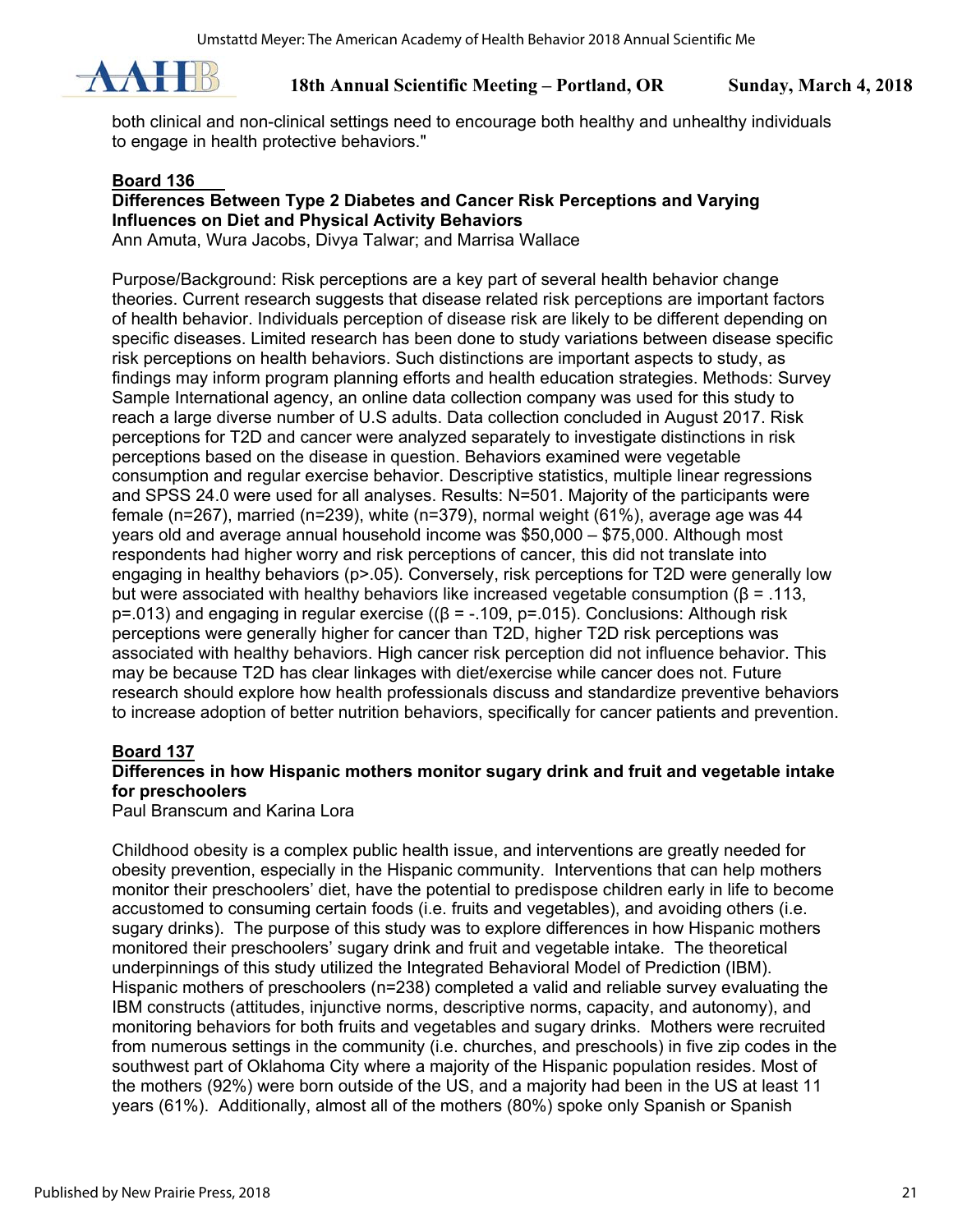both clinical and non-clinical settings need to encourage both healthy and unhealthy individuals to engage in health protective behaviors."

**Board 136**

**Differences Between Type 2 Diabetes and Cancer Risk Perceptions and Varying Influences on Diet and Physical Activity Behaviors**

Ann Amuta, Wura Jacobs, Divya Talwar; and Marrisa Wallace

Purpose/Background: Risk perceptions are a key part of several health behavior change theories. Current research suggests that disease related risk perceptions are important factors of health behavior. Individuals perception of disease risk are likely to be different depending on specific diseases. Limited research has been done to study variations between disease specific risk perceptions on health behaviors. Such distinctions are important aspects to study, as findings may inform program planning efforts and health education strategies. Methods: Survey Sample International agency, an online data collection company was used for this study to reach a large diverse number of U.S adults. Data collection concluded in August 2017. Risk perceptions for T2D and cancer were analyzed separately to investigate distinctions in risk perceptions based on the disease in question. Behaviors examined were vegetable consumption and regular exercise behavior. Descriptive statistics, multiple linear regressions and SPSS 24.0 were used for all analyses. Results: N=501. Majority of the participants were female (n=267), married (n=239), white (n=379), normal weight (61%), average age was 44 years old and average annual household income was $50,000 – $75,000. Although most respondents had higher worry and risk perceptions of cancer, this did not translate into engaging in healthy behaviors ($p>.05$). Conversely, risk perceptions for T2D were generally low but were associated with healthy behaviors like increased vegetable consumption ($\beta = .113$, $p=.013$) and engaging in regular exercise (($\beta = -.109$, $p=.015$). Conclusions: Although risk perceptions were generally higher for cancer than T2D, higher T2D risk perceptions was associated with healthy behaviors. High cancer risk perception did not influence behavior. This may be because T2D has clear linkages with diet/exercise while cancer does not. Future research should explore how health professionals discuss and standardize preventive behaviors to increase adoption of better nutrition behaviors, specifically for cancer patients and prevention.

**Board 137**

**Differences in how Hispanic mothers monitor sugary drink and fruit and vegetable intake for preschoolers**

Paul Branscum and Karina Lora

Childhood obesity is a complex public health issue, and interventions are greatly needed for obesity prevention, especially in the Hispanic community. Interventions that can help mothers monitor their preschoolers' diet, have the potential to predispose children early in life to become accustomed to consuming certain foods (i.e. fruits and vegetables), and avoiding others (i.e. sugary drinks). The purpose of this study was to explore differences in how Hispanic mothers monitored their preschoolers' sugary drink and fruit and vegetable intake. The theoretical underpinnings of this study utilized the Integrated Behavioral Model of Prediction (IBM). Hispanic mothers of preschoolers (n=238) completed a valid and reliable survey evaluating the IBM constructs (attitudes, injunctive norms, descriptive norms, capacity, and autonomy), and monitoring behaviors for both fruits and vegetables and sugary drinks. Mothers were recruited from numerous settings in the community (i.e. churches, and preschools) in five zip codes in the southwest part of Oklahoma City where a majority of the Hispanic population resides. Most of the mothers (92%) were born outside of the US, and a majority had been in the US at least 11 years (61%). Additionally, almost all of the mothers (80%) spoke only Spanish or Spanish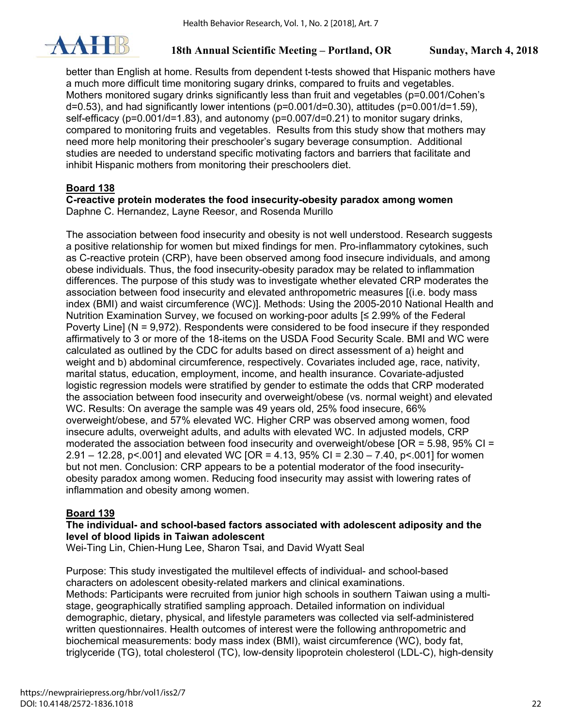better than English at home. Results from dependent t-tests showed that Hispanic mothers have a much more difficult time monitoring sugary drinks, compared to fruits and vegetables. Mothers monitored sugary drinks significantly less than fruit and vegetables (p=0.001/Cohen's d=0.53), and had significantly lower intentions (p=0.001/d=0.30), attitudes (p=0.001/d=1.59), self-efficacy (p=0.001/d=1.83), and autonomy (p=0.007/d=0.21) to monitor sugary drinks, compared to monitoring fruits and vegetables. Results from this study show that mothers may need more help monitoring their preschooler's sugary beverage consumption. Additional studies are needed to understand specific motivating factors and barriers that facilitate and inhibit Hispanic mothers from monitoring their preschoolers diet.

## Board 138

**C-reactive protein moderates the food insecurity-obesity paradox among women**
Daphne C. Hernandez, Layne Reesor, and Rosenda Murillo

The association between food insecurity and obesity is not well understood. Research suggests a positive relationship for women but mixed findings for men. Pro-inflammatory cytokines, such as C-reactive protein (CRP), have been observed among food insecure individuals, and among obese individuals. Thus, the food insecurity-obesity paradox may be related to inflammation differences. The purpose of this study was to investigate whether elevated CRP moderates the association between food insecurity and elevated anthropometric measures [(i.e. body mass index (BMI) and waist circumference (WC)]. Methods: Using the 2005-2010 National Health and Nutrition Examination Survey, we focused on working-poor adults [≤ 2.99% of the Federal Poverty Line] (N = 9,972). Respondents were considered to be food insecure if they responded affirmatively to 3 or more of the 18-items on the USDA Food Security Scale. BMI and WC were calculated as outlined by the CDC for adults based on direct assessment of a) height and weight and b) abdominal circumference, respectively. Covariates included age, race, nativity, marital status, education, employment, income, and health insurance. Covariate-adjusted logistic regression models were stratified by gender to estimate the odds that CRP moderated the association between food insecurity and overweight/obese (vs. normal weight) and elevated WC. Results: On average the sample was 49 years old, 25% food insecure, 66% overweight/obese, and 57% elevated WC. Higher CRP was observed among women, food insecure adults, overweight adults, and adults with elevated WC. In adjusted models, CRP moderated the association between food insecurity and overweight/obese [OR = 5.98, 95% CI = 2.91 – 12.28, p<.001] and elevated WC [OR = 4.13, 95% CI = 2.30 – 7.40, p<.001] for women but not men. Conclusion: CRP appears to be a potential moderator of the food insecurity-obesity paradox among women. Reducing food insecurity may assist with lowering rates of inflammation and obesity among women.

## Board 139

**The individual- and school-based factors associated with adolescent adiposity and the level of blood lipids in Taiwan adolescent**
Wei-Ting Lin, Chien-Hung Lee, Sharon Tsai, and David Wyatt Seal

Purpose: This study investigated the multilevel effects of individual- and school-based characters on adolescent obesity-related markers and clinical examinations.
Methods: Participants were recruited from junior high schools in southern Taiwan using a multi-stage, geographically stratified sampling approach. Detailed information on individual demographic, dietary, physical, and lifestyle parameters was collected via self-administered written questionnaires. Health outcomes of interest were the following anthropometric and biochemical measurements: body mass index (BMI), waist circumference (WC), body fat, triglyceride (TG), total cholesterol (TC), low-density lipoprotein cholesterol (LDL-C), high-density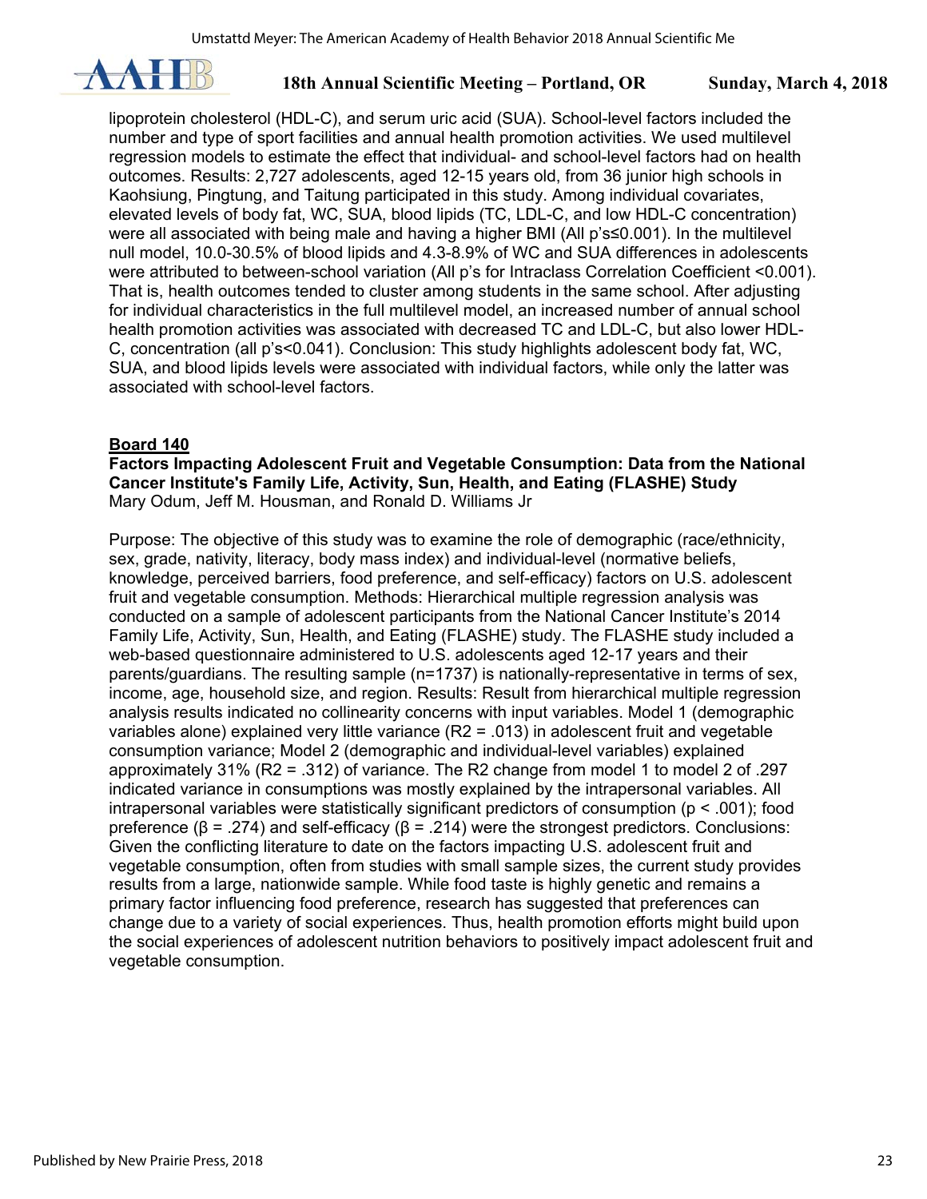lipoprotein cholesterol (HDL-C), and serum uric acid (SUA). School-level factors included the number and type of sport facilities and annual health promotion activities. We used multilevel regression models to estimate the effect that individual- and school-level factors had on health outcomes. Results: 2,727 adolescents, aged 12-15 years old, from 36 junior high schools in Kaohsiung, Pingtung, and Taitung participated in this study. Among individual covariates, elevated levels of body fat, WC, SUA, blood lipids (TC, LDL-C, and low HDL-C concentration) were all associated with being male and having a higher BMI (All p's≤0.001). In the multilevel null model, 10.0-30.5% of blood lipids and 4.3-8.9% of WC and SUA differences in adolescents were attributed to between-school variation (All p's for Intraclass Correlation Coefficient <0.001). That is, health outcomes tended to cluster among students in the same school. After adjusting for individual characteristics in the full multilevel model, an increased number of annual school health promotion activities was associated with decreased TC and LDL-C, but also lower HDL-C, concentration (all p's<0.041). Conclusion: This study highlights adolescent body fat, WC, SUA, and blood lipids levels were associated with individual factors, while only the latter was associated with school-level factors.

## Board 140

### Factors Impacting Adolescent Fruit and Vegetable Consumption: Data from the National Cancer Institute's Family Life, Activity, Sun, Health, and Eating (FLASHE) Study

Mary Odum, Jeff M. Housman, and Ronald D. Williams Jr

Purpose: The objective of this study was to examine the role of demographic (race/ethnicity, sex, grade, nativity, literacy, body mass index) and individual-level (normative beliefs, knowledge, perceived barriers, food preference, and self-efficacy) factors on U.S. adolescent fruit and vegetable consumption. Methods: Hierarchical multiple regression analysis was conducted on a sample of adolescent participants from the National Cancer Institute's 2014 Family Life, Activity, Sun, Health, and Eating (FLASHE) study. The FLASHE study included a web-based questionnaire administered to U.S. adolescents aged 12-17 years and their parents/guardians. The resulting sample (n=1737) is nationally-representative in terms of sex, income, age, household size, and region. Results: Result from hierarchical multiple regression analysis results indicated no collinearity concerns with input variables. Model 1 (demographic variables alone) explained very little variance ($R^2 = .013$) in adolescent fruit and vegetable consumption variance; Model 2 (demographic and individual-level variables) explained approximately 31% ($R^2 = .312$) of variance. The R2 change from model 1 to model 2 of .297 indicated variance in consumptions was mostly explained by the intrapersonal variables. All intrapersonal variables were statistically significant predictors of consumption ($p < .001$); food preference ($\beta = .274$) and self-efficacy ($\beta = .214$) were the strongest predictors. Conclusions: Given the conflicting literature to date on the factors impacting U.S. adolescent fruit and vegetable consumption, often from studies with small sample sizes, the current study provides results from a large, nationwide sample. While food taste is highly genetic and remains a primary factor influencing food preference, research has suggested that preferences can change due to a variety of social experiences. Thus, health promotion efforts might build upon the social experiences of adolescent nutrition behaviors to positively impact adolescent fruit and vegetable consumption.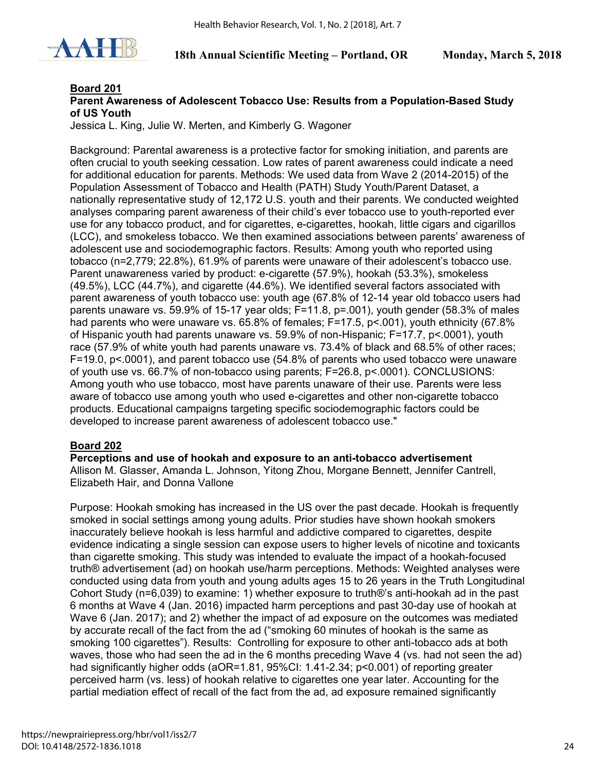**Board 201**

**Parent Awareness of Adolescent Tobacco Use: Results from a Population-Based Study of US Youth**

Jessica L. King, Julie W. Merten, and Kimberly G. Wagoner

Background: Parental awareness is a protective factor for smoking initiation, and parents are often crucial to youth seeking cessation. Low rates of parent awareness could indicate a need for additional education for parents. Methods: We used data from Wave 2 (2014-2015) of the Population Assessment of Tobacco and Health (PATH) Study Youth/Parent Dataset, a nationally representative study of 12,172 U.S. youth and their parents. We conducted weighted analyses comparing parent awareness of their child's ever tobacco use to youth-reported ever use for any tobacco product, and for cigarettes, e-cigarettes, hookah, little cigars and cigarillos (LCC), and smokeless tobacco. We then examined associations between parents' awareness of adolescent use and sociodemographic factors. Results: Among youth who reported using tobacco (n=2,779; 22.8%), 61.9% of parents were unaware of their adolescent's tobacco use. Parent unawareness varied by product: e-cigarette (57.9%), hookah (53.3%), smokeless (49.5%), LCC (44.7%), and cigarette (44.6%). We identified several factors associated with parent awareness of youth tobacco use: youth age (67.8% of 12-14 year old tobacco users had parents unaware vs. 59.9% of 15-17 year olds; F=11.8, p=.001), youth gender (58.3% of males had parents who were unaware vs. 65.8% of females; F=17.5, p<.001), youth ethnicity (67.8% of Hispanic youth had parents unaware vs. 59.9% of non-Hispanic; F=17.7, p<.0001), youth race (57.9% of white youth had parents unaware vs. 73.4% of black and 68.5% of other races; F=19.0, p<.0001), and parent tobacco use (54.8% of parents who used tobacco were unaware of youth use vs. 66.7% of non-tobacco using parents; F=26.8, p<.0001). CONCLUSIONS: Among youth who use tobacco, most have parents unaware of their use. Parents were less aware of tobacco use among youth who used e-cigarettes and other non-cigarette tobacco products. Educational campaigns targeting specific sociodemographic factors could be developed to increase parent awareness of adolescent tobacco use."

**Board 202**

**Perceptions and use of hookah and exposure to an anti-tobacco advertisement**

Allison M. Glasser, Amanda L. Johnson, Yitong Zhou, Morgane Bennett, Jennifer Cantrell, Elizabeth Hair, and Donna Vallone

Purpose: Hookah smoking has increased in the US over the past decade. Hookah is frequently smoked in social settings among young adults. Prior studies have shown hookah smokers inaccurately believe hookah is less harmful and addictive compared to cigarettes, despite evidence indicating a single session can expose users to higher levels of nicotine and toxicants than cigarette smoking. This study was intended to evaluate the impact of a hookah-focused truth® advertisement (ad) on hookah use/harm perceptions. Methods: Weighted analyses were conducted using data from youth and young adults ages 15 to 26 years in the Truth Longitudinal Cohort Study (n=6,039) to examine: 1) whether exposure to truth®'s anti-hookah ad in the past 6 months at Wave 4 (Jan. 2016) impacted harm perceptions and past 30-day use of hookah at Wave 6 (Jan. 2017); and 2) whether the impact of ad exposure on the outcomes was mediated by accurate recall of the fact from the ad ("smoking 60 minutes of hookah is the same as smoking 100 cigarettes"). Results: Controlling for exposure to other anti-tobacco ads at both waves, those who had seen the ad in the 6 months preceding Wave 4 (vs. had not seen the ad) had significantly higher odds (aOR=1.81, 95%CI: 1.41-2.34; p<0.001) of reporting greater perceived harm (vs. less) of hookah relative to cigarettes one year later. Accounting for the partial mediation effect of recall of the fact from the ad, ad exposure remained significantly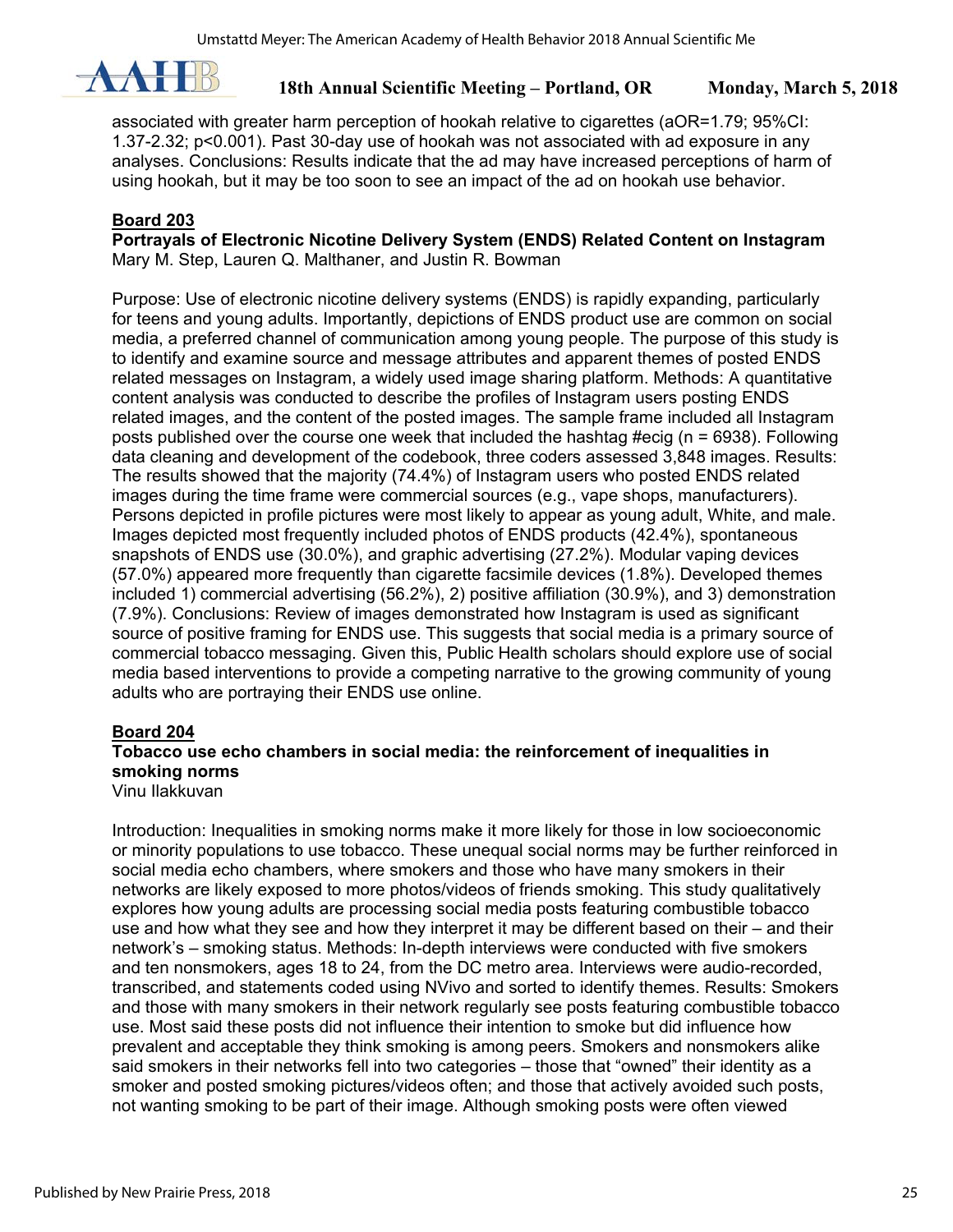associated with greater harm perception of hookah relative to cigarettes (aOR=1.79; 95%CI: 1.37-2.32; p<0.001). Past 30-day use of hookah was not associated with ad exposure in any analyses. Conclusions: Results indicate that the ad may have increased perceptions of harm of using hookah, but it may be too soon to see an impact of the ad on hookah use behavior.

## Board 203

**Portrayals of Electronic Nicotine Delivery System (ENDS) Related Content on Instagram**
Mary M. Step, Lauren Q. Malthaner, and Justin R. Bowman

Purpose: Use of electronic nicotine delivery systems (ENDS) is rapidly expanding, particularly for teens and young adults. Importantly, depictions of ENDS product use are common on social media, a preferred channel of communication among young people. The purpose of this study is to identify and examine source and message attributes and apparent themes of posted ENDS related messages on Instagram, a widely used image sharing platform. Methods: A quantitative content analysis was conducted to describe the profiles of Instagram users posting ENDS related images, and the content of the posted images. The sample frame included all Instagram posts published over the course one week that included the hashtag #ecig (n = 6938). Following data cleaning and development of the codebook, three coders assessed 3,848 images. Results: The results showed that the majority (74.4%) of Instagram users who posted ENDS related images during the time frame were commercial sources (e.g., vape shops, manufacturers). Persons depicted in profile pictures were most likely to appear as young adult, White, and male. Images depicted most frequently included photos of ENDS products (42.4%), spontaneous snapshots of ENDS use (30.0%), and graphic advertising (27.2%). Modular vaping devices (57.0%) appeared more frequently than cigarette facsimile devices (1.8%). Developed themes included 1) commercial advertising (56.2%), 2) positive affiliation (30.9%), and 3) demonstration (7.9%). Conclusions: Review of images demonstrated how Instagram is used as significant source of positive framing for ENDS use. This suggests that social media is a primary source of commercial tobacco messaging. Given this, Public Health scholars should explore use of social media based interventions to provide a competing narrative to the growing community of young adults who are portraying their ENDS use online.

## Board 204

**Tobacco use echo chambers in social media: the reinforcement of inequalities in smoking norms**
Vinu Ilakkuvan

Introduction: Inequalities in smoking norms make it more likely for those in low socioeconomic or minority populations to use tobacco. These unequal social norms may be further reinforced in social media echo chambers, where smokers and those who have many smokers in their networks are likely exposed to more photos/videos of friends smoking. This study qualitatively explores how young adults are processing social media posts featuring combustible tobacco use and how what they see and how they interpret it may be different based on their – and their network's – smoking status. Methods: In-depth interviews were conducted with five smokers and ten nonsmokers, ages 18 to 24, from the DC metro area. Interviews were audio-recorded, transcribed, and statements coded using NVivo and sorted to identify themes. Results: Smokers and those with many smokers in their network regularly see posts featuring combustible tobacco use. Most said these posts did not influence their intention to smoke but did influence how prevalent and acceptable they think smoking is among peers. Smokers and nonsmokers alike said smokers in their networks fell into two categories – those that "owned" their identity as a smoker and posted smoking pictures/videos often; and those that actively avoided such posts, not wanting smoking to be part of their image. Although smoking posts were often viewed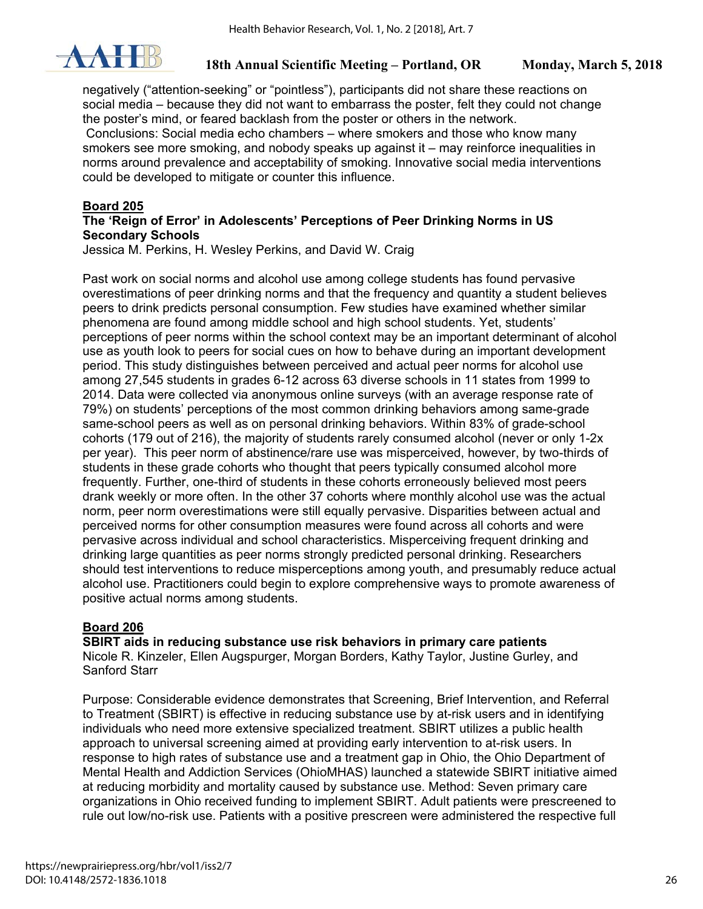negatively ("attention-seeking" or "pointless"), participants did not share these reactions on social media – because they did not want to embarrass the poster, felt they could not change the poster's mind, or feared backlash from the poster or others in the network.

Conclusions: Social media echo chambers – where smokers and those who know many smokers see more smoking, and nobody speaks up against it – may reinforce inequalities in norms around prevalence and acceptability of smoking. Innovative social media interventions could be developed to mitigate or counter this influence.

**Board 205**

**The 'Reign of Error' in Adolescents' Perceptions of Peer Drinking Norms in US Secondary Schools**

Jessica M. Perkins, H. Wesley Perkins, and David W. Craig

Past work on social norms and alcohol use among college students has found pervasive overestimations of peer drinking norms and that the frequency and quantity a student believes peers to drink predicts personal consumption. Few studies have examined whether similar phenomena are found among middle school and high school students. Yet, students' perceptions of peer norms within the school context may be an important determinant of alcohol use as youth look to peers for social cues on how to behave during an important development period. This study distinguishes between perceived and actual peer norms for alcohol use among 27,545 students in grades 6-12 across 63 diverse schools in 11 states from 1999 to 2014. Data were collected via anonymous online surveys (with an average response rate of 79%) on students' perceptions of the most common drinking behaviors among same-grade same-school peers as well as on personal drinking behaviors. Within 83% of grade-school cohorts (179 out of 216), the majority of students rarely consumed alcohol (never or only 1-2x per year). This peer norm of abstinence/rare use was misperceived, however, by two-thirds of students in these grade cohorts who thought that peers typically consumed alcohol more frequently. Further, one-third of students in these cohorts erroneously believed most peers drank weekly or more often. In the other 37 cohorts where monthly alcohol use was the actual norm, peer norm overestimations were still equally pervasive. Disparities between actual and perceived norms for other consumption measures were found across all cohorts and were pervasive across individual and school characteristics. Misperceiving frequent drinking and drinking large quantities as peer norms strongly predicted personal drinking. Researchers should test interventions to reduce misperceptions among youth, and presumably reduce actual alcohol use. Practitioners could begin to explore comprehensive ways to promote awareness of positive actual norms among students.

**Board 206**

**SBIRT aids in reducing substance use risk behaviors in primary care patients**

Nicole R. Kinzeler, Ellen Augspurger, Morgan Borders, Kathy Taylor, Justine Gurley, and Sanford Starr

Purpose: Considerable evidence demonstrates that Screening, Brief Intervention, and Referral to Treatment (SBIRT) is effective in reducing substance use by at-risk users and in identifying individuals who need more extensive specialized treatment. SBIRT utilizes a public health approach to universal screening aimed at providing early intervention to at-risk users. In response to high rates of substance use and a treatment gap in Ohio, the Ohio Department of Mental Health and Addiction Services (OhioMHAS) launched a statewide SBIRT initiative aimed at reducing morbidity and mortality caused by substance use. Method: Seven primary care organizations in Ohio received funding to implement SBIRT. Adult patients were prescreened to rule out low/no-risk use. Patients with a positive prescreen were administered the respective full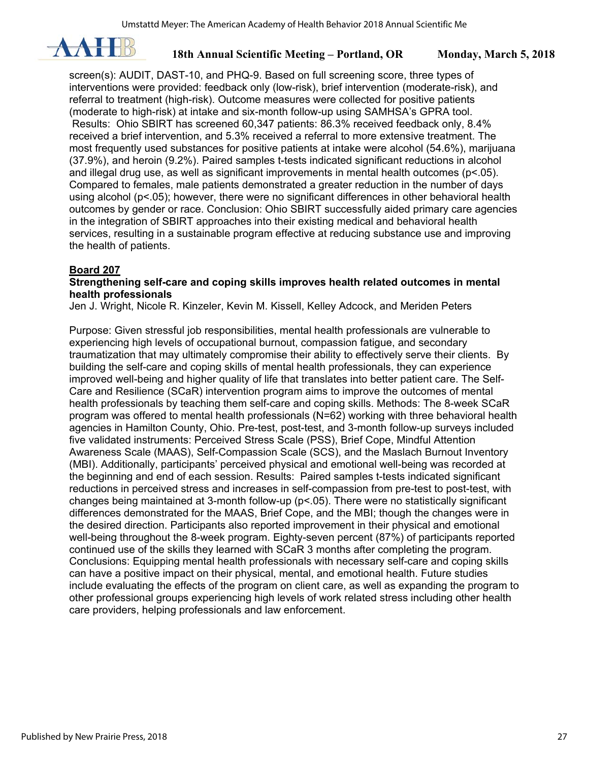screen(s): AUDIT, DAST-10, and PHQ-9. Based on full screening score, three types of interventions were provided: feedback only (low-risk), brief intervention (moderate-risk), and referral to treatment (high-risk). Outcome measures were collected for positive patients (moderate to high-risk) at intake and six-month follow-up using SAMHSA's GPRA tool. Results: Ohio SBIRT has screened 60,347 patients: 86.3% received feedback only, 8.4% received a brief intervention, and 5.3% received a referral to more extensive treatment. The most frequently used substances for positive patients at intake were alcohol (54.6%), marijuana (37.9%), and heroin (9.2%). Paired samples t-tests indicated significant reductions in alcohol and illegal drug use, as well as significant improvements in mental health outcomes ($p<.05$). Compared to females, male patients demonstrated a greater reduction in the number of days using alcohol ($p<.05$); however, there were no significant differences in other behavioral health outcomes by gender or race. Conclusion: Ohio SBIRT successfully aided primary care agencies in the integration of SBIRT approaches into their existing medical and behavioral health services, resulting in a sustainable program effective at reducing substance use and improving the health of patients.

**Board 207**

**Strengthening self-care and coping skills improves health related outcomes in mental health professionals**

Jen J. Wright, Nicole R. Kinzeler, Kevin M. Kissell, Kelley Adcock, and Meriden Peters

Purpose: Given stressful job responsibilities, mental health professionals are vulnerable to experiencing high levels of occupational burnout, compassion fatigue, and secondary traumatization that may ultimately compromise their ability to effectively serve their clients. By building the self-care and coping skills of mental health professionals, they can experience improved well-being and higher quality of life that translates into better patient care. The Self-Care and Resilience (SCaR) intervention program aims to improve the outcomes of mental health professionals by teaching them self-care and coping skills. Methods: The 8-week SCaR program was offered to mental health professionals (N=62) working with three behavioral health agencies in Hamilton County, Ohio. Pre-test, post-test, and 3-month follow-up surveys included five validated instruments: Perceived Stress Scale (PSS), Brief Cope, Mindful Attention Awareness Scale (MAAS), Self-Compassion Scale (SCS), and the Maslach Burnout Inventory (MBI). Additionally, participants' perceived physical and emotional well-being was recorded at the beginning and end of each session. Results: Paired samples t-tests indicated significant reductions in perceived stress and increases in self-compassion from pre-test to post-test, with changes being maintained at 3-month follow-up ($p<.05$). There were no statistically significant differences demonstrated for the MAAS, Brief Cope, and the MBI; though the changes were in the desired direction. Participants also reported improvement in their physical and emotional well-being throughout the 8-week program. Eighty-seven percent (87%) of participants reported continued use of the skills they learned with SCaR 3 months after completing the program. Conclusions: Equipping mental health professionals with necessary self-care and coping skills can have a positive impact on their physical, mental, and emotional health. Future studies include evaluating the effects of the program on client care, as well as expanding the program to other professional groups experiencing high levels of work related stress including other health care providers, helping professionals and law enforcement.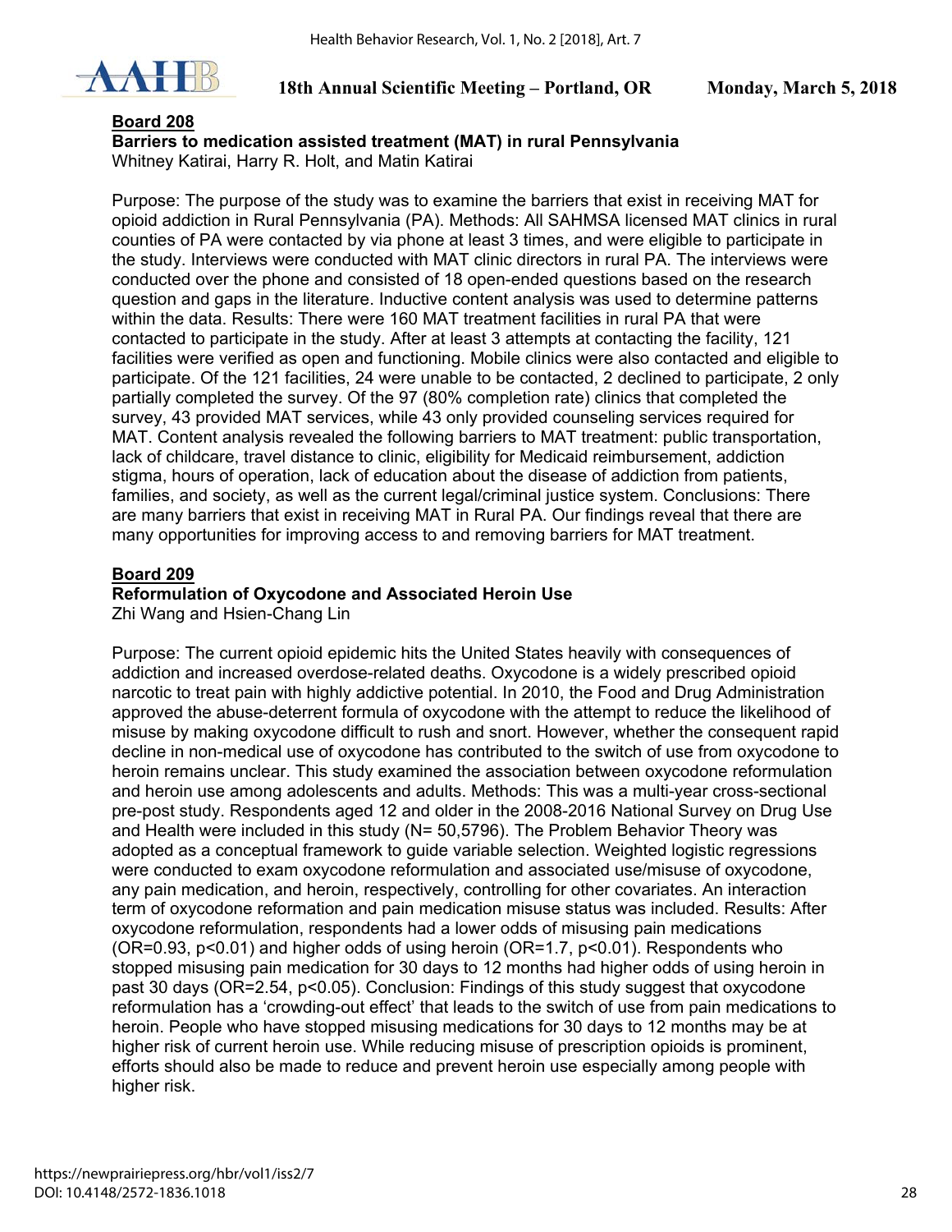## Board 208

**Barriers to medication assisted treatment (MAT) in rural Pennsylvania**

Whitney Katirai, Harry R. Holt, and Matin Katirai

Purpose: The purpose of the study was to examine the barriers that exist in receiving MAT for opioid addiction in Rural Pennsylvania (PA). Methods: All SAHMSA licensed MAT clinics in rural counties of PA were contacted by via phone at least 3 times, and were eligible to participate in the study. Interviews were conducted with MAT clinic directors in rural PA. The interviews were conducted over the phone and consisted of 18 open-ended questions based on the research question and gaps in the literature. Inductive content analysis was used to determine patterns within the data. Results: There were 160 MAT treatment facilities in rural PA that were contacted to participate in the study. After at least 3 attempts at contacting the facility, 121 facilities were verified as open and functioning. Mobile clinics were also contacted and eligible to participate. Of the 121 facilities, 24 were unable to be contacted, 2 declined to participate, 2 only partially completed the survey. Of the 97 (80% completion rate) clinics that completed the survey, 43 provided MAT services, while 43 only provided counseling services required for MAT. Content analysis revealed the following barriers to MAT treatment: public transportation, lack of childcare, travel distance to clinic, eligibility for Medicaid reimbursement, addiction stigma, hours of operation, lack of education about the disease of addiction from patients, families, and society, as well as the current legal/criminal justice system. Conclusions: There are many barriers that exist in receiving MAT in Rural PA. Our findings reveal that there are many opportunities for improving access to and removing barriers for MAT treatment.

## Board 209

**Reformulation of Oxycodone and Associated Heroin Use**

Zhi Wang and Hsien-Chang Lin

Purpose: The current opioid epidemic hits the United States heavily with consequences of addiction and increased overdose-related deaths. Oxycodone is a widely prescribed opioid narcotic to treat pain with highly addictive potential. In 2010, the Food and Drug Administration approved the abuse-deterrent formula of oxycodone with the attempt to reduce the likelihood of misuse by making oxycodone difficult to rush and snort. However, whether the consequent rapid decline in non-medical use of oxycodone has contributed to the switch of use from oxycodone to heroin remains unclear. This study examined the association between oxycodone reformulation and heroin use among adolescents and adults. Methods: This was a multi-year cross-sectional pre-post study. Respondents aged 12 and older in the 2008-2016 National Survey on Drug Use and Health were included in this study (N= 50,5796). The Problem Behavior Theory was adopted as a conceptual framework to guide variable selection. Weighted logistic regressions were conducted to exam oxycodone reformulation and associated use/misuse of oxycodone, any pain medication, and heroin, respectively, controlling for other covariates. An interaction term of oxycodone reformation and pain medication misuse status was included. Results: After oxycodone reformulation, respondents had a lower odds of misusing pain medications (OR=0.93, $p<0.01$) and higher odds of using heroin (OR=1.7, $p<0.01$). Respondents who stopped misusing pain medication for 30 days to 12 months had higher odds of using heroin in past 30 days (OR=2.54, $p<0.05$). Conclusion: Findings of this study suggest that oxycodone reformulation has a 'crowding-out effect' that leads to the switch of use from pain medications to heroin. People who have stopped misusing medications for 30 days to 12 months may be at higher risk of current heroin use. While reducing misuse of prescription opioids is prominent, efforts should also be made to reduce and prevent heroin use especially among people with higher risk.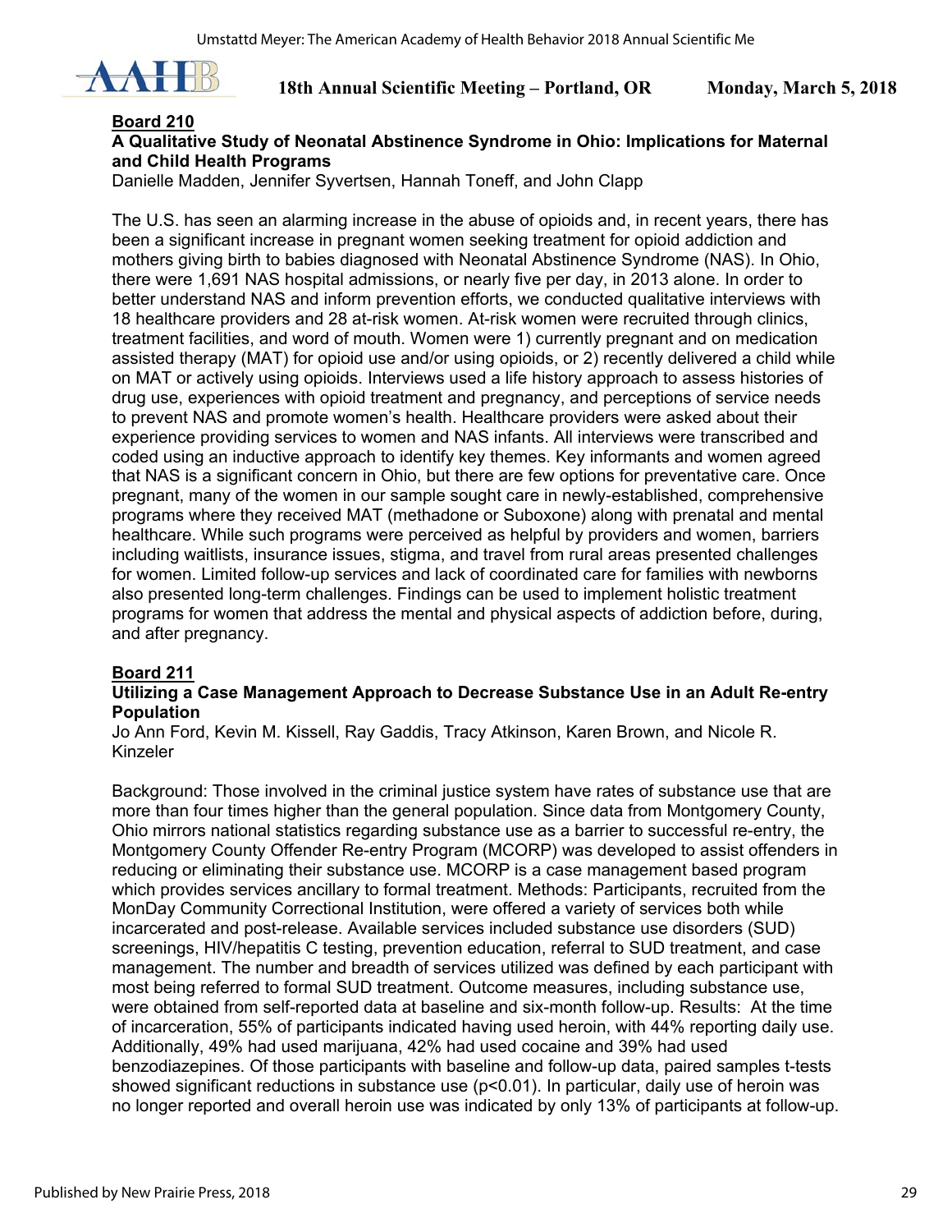**Board 210**

**A Qualitative Study of Neonatal Abstinence Syndrome in Ohio: Implications for Maternal and Child Health Programs**

Danielle Madden, Jennifer Syvertsen, Hannah Toneff, and John Clapp

The U.S. has seen an alarming increase in the abuse of opioids and, in recent years, there has been a significant increase in pregnant women seeking treatment for opioid addiction and mothers giving birth to babies diagnosed with Neonatal Abstinence Syndrome (NAS). In Ohio, there were 1,691 NAS hospital admissions, or nearly five per day, in 2013 alone. In order to better understand NAS and inform prevention efforts, we conducted qualitative interviews with 18 healthcare providers and 28 at-risk women. At-risk women were recruited through clinics, treatment facilities, and word of mouth. Women were 1) currently pregnant and on medication assisted therapy (MAT) for opioid use and/or using opioids, or 2) recently delivered a child while on MAT or actively using opioids. Interviews used a life history approach to assess histories of drug use, experiences with opioid treatment and pregnancy, and perceptions of service needs to prevent NAS and promote women's health. Healthcare providers were asked about their experience providing services to women and NAS infants. All interviews were transcribed and coded using an inductive approach to identify key themes. Key informants and women agreed that NAS is a significant concern in Ohio, but there are few options for preventative care. Once pregnant, many of the women in our sample sought care in newly-established, comprehensive programs where they received MAT (methadone or Suboxone) along with prenatal and mental healthcare. While such programs were perceived as helpful by providers and women, barriers including waitlists, insurance issues, stigma, and travel from rural areas presented challenges for women. Limited follow-up services and lack of coordinated care for families with newborns also presented long-term challenges. Findings can be used to implement holistic treatment programs for women that address the mental and physical aspects of addiction before, during, and after pregnancy.

**Board 211**

**Utilizing a Case Management Approach to Decrease Substance Use in an Adult Re-entry Population**

Jo Ann Ford, Kevin M. Kissell, Ray Gaddis, Tracy Atkinson, Karen Brown, and Nicole R. Kinzeler

Background: Those involved in the criminal justice system have rates of substance use that are more than four times higher than the general population. Since data from Montgomery County, Ohio mirrors national statistics regarding substance use as a barrier to successful re-entry, the Montgomery County Offender Re-entry Program (MCORP) was developed to assist offenders in reducing or eliminating their substance use. MCORP is a case management based program which provides services ancillary to formal treatment. Methods: Participants, recruited from the MonDay Community Correctional Institution, were offered a variety of services both while incarcerated and post-release. Available services included substance use disorders (SUD) screenings, HIV/hepatitis C testing, prevention education, referral to SUD treatment, and case management. The number and breadth of services utilized was defined by each participant with most being referred to formal SUD treatment. Outcome measures, including substance use, were obtained from self-reported data at baseline and six-month follow-up. Results: At the time of incarceration, 55% of participants indicated having used heroin, with 44% reporting daily use. Additionally, 49% had used marijuana, 42% had used cocaine and 39% had used benzodiazepines. Of those participants with baseline and follow-up data, paired samples t-tests showed significant reductions in substance use ($p<0.01$). In particular, daily use of heroin was no longer reported and overall heroin use was indicated by only 13% of participants at follow-up.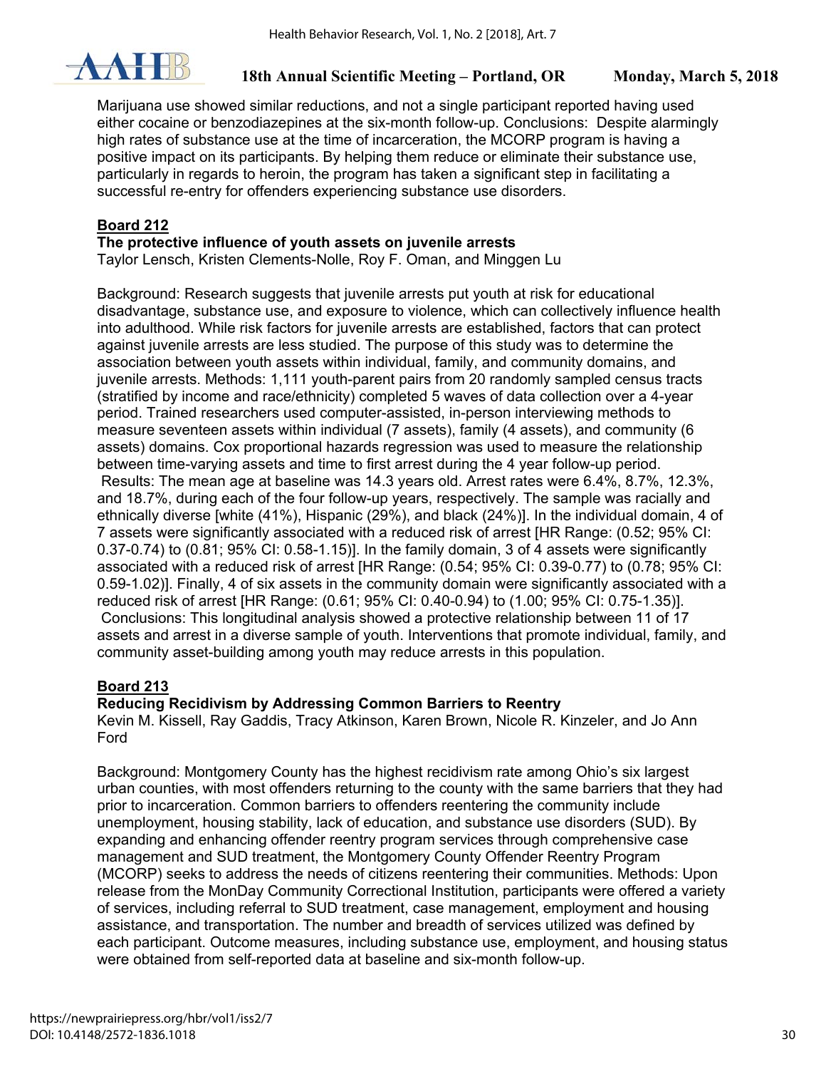Marijuana use showed similar reductions, and not a single participant reported having used either cocaine or benzodiazepines at the six-month follow-up. Conclusions: Despite alarmingly high rates of substance use at the time of incarceration, the MCORP program is having a positive impact on its participants. By helping them reduce or eliminate their substance use, particularly in regards to heroin, the program has taken a significant step in facilitating a successful re-entry for offenders experiencing substance use disorders.

**Board 212**

**The protective influence of youth assets on juvenile arrests**

Taylor Lensch, Kristen Clements-Nolle, Roy F. Oman, and Minggen Lu

Background: Research suggests that juvenile arrests put youth at risk for educational disadvantage, substance use, and exposure to violence, which can collectively influence health into adulthood. While risk factors for juvenile arrests are established, factors that can protect against juvenile arrests are less studied. The purpose of this study was to determine the association between youth assets within individual, family, and community domains, and juvenile arrests. Methods: 1,111 youth-parent pairs from 20 randomly sampled census tracts (stratified by income and race/ethnicity) completed 5 waves of data collection over a 4-year period. Trained researchers used computer-assisted, in-person interviewing methods to measure seventeen assets within individual (7 assets), family (4 assets), and community (6 assets) domains. Cox proportional hazards regression was used to measure the relationship between time-varying assets and time to first arrest during the 4 year follow-up period. Results: The mean age at baseline was 14.3 years old. Arrest rates were 6.4%, 8.7%, 12.3%, and 18.7%, during each of the four follow-up years, respectively. The sample was racially and ethnically diverse [white (41%), Hispanic (29%), and black (24%)]. In the individual domain, 4 of 7 assets were significantly associated with a reduced risk of arrest [HR Range: (0.52; 95% CI: 0.37-0.74) to (0.81; 95% CI: 0.58-1.15)]. In the family domain, 3 of 4 assets were significantly associated with a reduced risk of arrest [HR Range: (0.54; 95% CI: 0.39-0.77) to (0.78; 95% CI: 0.59-1.02)]. Finally, 4 of six assets in the community domain were significantly associated with a reduced risk of arrest [HR Range: (0.61; 95% CI: 0.40-0.94) to (1.00; 95% CI: 0.75-1.35)]. Conclusions: This longitudinal analysis showed a protective relationship between 11 of 17 assets and arrest in a diverse sample of youth. Interventions that promote individual, family, and community asset-building among youth may reduce arrests in this population.

**Board 213**

**Reducing Recidivism by Addressing Common Barriers to Reentry**

Kevin M. Kissell, Ray Gaddis, Tracy Atkinson, Karen Brown, Nicole R. Kinzeler, and Jo Ann Ford

Background: Montgomery County has the highest recidivism rate among Ohio's six largest urban counties, with most offenders returning to the county with the same barriers that they had prior to incarceration. Common barriers to offenders reentering the community include unemployment, housing stability, lack of education, and substance use disorders (SUD). By expanding and enhancing offender reentry program services through comprehensive case management and SUD treatment, the Montgomery County Offender Reentry Program (MCORP) seeks to address the needs of citizens reentering their communities. Methods: Upon release from the MonDay Community Correctional Institution, participants were offered a variety of services, including referral to SUD treatment, case management, employment and housing assistance, and transportation. The number and breadth of services utilized was defined by each participant. Outcome measures, including substance use, employment, and housing status were obtained from self-reported data at baseline and six-month follow-up.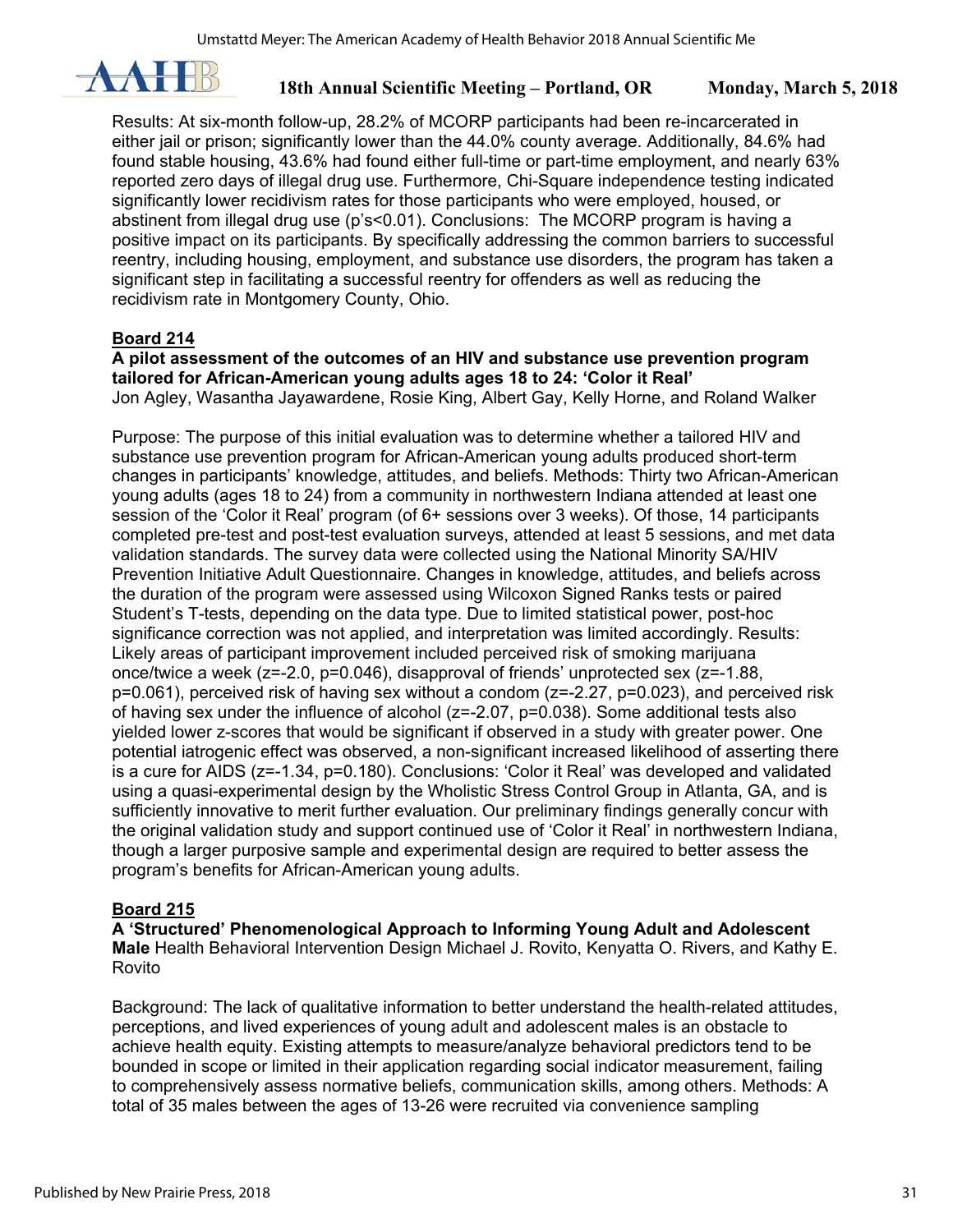Results: At six-month follow-up, 28.2% of MCORP participants had been re-incarcerated in either jail or prison; significantly lower than the 44.0% county average. Additionally, 84.6% had found stable housing, 43.6% had found either full-time or part-time employment, and nearly 63% reported zero days of illegal drug use. Furthermore, Chi-Square independence testing indicated significantly lower recidivism rates for those participants who were employed, housed, or abstinent from illegal drug use (p's<0.01). Conclusions: The MCORP program is having a positive impact on its participants. By specifically addressing the common barriers to successful reentry, including housing, employment, and substance use disorders, the program has taken a significant step in facilitating a successful reentry for offenders as well as reducing the recidivism rate in Montgomery County, Ohio.

**Board 214**

**A pilot assessment of the outcomes of an HIV and substance use prevention program tailored for African-American young adults ages 18 to 24: 'Color it Real'**
Jon Agley, Wasantha Jayawardene, Rosie King, Albert Gay, Kelly Horne, and Roland Walker

Purpose: The purpose of this initial evaluation was to determine whether a tailored HIV and substance use prevention program for African-American young adults produced short-term changes in participants' knowledge, attitudes, and beliefs. Methods: Thirty two African-American young adults (ages 18 to 24) from a community in northwestern Indiana attended at least one session of the 'Color it Real' program (of 6+ sessions over 3 weeks). Of those, 14 participants completed pre-test and post-test evaluation surveys, attended at least 5 sessions, and met data validation standards. The survey data were collected using the National Minority SA/HIV Prevention Initiative Adult Questionnaire. Changes in knowledge, attitudes, and beliefs across the duration of the program were assessed using Wilcoxon Signed Ranks tests or paired Student's T-tests, depending on the data type. Due to limited statistical power, post-hoc significance correction was not applied, and interpretation was limited accordingly. Results: Likely areas of participant improvement included perceived risk of smoking marijuana once/twice a week ($z=-2.0$, $p=0.046$), disapproval of friends' unprotected sex ($z=-1.88$, $p=0.061$), perceived risk of having sex without a condom ($z=-2.27$, $p=0.023$), and perceived risk of having sex under the influence of alcohol ($z=-2.07$, $p=0.038$). Some additional tests also yielded lower z-scores that would be significant if observed in a study with greater power. One potential iatrogenic effect was observed, a non-significant increased likelihood of asserting there is a cure for AIDS ($z=-1.34$, $p=0.180$). Conclusions: 'Color it Real' was developed and validated using a quasi-experimental design by the Wholistic Stress Control Group in Atlanta, GA, and is sufficiently innovative to merit further evaluation. Our preliminary findings generally concur with the original validation study and support continued use of 'Color it Real' in northwestern Indiana, though a larger purposive sample and experimental design are required to better assess the program's benefits for African-American young adults.

**Board 215**

**A 'Structured' Phenomenological Approach to Informing Young Adult and Adolescent Male** Health Behavioral Intervention Design Michael J. Rovito, Kenyatta O. Rivers, and Kathy E. Rovito

Background: The lack of qualitative information to better understand the health-related attitudes, perceptions, and lived experiences of young adult and adolescent males is an obstacle to achieve health equity. Existing attempts to measure/analyze behavioral predictors tend to be bounded in scope or limited in their application regarding social indicator measurement, failing to comprehensively assess normative beliefs, communication skills, among others. Methods: A total of 35 males between the ages of 13-26 were recruited via convenience sampling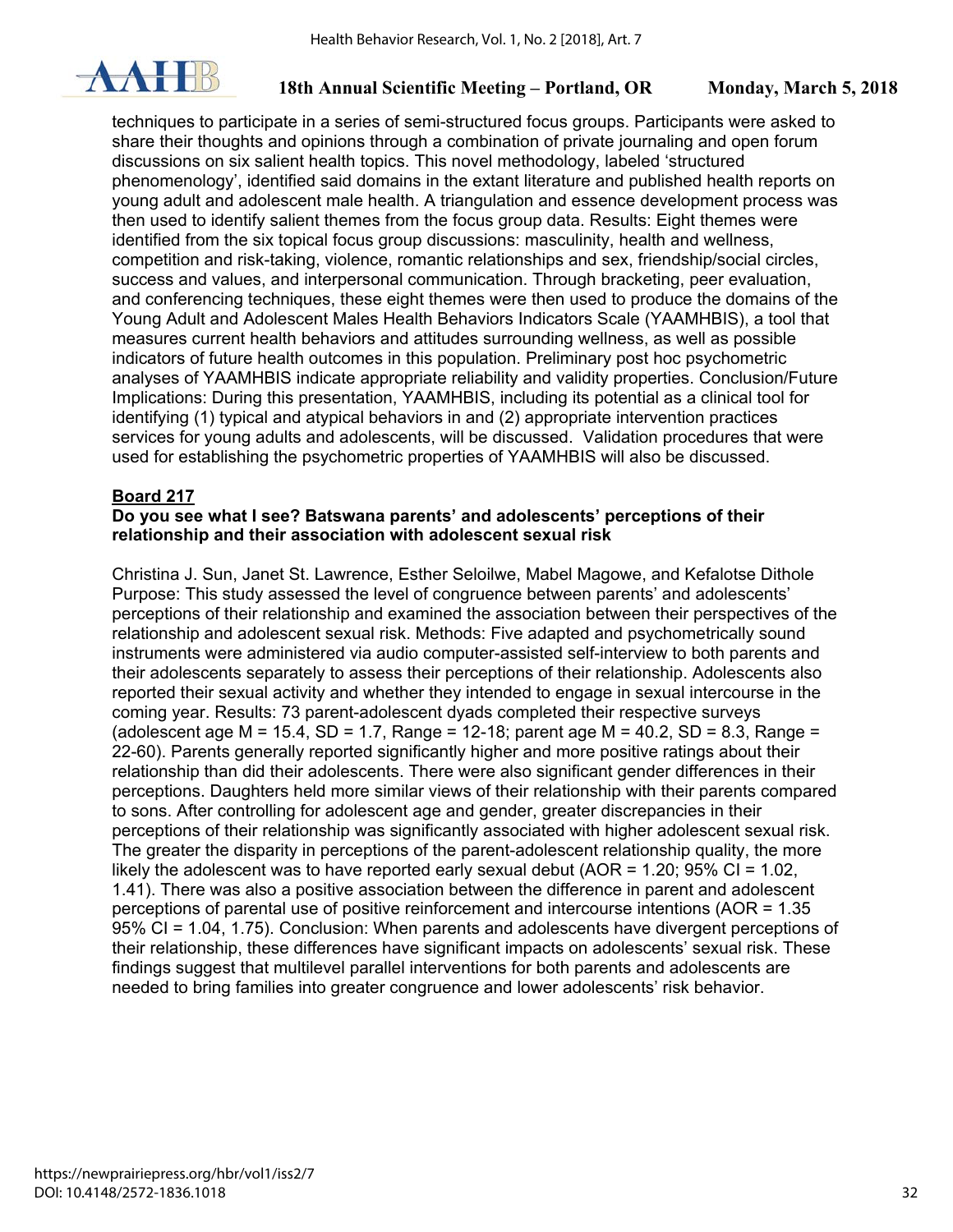techniques to participate in a series of semi-structured focus groups. Participants were asked to share their thoughts and opinions through a combination of private journaling and open forum discussions on six salient health topics. This novel methodology, labeled 'structured phenomenology', identified said domains in the extant literature and published health reports on young adult and adolescent male health. A triangulation and essence development process was then used to identify salient themes from the focus group data. Results: Eight themes were identified from the six topical focus group discussions: masculinity, health and wellness, competition and risk-taking, violence, romantic relationships and sex, friendship/social circles, success and values, and interpersonal communication. Through bracketing, peer evaluation, and conferencing techniques, these eight themes were then used to produce the domains of the Young Adult and Adolescent Males Health Behaviors Indicators Scale (YAAMHBIS), a tool that measures current health behaviors and attitudes surrounding wellness, as well as possible indicators of future health outcomes in this population. Preliminary post hoc psychometric analyses of YAAMHBIS indicate appropriate reliability and validity properties. Conclusion/Future Implications: During this presentation, YAAMHBIS, including its potential as a clinical tool for identifying (1) typical and atypical behaviors in and (2) appropriate intervention practices services for young adults and adolescents, will be discussed. Validation procedures that were used for establishing the psychometric properties of YAAMHBIS will also be discussed.

**Board 217**

**Do you see what I see? Batswana parents' and adolescents' perceptions of their relationship and their association with adolescent sexual risk**

Christina J. Sun, Janet St. Lawrence, Esther Seloilwe, Mabel Magowe, and Kefalotse Dithole
Purpose: This study assessed the level of congruence between parents' and adolescents' perceptions of their relationship and examined the association between their perspectives of the relationship and adolescent sexual risk. Methods: Five adapted and psychometrically sound instruments were administered via audio computer-assisted self-interview to both parents and their adolescents separately to assess their perceptions of their relationship. Adolescents also reported their sexual activity and whether they intended to engage in sexual intercourse in the coming year. Results: 73 parent-adolescent dyads completed their respective surveys (adolescent age M = 15.4, SD = 1.7, Range = 12-18; parent age M = 40.2, SD = 8.3, Range = 22-60). Parents generally reported significantly higher and more positive ratings about their relationship than did their adolescents. There were also significant gender differences in their perceptions. Daughters held more similar views of their relationship with their parents compared to sons. After controlling for adolescent age and gender, greater discrepancies in their perceptions of their relationship was significantly associated with higher adolescent sexual risk. The greater the disparity in perceptions of the parent-adolescent relationship quality, the more likely the adolescent was to have reported early sexual debut (AOR = 1.20; 95% CI = 1.02, 1.41). There was also a positive association between the difference in parent and adolescent perceptions of parental use of positive reinforcement and intercourse intentions (AOR = 1.35 95% CI = 1.04, 1.75). Conclusion: When parents and adolescents have divergent perceptions of their relationship, these differences have significant impacts on adolescents' sexual risk. These findings suggest that multilevel parallel interventions for both parents and adolescents are needed to bring families into greater congruence and lower adolescents' risk behavior.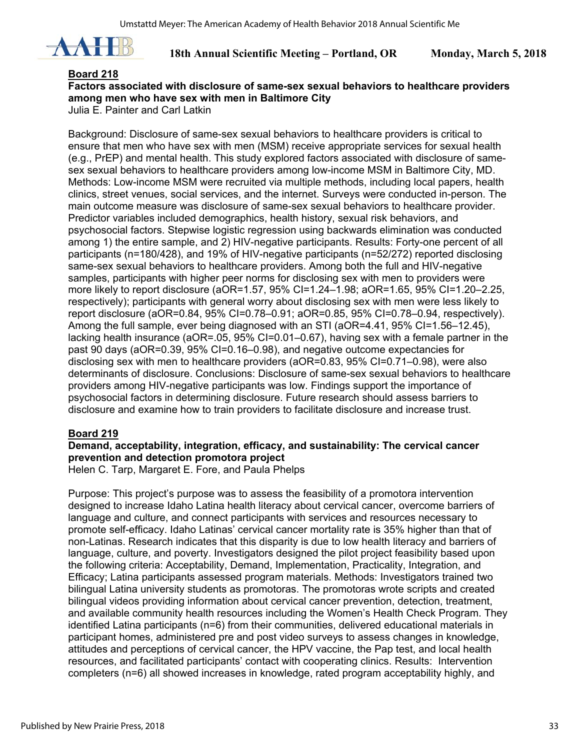**Board 218**

**Factors associated with disclosure of same-sex sexual behaviors to healthcare providers among men who have sex with men in Baltimore City**

Julia E. Painter and Carl Latkin

Background: Disclosure of same-sex sexual behaviors to healthcare providers is critical to ensure that men who have sex with men (MSM) receive appropriate services for sexual health (e.g., PrEP) and mental health. This study explored factors associated with disclosure of same-sex sexual behaviors to healthcare providers among low-income MSM in Baltimore City, MD. Methods: Low-income MSM were recruited via multiple methods, including local papers, health clinics, street venues, social services, and the internet. Surveys were conducted in-person. The main outcome measure was disclosure of same-sex sexual behaviors to healthcare provider. Predictor variables included demographics, health history, sexual risk behaviors, and psychosocial factors. Stepwise logistic regression using backwards elimination was conducted among 1) the entire sample, and 2) HIV-negative participants. Results: Forty-one percent of all participants (n=180/428), and 19% of HIV-negative participants (n=52/272) reported disclosing same-sex sexual behaviors to healthcare providers. Among both the full and HIV-negative samples, participants with higher peer norms for disclosing sex with men to providers were more likely to report disclosure (aOR=1.57, 95% CI=1.24–1.98; aOR=1.65, 95% CI=1.20–2.25, respectively); participants with general worry about disclosing sex with men were less likely to report disclosure (aOR=0.84, 95% CI=0.78–0.91; aOR=0.85, 95% CI=0.78–0.94, respectively). Among the full sample, ever being diagnosed with an STI (aOR=4.41, 95% CI=1.56–12.45), lacking health insurance (aOR=.05, 95% CI=0.01–0.67), having sex with a female partner in the past 90 days (aOR=0.39, 95% CI=0.16–0.98), and negative outcome expectancies for disclosing sex with men to healthcare providers (aOR=0.83, 95% CI=0.71–0.98), were also determinants of disclosure. Conclusions: Disclosure of same-sex sexual behaviors to healthcare providers among HIV-negative participants was low. Findings support the importance of psychosocial factors in determining disclosure. Future research should assess barriers to disclosure and examine how to train providers to facilitate disclosure and increase trust.

**Board 219**

**Demand, acceptability, integration, efficacy, and sustainability: The cervical cancer prevention and detection promotora project**

Helen C. Tarp, Margaret E. Fore, and Paula Phelps

Purpose: This project's purpose was to assess the feasibility of a promotora intervention designed to increase Idaho Latina health literacy about cervical cancer, overcome barriers of language and culture, and connect participants with services and resources necessary to promote self-efficacy. Idaho Latinas' cervical cancer mortality rate is 35% higher than that of non-Latinas. Research indicates that this disparity is due to low health literacy and barriers of language, culture, and poverty. Investigators designed the pilot project feasibility based upon the following criteria: Acceptability, Demand, Implementation, Practicality, Integration, and Efficacy; Latina participants assessed program materials. Methods: Investigators trained two bilingual Latina university students as promotoras. The promotoras wrote scripts and created bilingual videos providing information about cervical cancer prevention, detection, treatment, and available community health resources including the Women's Health Check Program. They identified Latina participants (n=6) from their communities, delivered educational materials in participant homes, administered pre and post video surveys to assess changes in knowledge, attitudes and perceptions of cervical cancer, the HPV vaccine, the Pap test, and local health resources, and facilitated participants' contact with cooperating clinics. Results: Intervention completers (n=6) all showed increases in knowledge, rated program acceptability highly, and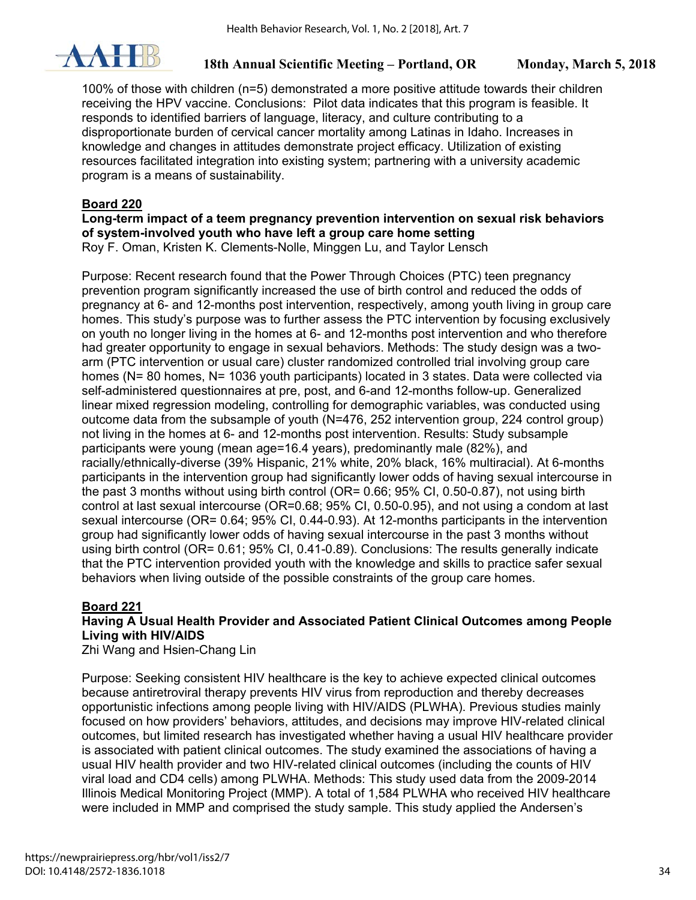100% of those with children (n=5) demonstrated a more positive attitude towards their children receiving the HPV vaccine. Conclusions: Pilot data indicates that this program is feasible. It responds to identified barriers of language, literacy, and culture contributing to a disproportionate burden of cervical cancer mortality among Latinas in Idaho. Increases in knowledge and changes in attitudes demonstrate project efficacy. Utilization of existing resources facilitated integration into existing system; partnering with a university academic program is a means of sustainability.

**Board 220**

**Long-term impact of a teem pregnancy prevention intervention on sexual risk behaviors of system-involved youth who have left a group care home setting**

Roy F. Oman, Kristen K. Clements-Nolle, Minggen Lu, and Taylor Lensch

Purpose: Recent research found that the Power Through Choices (PTC) teen pregnancy prevention program significantly increased the use of birth control and reduced the odds of pregnancy at 6- and 12-months post intervention, respectively, among youth living in group care homes. This study's purpose was to further assess the PTC intervention by focusing exclusively on youth no longer living in the homes at 6- and 12-months post intervention and who therefore had greater opportunity to engage in sexual behaviors. Methods: The study design was a two-arm (PTC intervention or usual care) cluster randomized controlled trial involving group care homes (N= 80 homes, N= 1036 youth participants) located in 3 states. Data were collected via self-administered questionnaires at pre, post, and 6-and 12-months follow-up. Generalized linear mixed regression modeling, controlling for demographic variables, was conducted using outcome data from the subsample of youth (N=476, 252 intervention group, 224 control group) not living in the homes at 6- and 12-months post intervention. Results: Study subsample participants were young (mean age=16.4 years), predominantly male (82%), and racially/ethnically-diverse (39% Hispanic, 21% white, 20% black, 16% multiracial). At 6-months participants in the intervention group had significantly lower odds of having sexual intercourse in the past 3 months without using birth control (OR= 0.66; 95% CI, 0.50-0.87), not using birth control at last sexual intercourse (OR=0.68; 95% CI, 0.50-0.95), and not using a condom at last sexual intercourse (OR= 0.64; 95% CI, 0.44-0.93). At 12-months participants in the intervention group had significantly lower odds of having sexual intercourse in the past 3 months without using birth control (OR= 0.61; 95% CI, 0.41-0.89). Conclusions: The results generally indicate that the PTC intervention provided youth with the knowledge and skills to practice safer sexual behaviors when living outside of the possible constraints of the group care homes.

**Board 221**

**Having A Usual Health Provider and Associated Patient Clinical Outcomes among People Living with HIV/AIDS**

Zhi Wang and Hsien-Chang Lin

Purpose: Seeking consistent HIV healthcare is the key to achieve expected clinical outcomes because antiretroviral therapy prevents HIV virus from reproduction and thereby decreases opportunistic infections among people living with HIV/AIDS (PLWHA). Previous studies mainly focused on how providers' behaviors, attitudes, and decisions may improve HIV-related clinical outcomes, but limited research has investigated whether having a usual HIV healthcare provider is associated with patient clinical outcomes. The study examined the associations of having a usual HIV health provider and two HIV-related clinical outcomes (including the counts of HIV viral load and CD4 cells) among PLWHA. Methods: This study used data from the 2009-2014 Illinois Medical Monitoring Project (MMP). A total of 1,584 PLWHA who received HIV healthcare were included in MMP and comprised the study sample. This study applied the Andersen's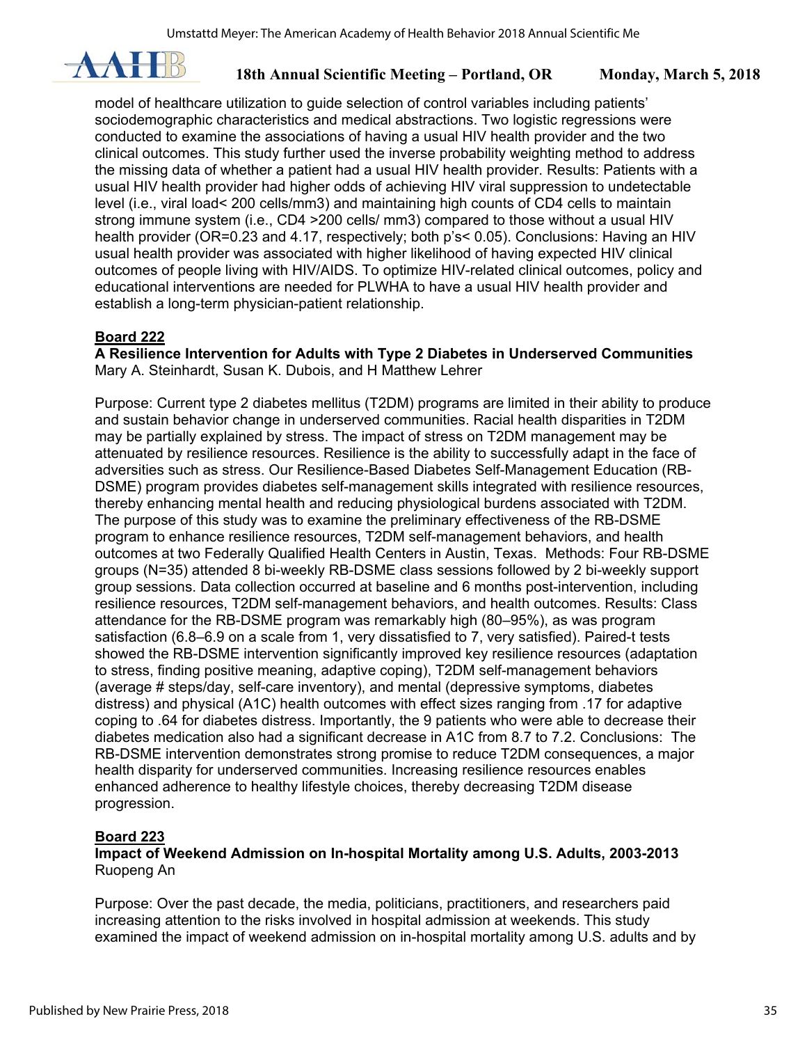model of healthcare utilization to guide selection of control variables including patients' sociodemographic characteristics and medical abstractions. Two logistic regressions were conducted to examine the associations of having a usual HIV health provider and the two clinical outcomes. This study further used the inverse probability weighting method to address the missing data of whether a patient had a usual HIV health provider. Results: Patients with a usual HIV health provider had higher odds of achieving HIV viral suppression to undetectable level (i.e., viral load< 200 cells/mm3) and maintaining high counts of CD4 cells to maintain strong immune system (i.e., CD4 >200 cells/ mm3) compared to those without a usual HIV health provider (OR=0.23 and 4.17, respectively; both p's< 0.05). Conclusions: Having an HIV usual health provider was associated with higher likelihood of having expected HIV clinical outcomes of people living with HIV/AIDS. To optimize HIV-related clinical outcomes, policy and educational interventions are needed for PLWHA to have a usual HIV health provider and establish a long-term physician-patient relationship.

**Board 222**

**A Resilience Intervention for Adults with Type 2 Diabetes in Underserved Communities**
Mary A. Steinhardt, Susan K. Dubois, and H Matthew Lehrer

Purpose: Current type 2 diabetes mellitus (T2DM) programs are limited in their ability to produce and sustain behavior change in underserved communities. Racial health disparities in T2DM may be partially explained by stress. The impact of stress on T2DM management may be attenuated by resilience resources. Resilience is the ability to successfully adapt in the face of adversities such as stress. Our Resilience-Based Diabetes Self-Management Education (RB-DSME) program provides diabetes self-management skills integrated with resilience resources, thereby enhancing mental health and reducing physiological burdens associated with T2DM. The purpose of this study was to examine the preliminary effectiveness of the RB-DSME program to enhance resilience resources, T2DM self-management behaviors, and health outcomes at two Federally Qualified Health Centers in Austin, Texas. Methods: Four RB-DSME groups (N=35) attended 8 bi-weekly RB-DSME class sessions followed by 2 bi-weekly support group sessions. Data collection occurred at baseline and 6 months post-intervention, including resilience resources, T2DM self-management behaviors, and health outcomes. Results: Class attendance for the RB-DSME program was remarkably high (80–95%), as was program satisfaction (6.8–6.9 on a scale from 1, very dissatisfied to 7, very satisfied). Paired-t tests showed the RB-DSME intervention significantly improved key resilience resources (adaptation to stress, finding positive meaning, adaptive coping), T2DM self-management behaviors (average # steps/day, self-care inventory), and mental (depressive symptoms, diabetes distress) and physical (A1C) health outcomes with effect sizes ranging from .17 for adaptive coping to .64 for diabetes distress. Importantly, the 9 patients who were able to decrease their diabetes medication also had a significant decrease in A1C from 8.7 to 7.2. Conclusions: The RB-DSME intervention demonstrates strong promise to reduce T2DM consequences, a major health disparity for underserved communities. Increasing resilience resources enables enhanced adherence to healthy lifestyle choices, thereby decreasing T2DM disease progression.

**Board 223**

**Impact of Weekend Admission on In-hospital Mortality among U.S. Adults, 2003-2013**
Ruopeng An

Purpose: Over the past decade, the media, politicians, practitioners, and researchers paid increasing attention to the risks involved in hospital admission at weekends. This study examined the impact of weekend admission on in-hospital mortality among U.S. adults and by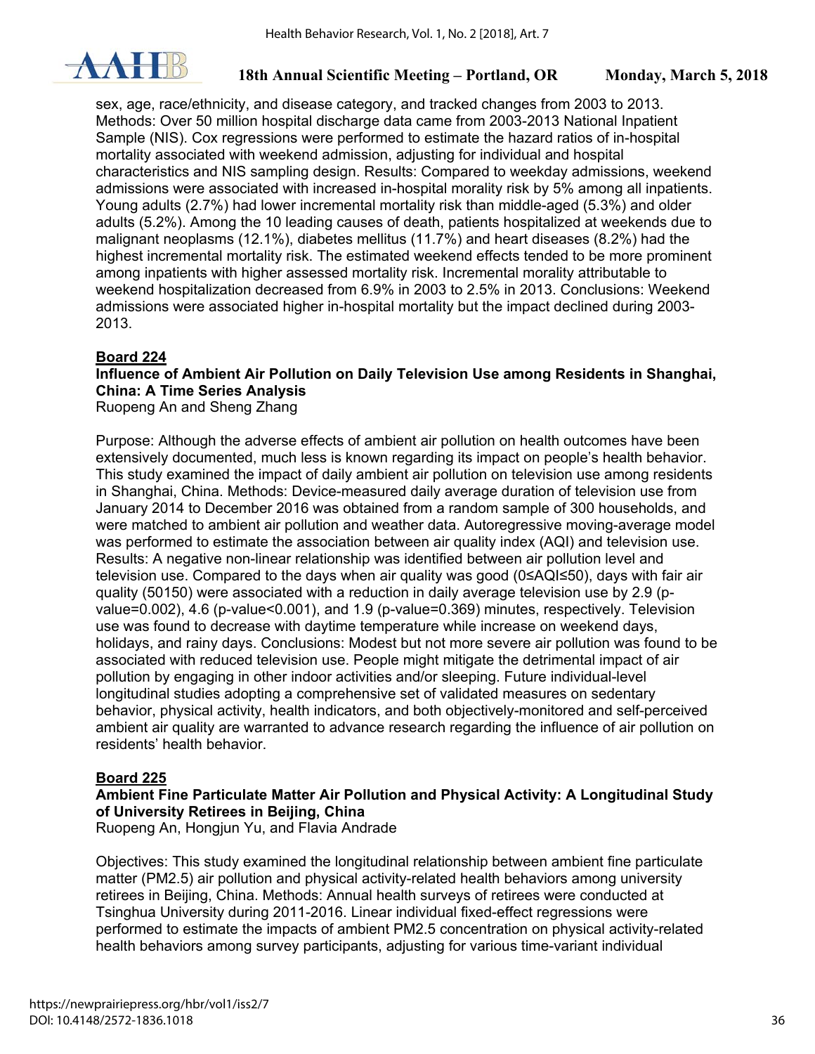sex, age, race/ethnicity, and disease category, and tracked changes from 2003 to 2013. Methods: Over 50 million hospital discharge data came from 2003-2013 National Inpatient Sample (NIS). Cox regressions were performed to estimate the hazard ratios of in-hospital mortality associated with weekend admission, adjusting for individual and hospital characteristics and NIS sampling design. Results: Compared to weekday admissions, weekend admissions were associated with increased in-hospital morality risk by 5% among all inpatients. Young adults (2.7%) had lower incremental mortality risk than middle-aged (5.3%) and older adults (5.2%). Among the 10 leading causes of death, patients hospitalized at weekends due to malignant neoplasms (12.1%), diabetes mellitus (11.7%) and heart diseases (8.2%) had the highest incremental mortality risk. The estimated weekend effects tended to be more prominent among inpatients with higher assessed mortality risk. Incremental morality attributable to weekend hospitalization decreased from 6.9% in 2003 to 2.5% in 2013. Conclusions: Weekend admissions were associated higher in-hospital mortality but the impact declined during 2003-2013.

**Board 224**

**Influence of Ambient Air Pollution on Daily Television Use among Residents in Shanghai, China: A Time Series Analysis**

Ruopeng An and Sheng Zhang

Purpose: Although the adverse effects of ambient air pollution on health outcomes have been extensively documented, much less is known regarding its impact on people's health behavior. This study examined the impact of daily ambient air pollution on television use among residents in Shanghai, China. Methods: Device-measured daily average duration of television use from January 2014 to December 2016 was obtained from a random sample of 300 households, and were matched to ambient air pollution and weather data. Autoregressive moving-average model was performed to estimate the association between air quality index (AQI) and television use. Results: A negative non-linear relationship was identified between air pollution level and television use. Compared to the days when air quality was good (0≤AQI≤50), days with fair air quality (50150) were associated with a reduction in daily average television use by 2.9 (p-value=0.002), 4.6 (p-value<0.001), and 1.9 (p-value=0.369) minutes, respectively. Television use was found to decrease with daytime temperature while increase on weekend days, holidays, and rainy days. Conclusions: Modest but not more severe air pollution was found to be associated with reduced television use. People might mitigate the detrimental impact of air pollution by engaging in other indoor activities and/or sleeping. Future individual-level longitudinal studies adopting a comprehensive set of validated measures on sedentary behavior, physical activity, health indicators, and both objectively-monitored and self-perceived ambient air quality are warranted to advance research regarding the influence of air pollution on residents' health behavior.

**Board 225**

**Ambient Fine Particulate Matter Air Pollution and Physical Activity: A Longitudinal Study of University Retirees in Beijing, China**

Ruopeng An, Hongjun Yu, and Flavia Andrade

Objectives: This study examined the longitudinal relationship between ambient fine particulate matter (PM2.5) air pollution and physical activity-related health behaviors among university retirees in Beijing, China. Methods: Annual health surveys of retirees were conducted at Tsinghua University during 2011-2016. Linear individual fixed-effect regressions were performed to estimate the impacts of ambient PM2.5 concentration on physical activity-related health behaviors among survey participants, adjusting for various time-variant individual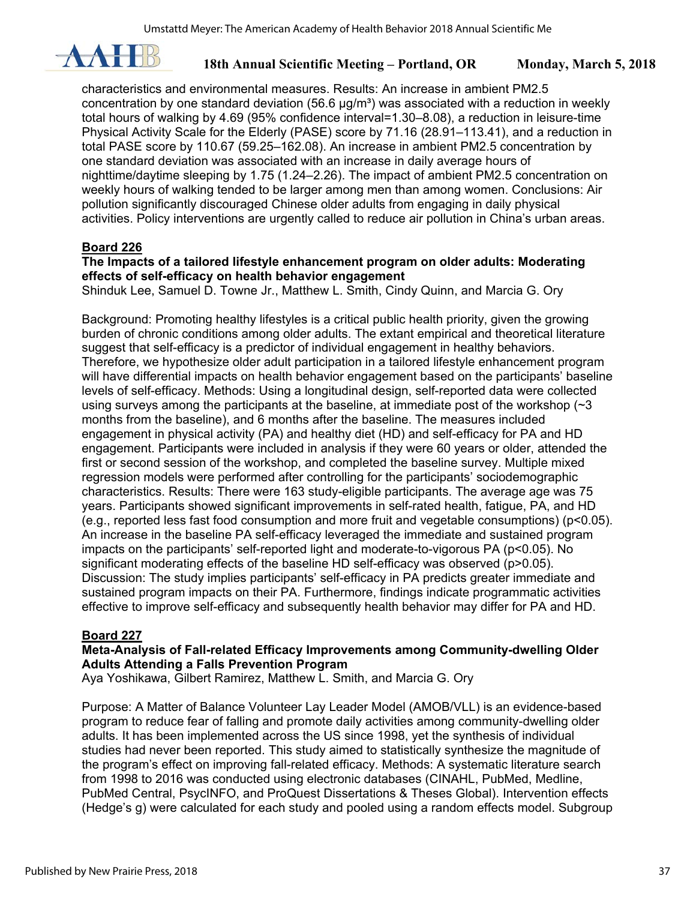characteristics and environmental measures. Results: An increase in ambient PM2.5 concentration by one standard deviation (56.6 μg/m³) was associated with a reduction in weekly total hours of walking by 4.69 (95% confidence interval=1.30–8.08), a reduction in leisure-time Physical Activity Scale for the Elderly (PASE) score by 71.16 (28.91–113.41), and a reduction in total PASE score by 110.67 (59.25–162.08). An increase in ambient PM2.5 concentration by one standard deviation was associated with an increase in daily average hours of nighttime/daytime sleeping by 1.75 (1.24–2.26). The impact of ambient PM2.5 concentration on weekly hours of walking tended to be larger among men than among women. Conclusions: Air pollution significantly discouraged Chinese older adults from engaging in daily physical activities. Policy interventions are urgently called to reduce air pollution in China's urban areas.

**Board 226**

**The Impacts of a tailored lifestyle enhancement program on older adults: Moderating effects of self-efficacy on health behavior engagement**

Shinduk Lee, Samuel D. Towne Jr., Matthew L. Smith, Cindy Quinn, and Marcia G. Ory

Background: Promoting healthy lifestyles is a critical public health priority, given the growing burden of chronic conditions among older adults. The extant empirical and theoretical literature suggest that self-efficacy is a predictor of individual engagement in healthy behaviors. Therefore, we hypothesize older adult participation in a tailored lifestyle enhancement program will have differential impacts on health behavior engagement based on the participants' baseline levels of self-efficacy. Methods: Using a longitudinal design, self-reported data were collected using surveys among the participants at the baseline, at immediate post of the workshop (~3 months from the baseline), and 6 months after the baseline. The measures included engagement in physical activity (PA) and healthy diet (HD) and self-efficacy for PA and HD engagement. Participants were included in analysis if they were 60 years or older, attended the first or second session of the workshop, and completed the baseline survey. Multiple mixed regression models were performed after controlling for the participants' sociodemographic characteristics. Results: There were 163 study-eligible participants. The average age was 75 years. Participants showed significant improvements in self-rated health, fatigue, PA, and HD (e.g., reported less fast food consumption and more fruit and vegetable consumptions) ($p<0.05$). An increase in the baseline PA self-efficacy leveraged the immediate and sustained program impacts on the participants' self-reported light and moderate-to-vigorous PA ($p<0.05$). No significant moderating effects of the baseline HD self-efficacy was observed ($p>0.05$). Discussion: The study implies participants' self-efficacy in PA predicts greater immediate and sustained program impacts on their PA. Furthermore, findings indicate programmatic activities effective to improve self-efficacy and subsequently health behavior may differ for PA and HD.

**Board 227**

**Meta-Analysis of Fall-related Efficacy Improvements among Community-dwelling Older Adults Attending a Falls Prevention Program**

Aya Yoshikawa, Gilbert Ramirez, Matthew L. Smith, and Marcia G. Ory

Purpose: A Matter of Balance Volunteer Lay Leader Model (AMOB/VLL) is an evidence-based program to reduce fear of falling and promote daily activities among community-dwelling older adults. It has been implemented across the US since 1998, yet the synthesis of individual studies had never been reported. This study aimed to statistically synthesize the magnitude of the program's effect on improving fall-related efficacy. Methods: A systematic literature search from 1998 to 2016 was conducted using electronic databases (CINAHL, PubMed, Medline, PubMed Central, PsycINFO, and ProQuest Dissertations & Theses Global). Intervention effects (Hedge's g) were calculated for each study and pooled using a random effects model. Subgroup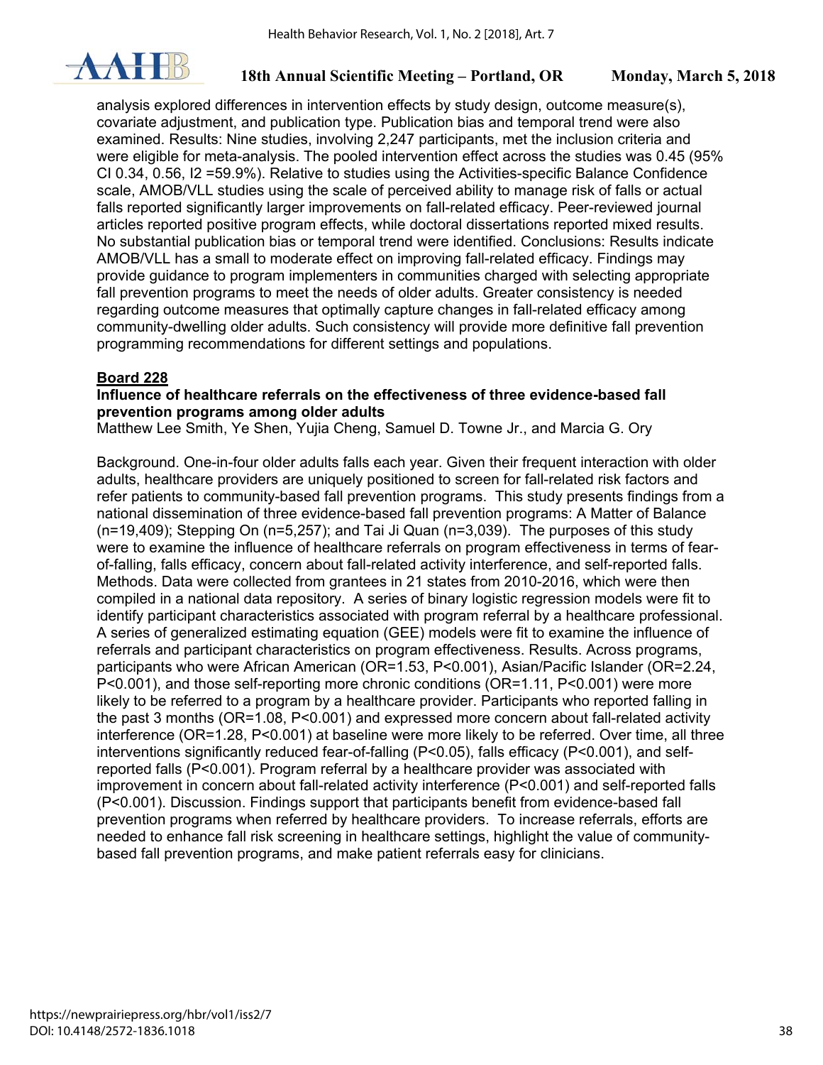analysis explored differences in intervention effects by study design, outcome measure(s), covariate adjustment, and publication type. Publication bias and temporal trend were also examined. Results: Nine studies, involving 2,247 participants, met the inclusion criteria and were eligible for meta-analysis. The pooled intervention effect across the studies was 0.45 (95% CI 0.34, 0.56, I2 =59.9%). Relative to studies using the Activities-specific Balance Confidence scale, AMOB/VLL studies using the scale of perceived ability to manage risk of falls or actual falls reported significantly larger improvements on fall-related efficacy. Peer-reviewed journal articles reported positive program effects, while doctoral dissertations reported mixed results. No substantial publication bias or temporal trend were identified. Conclusions: Results indicate AMOB/VLL has a small to moderate effect on improving fall-related efficacy. Findings may provide guidance to program implementers in communities charged with selecting appropriate fall prevention programs to meet the needs of older adults. Greater consistency is needed regarding outcome measures that optimally capture changes in fall-related efficacy among community-dwelling older adults. Such consistency will provide more definitive fall prevention programming recommendations for different settings and populations.

**Board 228**

**Influence of healthcare referrals on the effectiveness of three evidence-based fall prevention programs among older adults**

Matthew Lee Smith, Ye Shen, Yujia Cheng, Samuel D. Towne Jr., and Marcia G. Ory

Background. One-in-four older adults falls each year. Given their frequent interaction with older adults, healthcare providers are uniquely positioned to screen for fall-related risk factors and refer patients to community-based fall prevention programs. This study presents findings from a national dissemination of three evidence-based fall prevention programs: A Matter of Balance (n=19,409); Stepping On (n=5,257); and Tai Ji Quan (n=3,039). The purposes of this study were to examine the influence of healthcare referrals on program effectiveness in terms of fear-of-falling, falls efficacy, concern about fall-related activity interference, and self-reported falls. Methods. Data were collected from grantees in 21 states from 2010-2016, which were then compiled in a national data repository. A series of binary logistic regression models were fit to identify participant characteristics associated with program referral by a healthcare professional. A series of generalized estimating equation (GEE) models were fit to examine the influence of referrals and participant characteristics on program effectiveness. Results. Across programs, participants who were African American (OR=1.53, P<0.001), Asian/Pacific Islander (OR=2.24, P<0.001), and those self-reporting more chronic conditions (OR=1.11, P<0.001) were more likely to be referred to a program by a healthcare provider. Participants who reported falling in the past 3 months (OR=1.08, P<0.001) and expressed more concern about fall-related activity interference (OR=1.28, P<0.001) at baseline were more likely to be referred. Over time, all three interventions significantly reduced fear-of-falling (P<0.05), falls efficacy (P<0.001), and self-reported falls (P<0.001). Program referral by a healthcare provider was associated with improvement in concern about fall-related activity interference (P<0.001) and self-reported falls (P<0.001). Discussion. Findings support that participants benefit from evidence-based fall prevention programs when referred by healthcare providers. To increase referrals, efforts are needed to enhance fall risk screening in healthcare settings, highlight the value of community-based fall prevention programs, and make patient referrals easy for clinicians.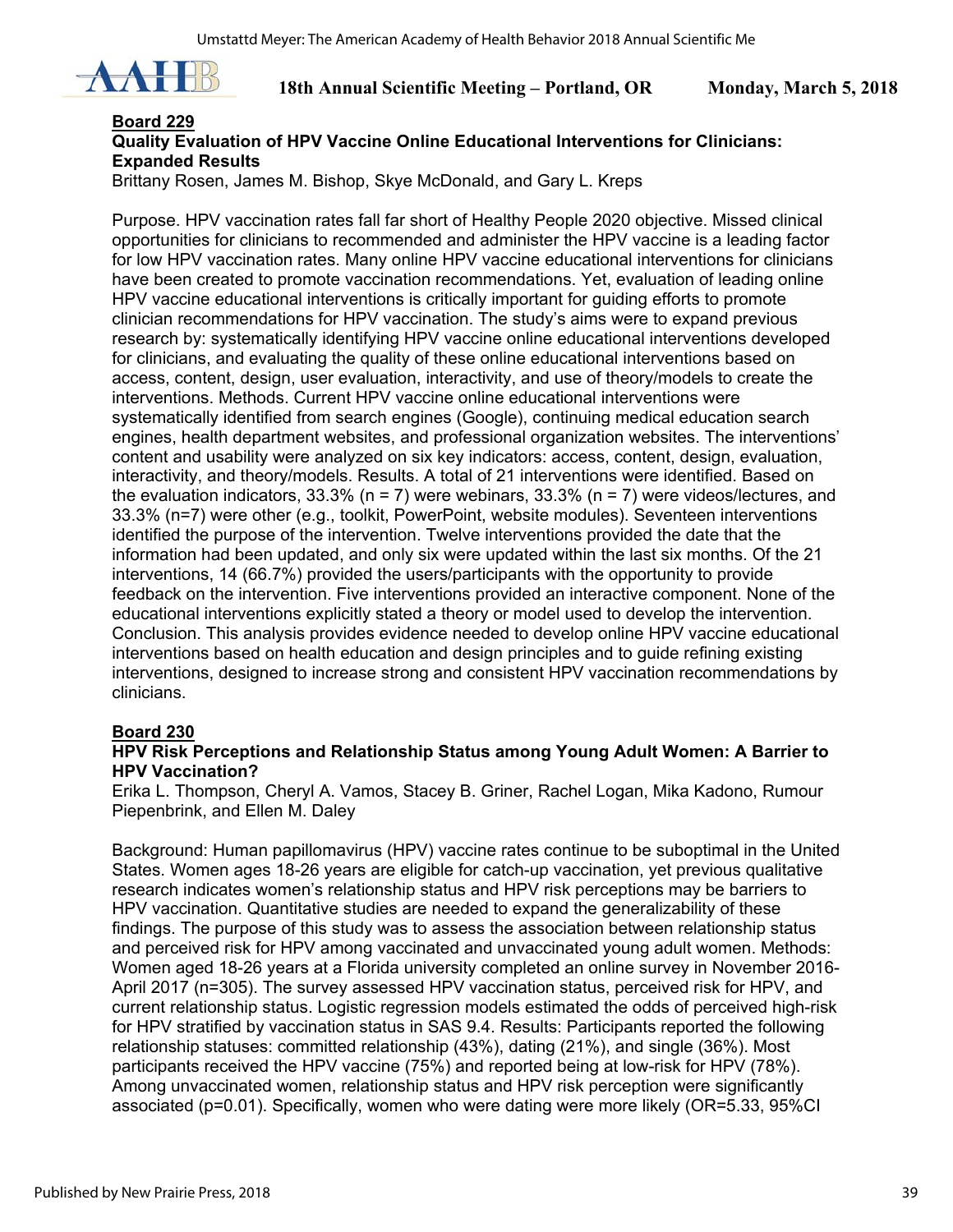## Board 229

### Quality Evaluation of HPV Vaccine Online Educational Interventions for Clinicians: Expanded Results

Brittany Rosen, James M. Bishop, Skye McDonald, and Gary L. Kreps

Purpose. HPV vaccination rates fall far short of Healthy People 2020 objective. Missed clinical opportunities for clinicians to recommended and administer the HPV vaccine is a leading factor for low HPV vaccination rates. Many online HPV vaccine educational interventions for clinicians have been created to promote vaccination recommendations. Yet, evaluation of leading online HPV vaccine educational interventions is critically important for guiding efforts to promote clinician recommendations for HPV vaccination. The study's aims were to expand previous research by: systematically identifying HPV vaccine online educational interventions developed for clinicians, and evaluating the quality of these online educational interventions based on access, content, design, user evaluation, interactivity, and use of theory/models to create the interventions. Methods. Current HPV vaccine online educational interventions were systematically identified from search engines (Google), continuing medical education search engines, health department websites, and professional organization websites. The interventions' content and usability were analyzed on six key indicators: access, content, design, evaluation, interactivity, and theory/models. Results. A total of 21 interventions were identified. Based on the evaluation indicators, 33.3% (n = 7) were webinars, 33.3% (n = 7) were videos/lectures, and 33.3% (n=7) were other (e.g., toolkit, PowerPoint, website modules). Seventeen interventions identified the purpose of the intervention. Twelve interventions provided the date that the information had been updated, and only six were updated within the last six months. Of the 21 interventions, 14 (66.7%) provided the users/participants with the opportunity to provide feedback on the intervention. Five interventions provided an interactive component. None of the educational interventions explicitly stated a theory or model used to develop the intervention. Conclusion. This analysis provides evidence needed to develop online HPV vaccine educational interventions based on health education and design principles and to guide refining existing interventions, designed to increase strong and consistent HPV vaccination recommendations by clinicians.

## Board 230

### HPV Risk Perceptions and Relationship Status among Young Adult Women: A Barrier to HPV Vaccination?

Erika L. Thompson, Cheryl A. Vamos, Stacey B. Griner, Rachel Logan, Mika Kadono, Rumour Piepenbrink, and Ellen M. Daley

Background: Human papillomavirus (HPV) vaccine rates continue to be suboptimal in the United States. Women ages 18-26 years are eligible for catch-up vaccination, yet previous qualitative research indicates women's relationship status and HPV risk perceptions may be barriers to HPV vaccination. Quantitative studies are needed to expand the generalizability of these findings. The purpose of this study was to assess the association between relationship status and perceived risk for HPV among vaccinated and unvaccinated young adult women. Methods: Women aged 18-26 years at a Florida university completed an online survey in November 2016-April 2017 (n=305). The survey assessed HPV vaccination status, perceived risk for HPV, and current relationship status. Logistic regression models estimated the odds of perceived high-risk for HPV stratified by vaccination status in SAS 9.4. Results: Participants reported the following relationship statuses: committed relationship (43%), dating (21%), and single (36%). Most participants received the HPV vaccine (75%) and reported being at low-risk for HPV (78%). Among unvaccinated women, relationship status and HPV risk perception were significantly associated (p=0.01). Specifically, women who were dating were more likely (OR=5.33, 95%CI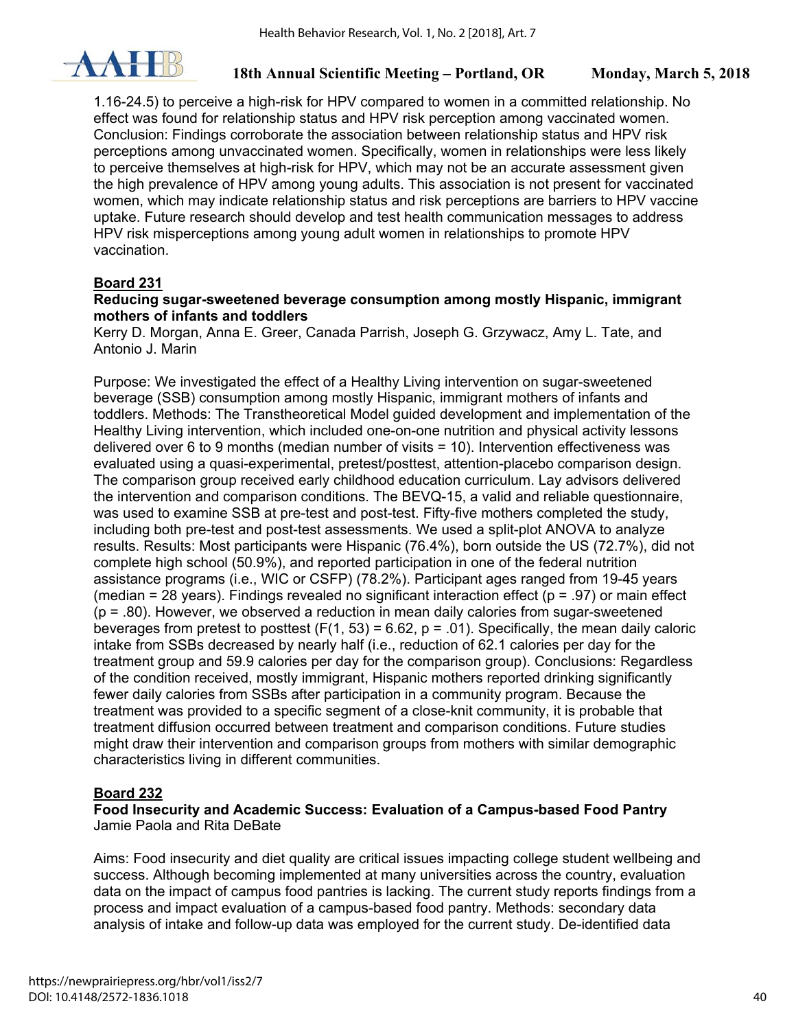1.16-24.5) to perceive a high-risk for HPV compared to women in a committed relationship. No effect was found for relationship status and HPV risk perception among vaccinated women. Conclusion: Findings corroborate the association between relationship status and HPV risk perceptions among unvaccinated women. Specifically, women in relationships were less likely to perceive themselves at high-risk for HPV, which may not be an accurate assessment given the high prevalence of HPV among young adults. This association is not present for vaccinated women, which may indicate relationship status and risk perceptions are barriers to HPV vaccine uptake. Future research should develop and test health communication messages to address HPV risk misperceptions among young adult women in relationships to promote HPV vaccination.

**Board 231**

**Reducing sugar-sweetened beverage consumption among mostly Hispanic, immigrant mothers of infants and toddlers**

Kerry D. Morgan, Anna E. Greer, Canada Parrish, Joseph G. Grzywacz, Amy L. Tate, and Antonio J. Marin

Purpose: We investigated the effect of a Healthy Living intervention on sugar-sweetened beverage (SSB) consumption among mostly Hispanic, immigrant mothers of infants and toddlers. Methods: The Transtheoretical Model guided development and implementation of the Healthy Living intervention, which included one-on-one nutrition and physical activity lessons delivered over 6 to 9 months (median number of visits = 10). Intervention effectiveness was evaluated using a quasi-experimental, pretest/posttest, attention-placebo comparison design. The comparison group received early childhood education curriculum. Lay advisors delivered the intervention and comparison conditions. The BEVQ-15, a valid and reliable questionnaire, was used to examine SSB at pre-test and post-test. Fifty-five mothers completed the study, including both pre-test and post-test assessments. We used a split-plot ANOVA to analyze results. Results: Most participants were Hispanic (76.4%), born outside the US (72.7%), did not complete high school (50.9%), and reported participation in one of the federal nutrition assistance programs (i.e., WIC or CSFP) (78.2%). Participant ages ranged from 19-45 years (median = 28 years). Findings revealed no significant interaction effect ($p = .97$) or main effect ($p = .80$). However, we observed a reduction in mean daily calories from sugar-sweetened beverages from pretest to posttest ($F(1, 53) = 6.62$, $p = .01$). Specifically, the mean daily caloric intake from SSBs decreased by nearly half (i.e., reduction of 62.1 calories per day for the treatment group and 59.9 calories per day for the comparison group). Conclusions: Regardless of the condition received, mostly immigrant, Hispanic mothers reported drinking significantly fewer daily calories from SSBs after participation in a community program. Because the treatment was provided to a specific segment of a close-knit community, it is probable that treatment diffusion occurred between treatment and comparison conditions. Future studies might draw their intervention and comparison groups from mothers with similar demographic characteristics living in different communities.

**Board 232**

**Food Insecurity and Academic Success: Evaluation of a Campus-based Food Pantry**

Jamie Paola and Rita DeBate

Aims: Food insecurity and diet quality are critical issues impacting college student wellbeing and success. Although becoming implemented at many universities across the country, evaluation data on the impact of campus food pantries is lacking. The current study reports findings from a process and impact evaluation of a campus-based food pantry. Methods: secondary data analysis of intake and follow-up data was employed for the current study. De-identified data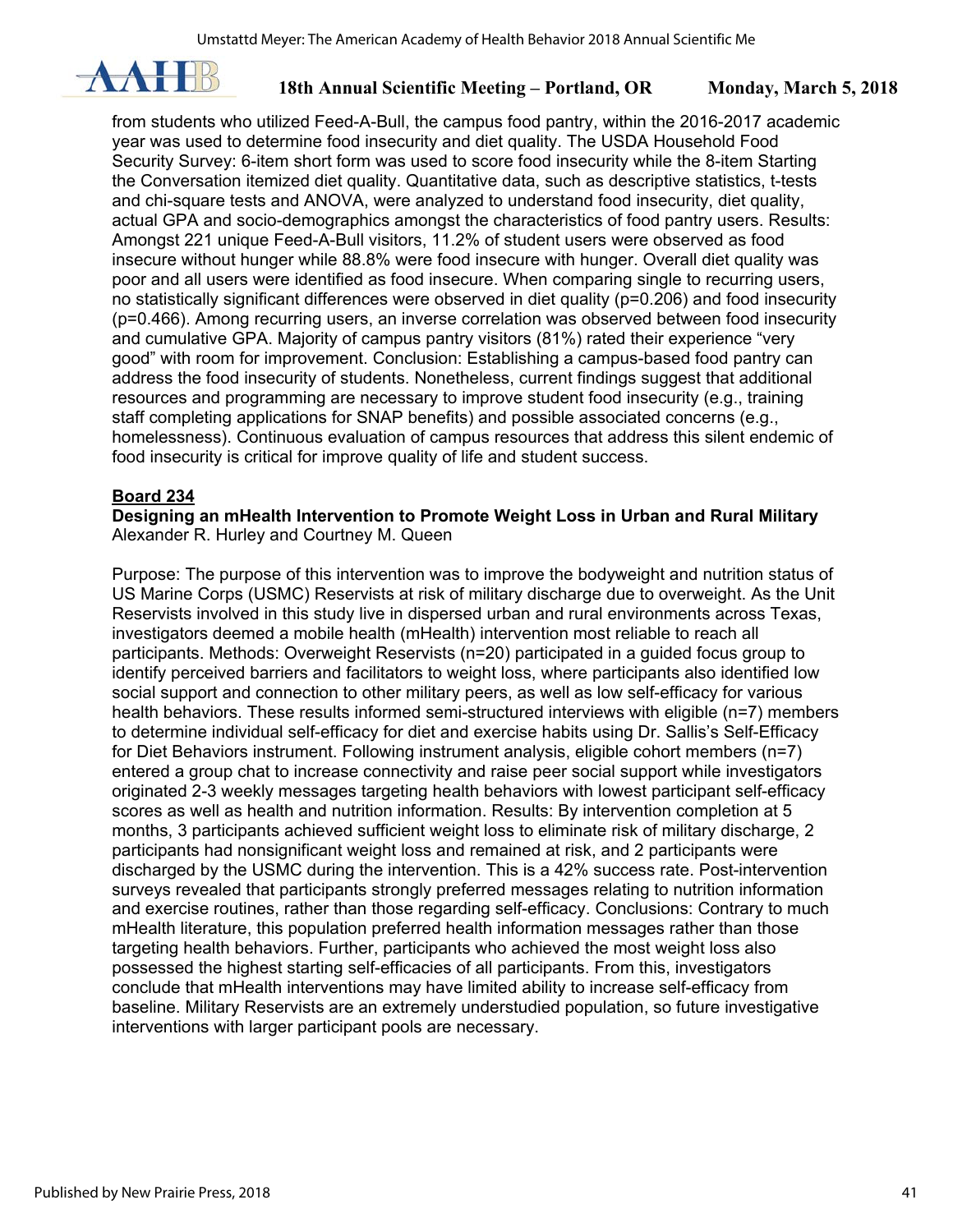from students who utilized Feed-A-Bull, the campus food pantry, within the 2016-2017 academic year was used to determine food insecurity and diet quality. The USDA Household Food Security Survey: 6-item short form was used to score food insecurity while the 8-item Starting the Conversation itemized diet quality. Quantitative data, such as descriptive statistics, t-tests and chi-square tests and ANOVA, were analyzed to understand food insecurity, diet quality, actual GPA and socio-demographics amongst the characteristics of food pantry users. Results: Amongst 221 unique Feed-A-Bull visitors, 11.2% of student users were observed as food insecure without hunger while 88.8% were food insecure with hunger. Overall diet quality was poor and all users were identified as food insecure. When comparing single to recurring users, no statistically significant differences were observed in diet quality ($p=0.206$) and food insecurity ($p=0.466$). Among recurring users, an inverse correlation was observed between food insecurity and cumulative GPA. Majority of campus pantry visitors (81%) rated their experience "very good" with room for improvement. Conclusion: Establishing a campus-based food pantry can address the food insecurity of students. Nonetheless, current findings suggest that additional resources and programming are necessary to improve student food insecurity (e.g., training staff completing applications for SNAP benefits) and possible associated concerns (e.g., homelessness). Continuous evaluation of campus resources that address this silent endemic of food insecurity is critical for improve quality of life and student success.

**Board 234**

**Designing an mHealth Intervention to Promote Weight Loss in Urban and Rural Military**
Alexander R. Hurley and Courtney M. Queen

Purpose: The purpose of this intervention was to improve the bodyweight and nutrition status of US Marine Corps (USMC) Reservists at risk of military discharge due to overweight. As the Unit Reservists involved in this study live in dispersed urban and rural environments across Texas, investigators deemed a mobile health (mHealth) intervention most reliable to reach all participants. Methods: Overweight Reservists (n=20) participated in a guided focus group to identify perceived barriers and facilitators to weight loss, where participants also identified low social support and connection to other military peers, as well as low self-efficacy for various health behaviors. These results informed semi-structured interviews with eligible (n=7) members to determine individual self-efficacy for diet and exercise habits using Dr. Sallis's Self-Efficacy for Diet Behaviors instrument. Following instrument analysis, eligible cohort members (n=7) entered a group chat to increase connectivity and raise peer social support while investigators originated 2-3 weekly messages targeting health behaviors with lowest participant self-efficacy scores as well as health and nutrition information. Results: By intervention completion at 5 months, 3 participants achieved sufficient weight loss to eliminate risk of military discharge, 2 participants had nonsignificant weight loss and remained at risk, and 2 participants were discharged by the USMC during the intervention. This is a 42% success rate. Post-intervention surveys revealed that participants strongly preferred messages relating to nutrition information and exercise routines, rather than those regarding self-efficacy. Conclusions: Contrary to much mHealth literature, this population preferred health information messages rather than those targeting health behaviors. Further, participants who achieved the most weight loss also possessed the highest starting self-efficacies of all participants. From this, investigators conclude that mHealth interventions may have limited ability to increase self-efficacy from baseline. Military Reservists are an extremely understudied population, so future investigative interventions with larger participant pools are necessary.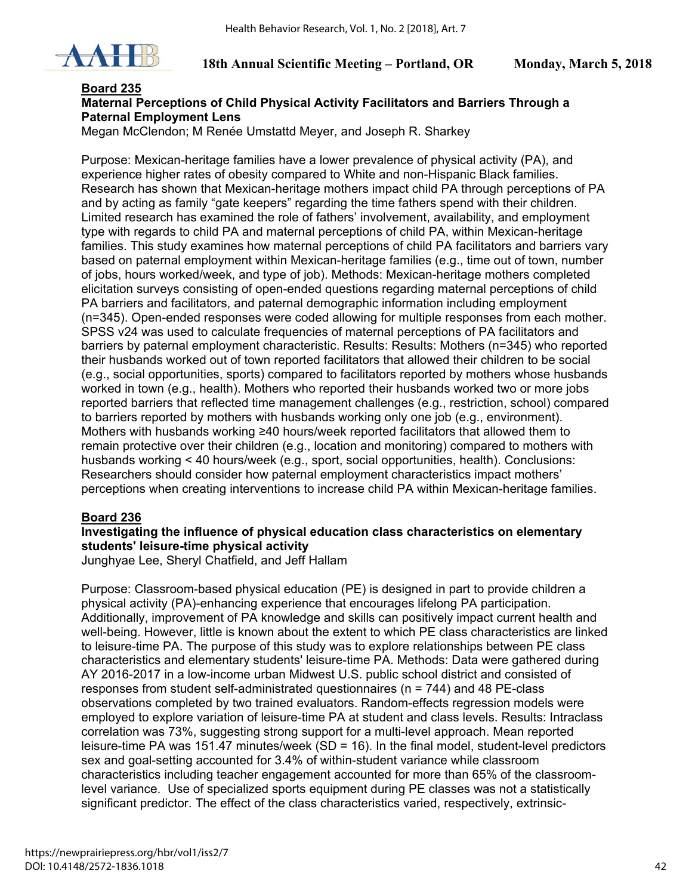**Board 235**

**Maternal Perceptions of Child Physical Activity Facilitators and Barriers Through a Paternal Employment Lens**

Megan McClendon; M Renée Umstattd Meyer, and Joseph R. Sharkey

Purpose: Mexican-heritage families have a lower prevalence of physical activity (PA), and experience higher rates of obesity compared to White and non-Hispanic Black families. Research has shown that Mexican-heritage mothers impact child PA through perceptions of PA and by acting as family "gate keepers" regarding the time fathers spend with their children. Limited research has examined the role of fathers' involvement, availability, and employment type with regards to child PA and maternal perceptions of child PA, within Mexican-heritage families. This study examines how maternal perceptions of child PA facilitators and barriers vary based on paternal employment within Mexican-heritage families (e.g., time out of town, number of jobs, hours worked/week, and type of job). Methods: Mexican-heritage mothers completed elicitation surveys consisting of open-ended questions regarding maternal perceptions of child PA barriers and facilitators, and paternal demographic information including employment (n=345). Open-ended responses were coded allowing for multiple responses from each mother. SPSS v24 was used to calculate frequencies of maternal perceptions of PA facilitators and barriers by paternal employment characteristic. Results: Results: Mothers (n=345) who reported their husbands worked out of town reported facilitators that allowed their children to be social (e.g., social opportunities, sports) compared to facilitators reported by mothers whose husbands worked in town (e.g., health). Mothers who reported their husbands worked two or more jobs reported barriers that reflected time management challenges (e.g., restriction, school) compared to barriers reported by mothers with husbands working only one job (e.g., environment). Mothers with husbands working ≥40 hours/week reported facilitators that allowed them to remain protective over their children (e.g., location and monitoring) compared to mothers with husbands working < 40 hours/week (e.g., sport, social opportunities, health). Conclusions: Researchers should consider how paternal employment characteristics impact mothers' perceptions when creating interventions to increase child PA within Mexican-heritage families.

**Board 236**

**Investigating the influence of physical education class characteristics on elementary students' leisure-time physical activity**

Junghyae Lee, Sheryl Chatfield, and Jeff Hallam

Purpose: Classroom-based physical education (PE) is designed in part to provide children a physical activity (PA)-enhancing experience that encourages lifelong PA participation. Additionally, improvement of PA knowledge and skills can positively impact current health and well-being. However, little is known about the extent to which PE class characteristics are linked to leisure-time PA. The purpose of this study was to explore relationships between PE class characteristics and elementary students' leisure-time PA. Methods: Data were gathered during AY 2016-2017 in a low-income urban Midwest U.S. public school district and consisted of responses from student self-administrated questionnaires (n = 744) and 48 PE-class observations completed by two trained evaluators. Random-effects regression models were employed to explore variation of leisure-time PA at student and class levels. Results: Intraclass correlation was 73%, suggesting strong support for a multi-level approach. Mean reported leisure-time PA was 151.47 minutes/week (SD = 16). In the final model, student-level predictors sex and goal-setting accounted for 3.4% of within-student variance while classroom characteristics including teacher engagement accounted for more than 65% of the classroom-level variance. Use of specialized sports equipment during PE classes was not a statistically significant predictor. The effect of the class characteristics varied, respectively, extrinsic-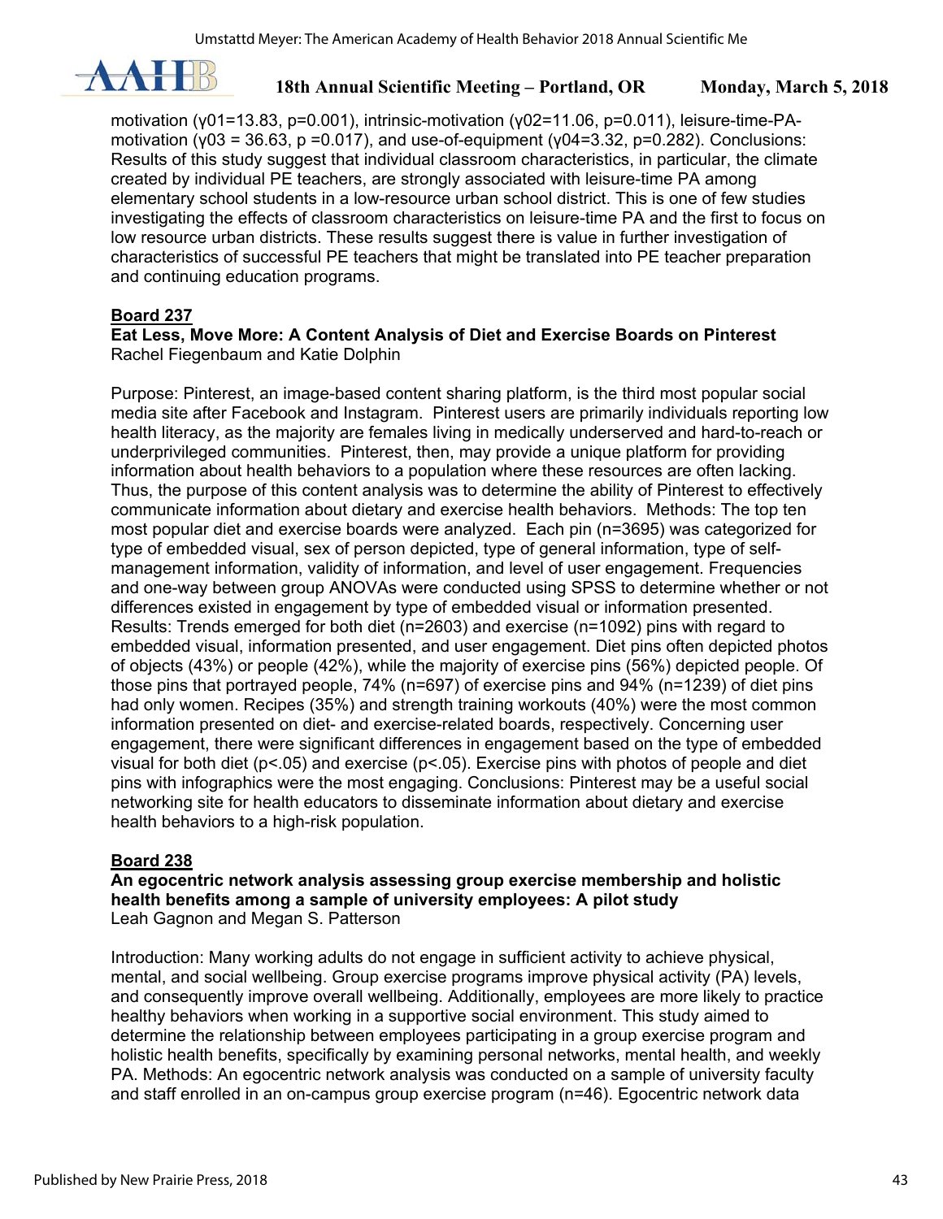motivation ($\gamma_{01}$=13.83, p=0.001), intrinsic-motivation ($\gamma_{02}$=11.06, p=0.011), leisure-time-PA-motivation ($\gamma_{03}$ = 36.63, p =0.017), and use-of-equipment ($\gamma_{04}$=3.32, p=0.282). Conclusions: Results of this study suggest that individual classroom characteristics, in particular, the climate created by individual PE teachers, are strongly associated with leisure-time PA among elementary school students in a low-resource urban school district. This is one of few studies investigating the effects of classroom characteristics on leisure-time PA and the first to focus on low resource urban districts. These results suggest there is value in further investigation of characteristics of successful PE teachers that might be translated into PE teacher preparation and continuing education programs.

**Board 237**

**Eat Less, Move More: A Content Analysis of Diet and Exercise Boards on Pinterest**
Rachel Fiegenbaum and Katie Dolphin

Purpose: Pinterest, an image-based content sharing platform, is the third most popular social media site after Facebook and Instagram. Pinterest users are primarily individuals reporting low health literacy, as the majority are females living in medically underserved and hard-to-reach or underprivileged communities. Pinterest, then, may provide a unique platform for providing information about health behaviors to a population where these resources are often lacking. Thus, the purpose of this content analysis was to determine the ability of Pinterest to effectively communicate information about dietary and exercise health behaviors. Methods: The top ten most popular diet and exercise boards were analyzed. Each pin (n=3695) was categorized for type of embedded visual, sex of person depicted, type of general information, type of self-management information, validity of information, and level of user engagement. Frequencies and one-way between group ANOVAs were conducted using SPSS to determine whether or not differences existed in engagement by type of embedded visual or information presented. Results: Trends emerged for both diet (n=2603) and exercise (n=1092) pins with regard to embedded visual, information presented, and user engagement. Diet pins often depicted photos of objects (43%) or people (42%), while the majority of exercise pins (56%) depicted people. Of those pins that portrayed people, 74% (n=697) of exercise pins and 94% (n=1239) of diet pins had only women. Recipes (35%) and strength training workouts (40%) were the most common information presented on diet- and exercise-related boards, respectively. Concerning user engagement, there were significant differences in engagement based on the type of embedded visual for both diet ($p<.05$) and exercise ($p<.05$). Exercise pins with photos of people and diet pins with infographics were the most engaging. Conclusions: Pinterest may be a useful social networking site for health educators to disseminate information about dietary and exercise health behaviors to a high-risk population.

**Board 238**

**An egocentric network analysis assessing group exercise membership and holistic health benefits among a sample of university employees: A pilot study**
Leah Gagnon and Megan S. Patterson

Introduction: Many working adults do not engage in sufficient activity to achieve physical, mental, and social wellbeing. Group exercise programs improve physical activity (PA) levels, and consequently improve overall wellbeing. Additionally, employees are more likely to practice healthy behaviors when working in a supportive social environment. This study aimed to determine the relationship between employees participating in a group exercise program and holistic health benefits, specifically by examining personal networks, mental health, and weekly PA. Methods: An egocentric network analysis was conducted on a sample of university faculty and staff enrolled in an on-campus group exercise program (n=46). Egocentric network data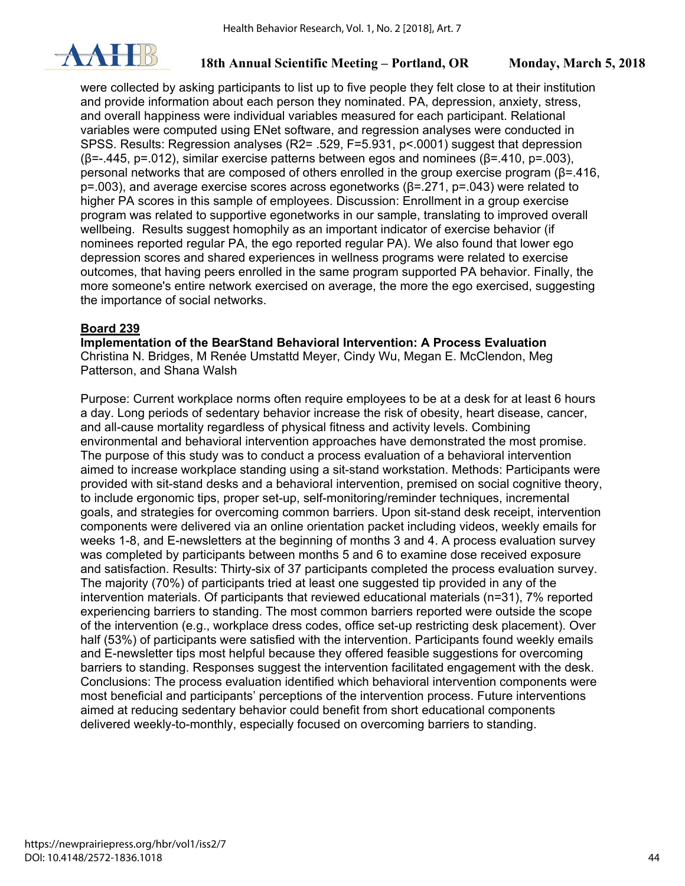were collected by asking participants to list up to five people they felt close to at their institution and provide information about each person they nominated. PA, depression, anxiety, stress, and overall happiness were individual variables measured for each participant. Relational variables were computed using ENet software, and regression analyses were conducted in SPSS. Results: Regression analyses ($R^2$= .529, F=5.931, p<.0001) suggest that depression (β=-.445, p=.012), similar exercise patterns between egos and nominees (β=.410, p=.003), personal networks that are composed of others enrolled in the group exercise program (β=.416, p=.003), and average exercise scores across egonetworks (β=.271, p=.043) were related to higher PA scores in this sample of employees. Discussion: Enrollment in a group exercise program was related to supportive egonetworks in our sample, translating to improved overall wellbeing. Results suggest homophily as an important indicator of exercise behavior (if nominees reported regular PA, the ego reported regular PA). We also found that lower ego depression scores and shared experiences in wellness programs were related to exercise outcomes, that having peers enrolled in the same program supported PA behavior. Finally, the more someone's entire network exercised on average, the more the ego exercised, suggesting the importance of social networks.

**Board 239**

**Implementation of the BearStand Behavioral Intervention: A Process Evaluation**
Christina N. Bridges, M Renée Umstattd Meyer, Cindy Wu, Megan E. McClendon, Meg Patterson, and Shana Walsh

Purpose: Current workplace norms often require employees to be at a desk for at least 6 hours a day. Long periods of sedentary behavior increase the risk of obesity, heart disease, cancer, and all-cause mortality regardless of physical fitness and activity levels. Combining environmental and behavioral intervention approaches have demonstrated the most promise. The purpose of this study was to conduct a process evaluation of a behavioral intervention aimed to increase workplace standing using a sit-stand workstation. Methods: Participants were provided with sit-stand desks and a behavioral intervention, premised on social cognitive theory, to include ergonomic tips, proper set-up, self-monitoring/reminder techniques, incremental goals, and strategies for overcoming common barriers. Upon sit-stand desk receipt, intervention components were delivered via an online orientation packet including videos, weekly emails for weeks 1-8, and E-newsletters at the beginning of months 3 and 4. A process evaluation survey was completed by participants between months 5 and 6 to examine dose received exposure and satisfaction. Results: Thirty-six of 37 participants completed the process evaluation survey. The majority (70%) of participants tried at least one suggested tip provided in any of the intervention materials. Of participants that reviewed educational materials (n=31), 7% reported experiencing barriers to standing. The most common barriers reported were outside the scope of the intervention (e.g., workplace dress codes, office set-up restricting desk placement). Over half (53%) of participants were satisfied with the intervention. Participants found weekly emails and E-newsletter tips most helpful because they offered feasible suggestions for overcoming barriers to standing. Responses suggest the intervention facilitated engagement with the desk. Conclusions: The process evaluation identified which behavioral intervention components were most beneficial and participants' perceptions of the intervention process. Future interventions aimed at reducing sedentary behavior could benefit from short educational components delivered weekly-to-monthly, especially focused on overcoming barriers to standing.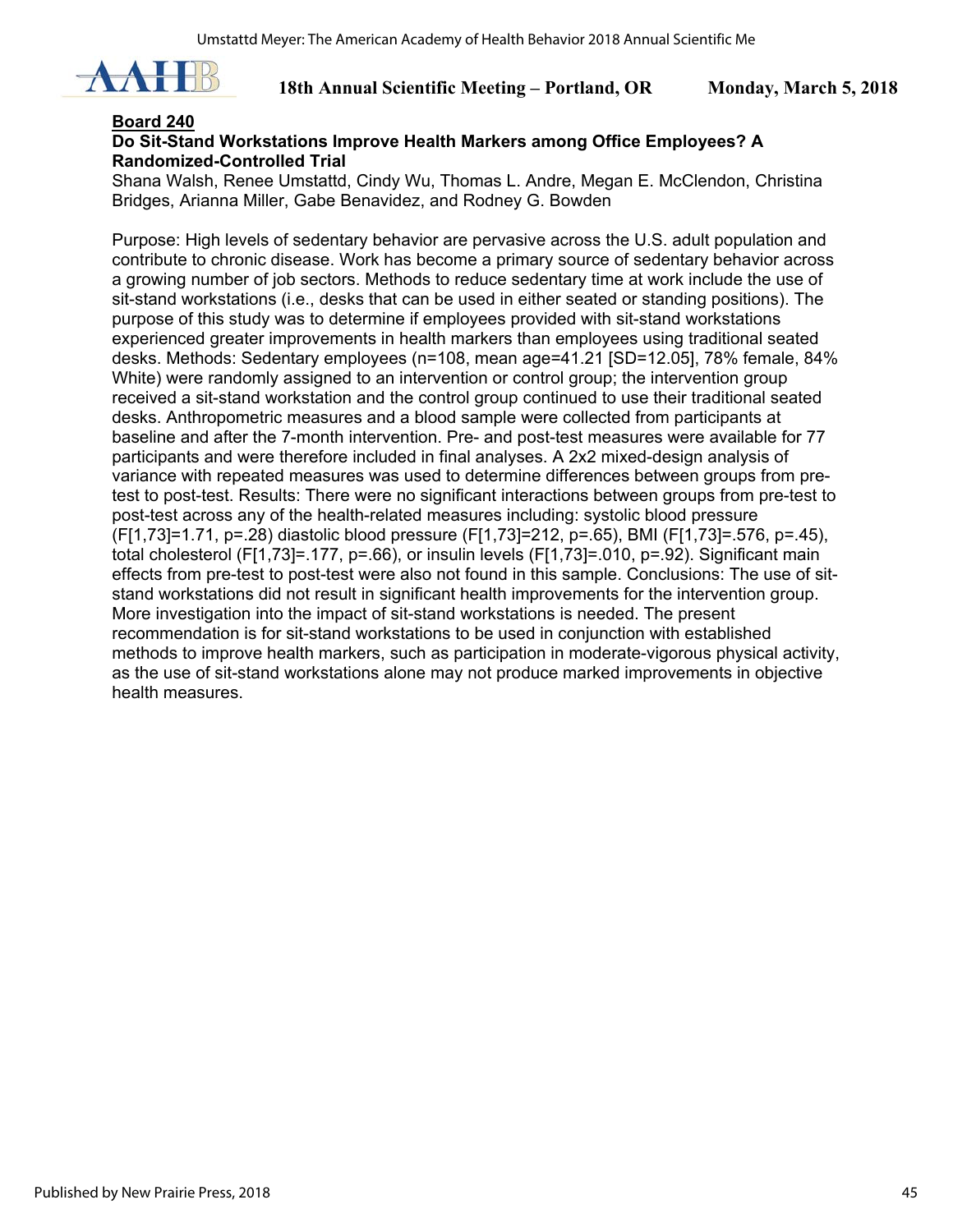**Board 240**

**Do Sit-Stand Workstations Improve Health Markers among Office Employees? A Randomized-Controlled Trial**

Shana Walsh, Renee Umstattd, Cindy Wu, Thomas L. Andre, Megan E. McClendon, Christina Bridges, Arianna Miller, Gabe Benavidez, and Rodney G. Bowden

Purpose: High levels of sedentary behavior are pervasive across the U.S. adult population and contribute to chronic disease. Work has become a primary source of sedentary behavior across a growing number of job sectors. Methods to reduce sedentary time at work include the use of sit-stand workstations (i.e., desks that can be used in either seated or standing positions). The purpose of this study was to determine if employees provided with sit-stand workstations experienced greater improvements in health markers than employees using traditional seated desks. Methods: Sedentary employees (n=108, mean age=41.21 [SD=12.05], 78% female, 84% White) were randomly assigned to an intervention or control group; the intervention group received a sit-stand workstation and the control group continued to use their traditional seated desks. Anthropometric measures and a blood sample were collected from participants at baseline and after the 7-month intervention. Pre- and post-test measures were available for 77 participants and were therefore included in final analyses. A 2x2 mixed-design analysis of variance with repeated measures was used to determine differences between groups from pre-test to post-test. Results: There were no significant interactions between groups from pre-test to post-test across any of the health-related measures including: systolic blood pressure ($F[1,73]=1.71$, $p=.28$) diastolic blood pressure ($F[1,73]=212$, $p=.65$), BMI ($F[1,73]=.576$, $p=.45$), total cholesterol ($F[1,73]=.177$, $p=.66$), or insulin levels ($F[1,73]=.010$, $p=.92$). Significant main effects from pre-test to post-test were also not found in this sample. Conclusions: The use of sit-stand workstations did not result in significant health improvements for the intervention group. More investigation into the impact of sit-stand workstations is needed. The present recommendation is for sit-stand workstations to be used in conjunction with established methods to improve health markers, such as participation in moderate-vigorous physical activity, as the use of sit-stand workstations alone may not produce marked improvements in objective health measures.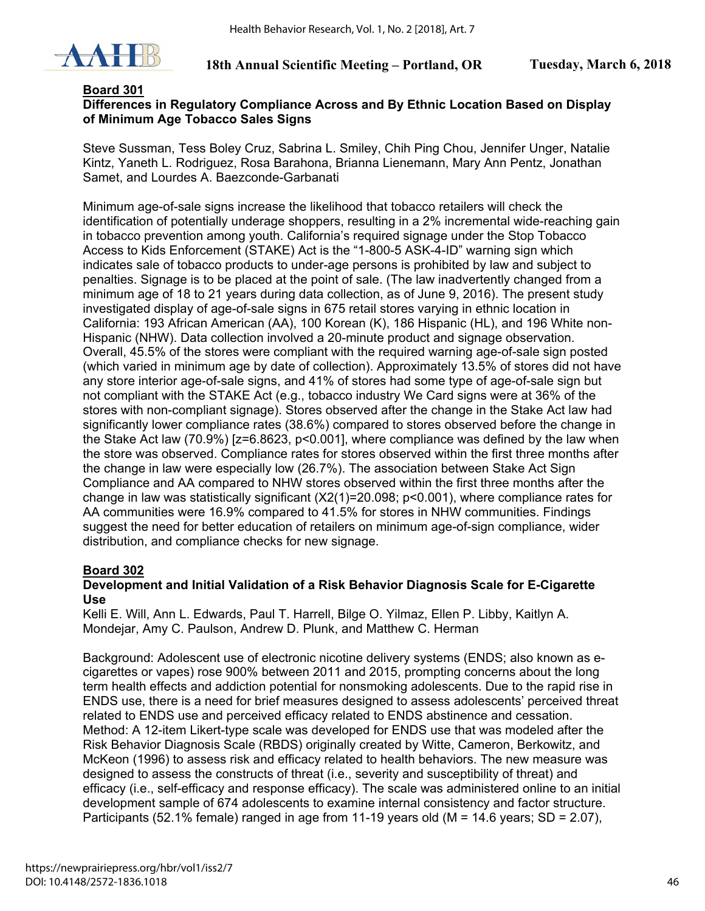## Board 301

### Differences in Regulatory Compliance Across and By Ethnic Location Based on Display of Minimum Age Tobacco Sales Signs

Steve Sussman, Tess Boley Cruz, Sabrina L. Smiley, Chih Ping Chou, Jennifer Unger, Natalie Kintz, Yaneth L. Rodriguez, Rosa Barahona, Brianna Lienemann, Mary Ann Pentz, Jonathan Samet, and Lourdes A. Baezconde-Garbanati

Minimum age-of-sale signs increase the likelihood that tobacco retailers will check the identification of potentially underage shoppers, resulting in a 2% incremental wide-reaching gain in tobacco prevention among youth. California's required signage under the Stop Tobacco Access to Kids Enforcement (STAKE) Act is the "1-800-5 ASK-4-ID" warning sign which indicates sale of tobacco products to under-age persons is prohibited by law and subject to penalties. Signage is to be placed at the point of sale. (The law inadvertently changed from a minimum age of 18 to 21 years during data collection, as of June 9, 2016). The present study investigated display of age-of-sale signs in 675 retail stores varying in ethnic location in California: 193 African American (AA), 100 Korean (K), 186 Hispanic (HL), and 196 White non-Hispanic (NHW). Data collection involved a 20-minute product and signage observation. Overall, 45.5% of the stores were compliant with the required warning age-of-sale sign posted (which varied in minimum age by date of collection). Approximately 13.5% of stores did not have any store interior age-of-sale signs, and 41% of stores had some type of age-of-sale sign but not compliant with the STAKE Act (e.g., tobacco industry We Card signs were at 36% of the stores with non-compliant signage). Stores observed after the change in the Stake Act law had significantly lower compliance rates (38.6%) compared to stores observed before the change in the Stake Act law (70.9%) [$z=6.8623$, $p<0.001$], where compliance was defined by the law when the store was observed. Compliance rates for stores observed within the first three months after the change in law were especially low (26.7%). The association between Stake Act Sign Compliance and AA compared to NHW stores observed within the first three months after the change in law was statistically significant ($X2(1)=20.098$; $p<0.001$), where compliance rates for AA communities were 16.9% compared to 41.5% for stores in NHW communities. Findings suggest the need for better education of retailers on minimum age-of-sign compliance, wider distribution, and compliance checks for new signage.

## Board 302

### Development and Initial Validation of a Risk Behavior Diagnosis Scale for E-Cigarette Use

Kelli E. Will, Ann L. Edwards, Paul T. Harrell, Bilge O. Yilmaz, Ellen P. Libby, Kaitlyn A. Mondejar, Amy C. Paulson, Andrew D. Plunk, and Matthew C. Herman

Background: Adolescent use of electronic nicotine delivery systems (ENDS; also known as e-cigarettes or vapes) rose 900% between 2011 and 2015, prompting concerns about the long term health effects and addiction potential for nonsmoking adolescents. Due to the rapid rise in ENDS use, there is a need for brief measures designed to assess adolescents' perceived threat related to ENDS use and perceived efficacy related to ENDS abstinence and cessation. Method: A 12-item Likert-type scale was developed for ENDS use that was modeled after the Risk Behavior Diagnosis Scale (RBDS) originally created by Witte, Cameron, Berkowitz, and McKeon (1996) to assess risk and efficacy related to health behaviors. The new measure was designed to assess the constructs of threat (i.e., severity and susceptibility of threat) and efficacy (i.e., self-efficacy and response efficacy). The scale was administered online to an initial development sample of 674 adolescents to examine internal consistency and factor structure. Participants (52.1% female) ranged in age from 11-19 years old ($M = 14.6$ years; $SD = 2.07$),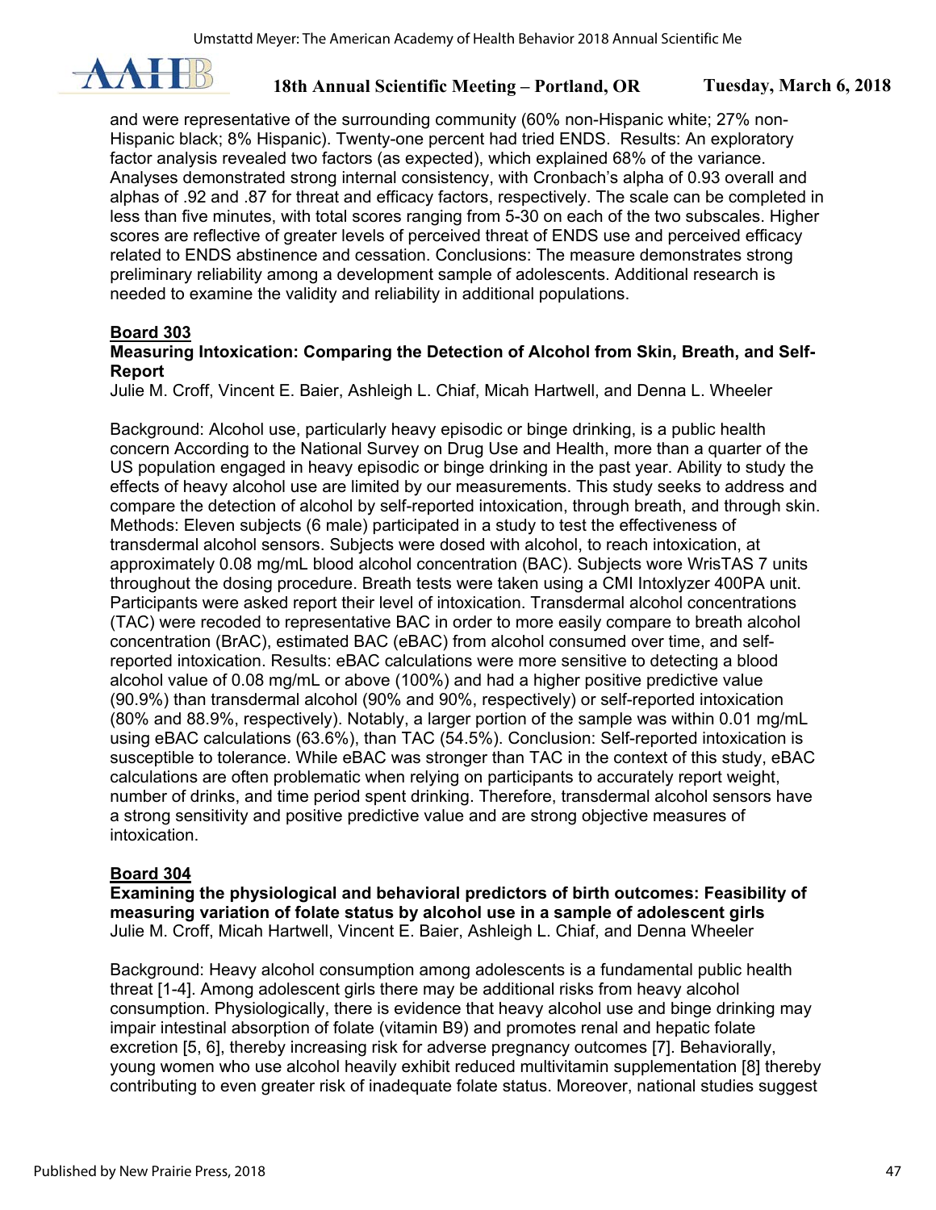and were representative of the surrounding community (60% non-Hispanic white; 27% non-Hispanic black; 8% Hispanic). Twenty-one percent had tried ENDS. Results: An exploratory factor analysis revealed two factors (as expected), which explained 68% of the variance. Analyses demonstrated strong internal consistency, with Cronbach's alpha of 0.93 overall and alphas of .92 and .87 for threat and efficacy factors, respectively. The scale can be completed in less than five minutes, with total scores ranging from 5-30 on each of the two subscales. Higher scores are reflective of greater levels of perceived threat of ENDS use and perceived efficacy related to ENDS abstinence and cessation. Conclusions: The measure demonstrates strong preliminary reliability among a development sample of adolescents. Additional research is needed to examine the validity and reliability in additional populations.

**Board 303**

**Measuring Intoxication: Comparing the Detection of Alcohol from Skin, Breath, and Self-Report**

Julie M. Croff, Vincent E. Baier, Ashleigh L. Chiaf, Micah Hartwell, and Denna L. Wheeler

Background: Alcohol use, particularly heavy episodic or binge drinking, is a public health concern According to the National Survey on Drug Use and Health, more than a quarter of the US population engaged in heavy episodic or binge drinking in the past year. Ability to study the effects of heavy alcohol use are limited by our measurements. This study seeks to address and compare the detection of alcohol by self-reported intoxication, through breath, and through skin. Methods: Eleven subjects (6 male) participated in a study to test the effectiveness of transdermal alcohol sensors. Subjects were dosed with alcohol, to reach intoxication, at approximately 0.08 mg/mL blood alcohol concentration (BAC). Subjects wore WrisTAS 7 units throughout the dosing procedure. Breath tests were taken using a CMI Intoxlyzer 400PA unit. Participants were asked report their level of intoxication. Transdermal alcohol concentrations (TAC) were recoded to representative BAC in order to more easily compare to breath alcohol concentration (BrAC), estimated BAC (eBAC) from alcohol consumed over time, and self-reported intoxication. Results: eBAC calculations were more sensitive to detecting a blood alcohol value of 0.08 mg/mL or above (100%) and had a higher positive predictive value (90.9%) than transdermal alcohol (90% and 90%, respectively) or self-reported intoxication (80% and 88.9%, respectively). Notably, a larger portion of the sample was within 0.01 mg/mL using eBAC calculations (63.6%), than TAC (54.5%). Conclusion: Self-reported intoxication is susceptible to tolerance. While eBAC was stronger than TAC in the context of this study, eBAC calculations are often problematic when relying on participants to accurately report weight, number of drinks, and time period spent drinking. Therefore, transdermal alcohol sensors have a strong sensitivity and positive predictive value and are strong objective measures of intoxication.

**Board 304**

**Examining the physiological and behavioral predictors of birth outcomes: Feasibility of measuring variation of folate status by alcohol use in a sample of adolescent girls**

Julie M. Croff, Micah Hartwell, Vincent E. Baier, Ashleigh L. Chiaf, and Denna Wheeler

Background: Heavy alcohol consumption among adolescents is a fundamental public health threat [1-4]. Among adolescent girls there may be additional risks from heavy alcohol consumption. Physiologically, there is evidence that heavy alcohol use and binge drinking may impair intestinal absorption of folate (vitamin B9) and promotes renal and hepatic folate excretion [5, 6], thereby increasing risk for adverse pregnancy outcomes [7]. Behaviorally, young women who use alcohol heavily exhibit reduced multivitamin supplementation [8] thereby contributing to even greater risk of inadequate folate status. Moreover, national studies suggest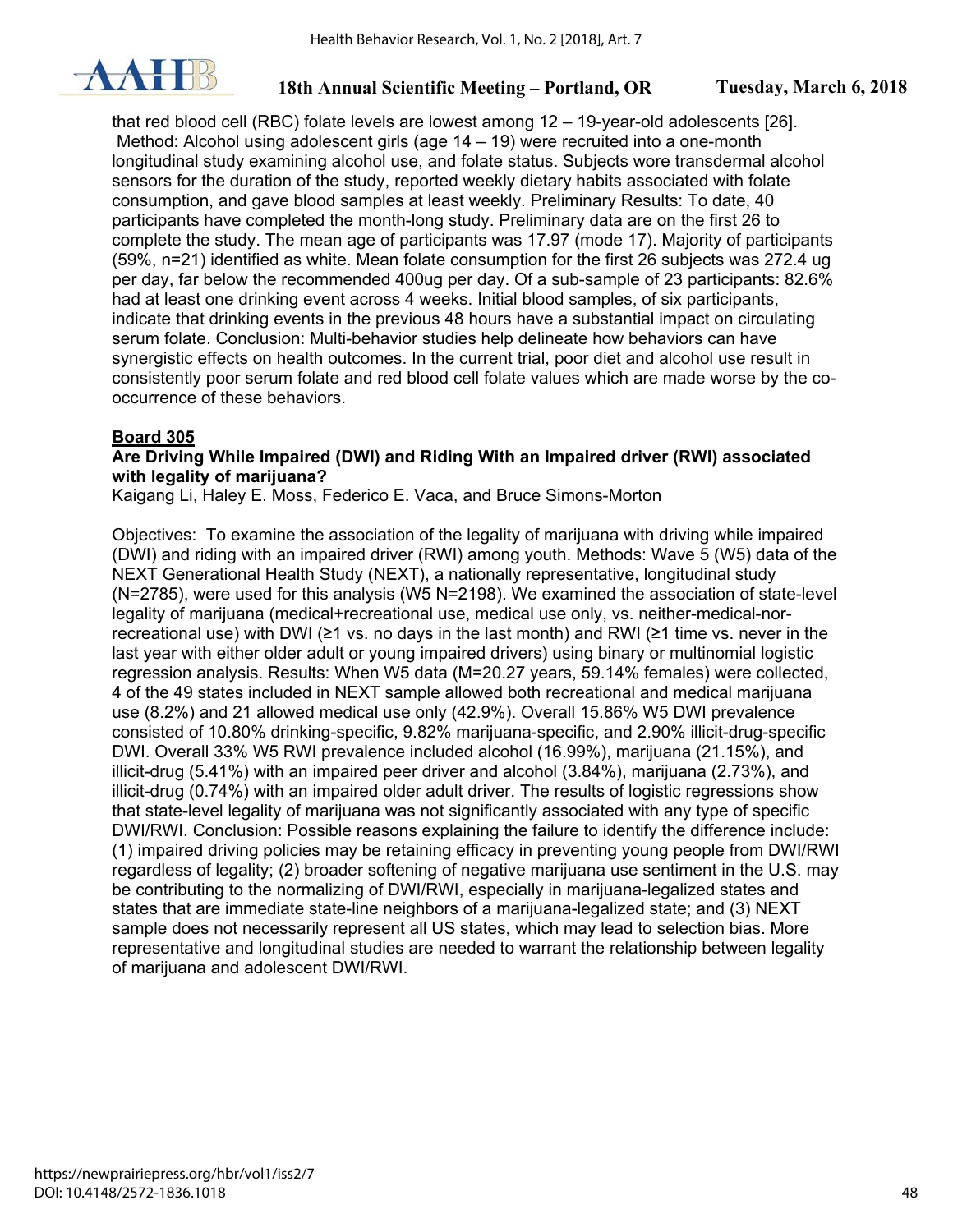that red blood cell (RBC) folate levels are lowest among 12 – 19-year-old adolescents [26]. Method: Alcohol using adolescent girls (age 14 – 19) were recruited into a one-month longitudinal study examining alcohol use, and folate status. Subjects wore transdermal alcohol sensors for the duration of the study, reported weekly dietary habits associated with folate consumption, and gave blood samples at least weekly. Preliminary Results: To date, 40 participants have completed the month-long study. Preliminary data are on the first 26 to complete the study. The mean age of participants was 17.97 (mode 17). Majority of participants (59%, n=21) identified as white. Mean folate consumption for the first 26 subjects was 272.4 ug per day, far below the recommended 400ug per day. Of a sub-sample of 23 participants: 82.6% had at least one drinking event across 4 weeks. Initial blood samples, of six participants, indicate that drinking events in the previous 48 hours have a substantial impact on circulating serum folate. Conclusion: Multi-behavior studies help delineate how behaviors can have synergistic effects on health outcomes. In the current trial, poor diet and alcohol use result in consistently poor serum folate and red blood cell folate values which are made worse by the co-occurrence of these behaviors.

**Board 305**

**Are Driving While Impaired (DWI) and Riding With an Impaired driver (RWI) associated with legality of marijuana?**

Kaigang Li, Haley E. Moss, Federico E. Vaca, and Bruce Simons-Morton

Objectives: To examine the association of the legality of marijuana with driving while impaired (DWI) and riding with an impaired driver (RWI) among youth. Methods: Wave 5 (W5) data of the NEXT Generational Health Study (NEXT), a nationally representative, longitudinal study (N=2785), were used for this analysis (W5 N=2198). We examined the association of state-level legality of marijuana (medical+recreational use, medical use only, vs. neither-medical-nor-recreational use) with DWI (≥1 vs. no days in the last month) and RWI (≥1 time vs. never in the last year with either older adult or young impaired drivers) using binary or multinomial logistic regression analysis. Results: When W5 data (M=20.27 years, 59.14% females) were collected, 4 of the 49 states included in NEXT sample allowed both recreational and medical marijuana use (8.2%) and 21 allowed medical use only (42.9%). Overall 15.86% W5 DWI prevalence consisted of 10.80% drinking-specific, 9.82% marijuana-specific, and 2.90% illicit-drug-specific DWI. Overall 33% W5 RWI prevalence included alcohol (16.99%), marijuana (21.15%), and illicit-drug (5.41%) with an impaired peer driver and alcohol (3.84%), marijuana (2.73%), and illicit-drug (0.74%) with an impaired older adult driver. The results of logistic regressions show that state-level legality of marijuana was not significantly associated with any type of specific DWI/RWI. Conclusion: Possible reasons explaining the failure to identify the difference include: (1) impaired driving policies may be retaining efficacy in preventing young people from DWI/RWI regardless of legality; (2) broader softening of negative marijuana use sentiment in the U.S. may be contributing to the normalizing of DWI/RWI, especially in marijuana-legalized states and states that are immediate state-line neighbors of a marijuana-legalized state; and (3) NEXT sample does not necessarily represent all US states, which may lead to selection bias. More representative and longitudinal studies are needed to warrant the relationship between legality of marijuana and adolescent DWI/RWI.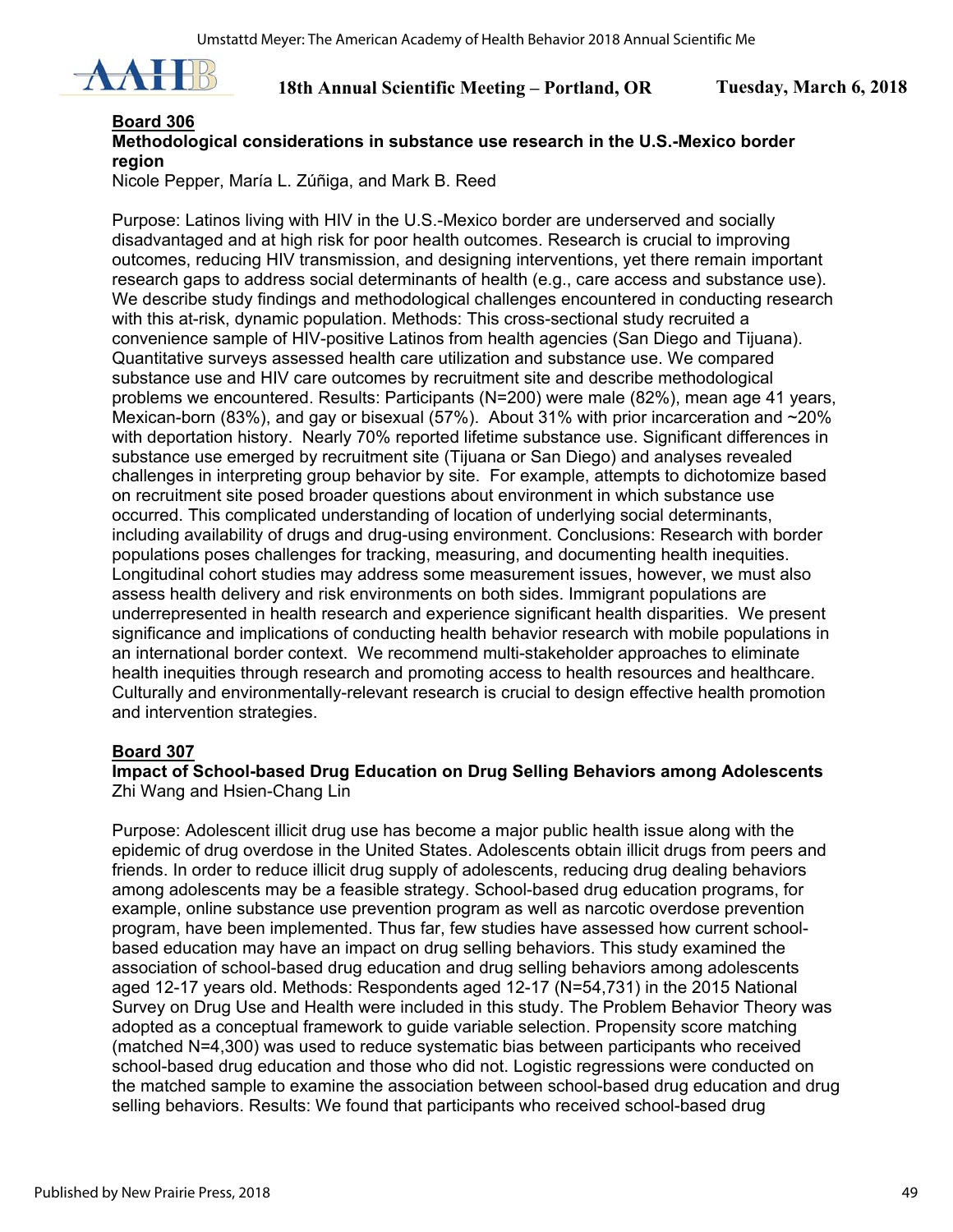**Board 306**

**Methodological considerations in substance use research in the U.S.-Mexico border region**

Nicole Pepper, María L. Zúñiga, and Mark B. Reed

Purpose: Latinos living with HIV in the U.S.-Mexico border are underserved and socially disadvantaged and at high risk for poor health outcomes. Research is crucial to improving outcomes, reducing HIV transmission, and designing interventions, yet there remain important research gaps to address social determinants of health (e.g., care access and substance use). We describe study findings and methodological challenges encountered in conducting research with this at-risk, dynamic population. Methods: This cross-sectional study recruited a convenience sample of HIV-positive Latinos from health agencies (San Diego and Tijuana). Quantitative surveys assessed health care utilization and substance use. We compared substance use and HIV care outcomes by recruitment site and describe methodological problems we encountered. Results: Participants (N=200) were male (82%), mean age 41 years, Mexican-born (83%), and gay or bisexual (57%). About 31% with prior incarceration and ~20% with deportation history. Nearly 70% reported lifetime substance use. Significant differences in substance use emerged by recruitment site (Tijuana or San Diego) and analyses revealed challenges in interpreting group behavior by site. For example, attempts to dichotomize based on recruitment site posed broader questions about environment in which substance use occurred. This complicated understanding of location of underlying social determinants, including availability of drugs and drug-using environment. Conclusions: Research with border populations poses challenges for tracking, measuring, and documenting health inequities. Longitudinal cohort studies may address some measurement issues, however, we must also assess health delivery and risk environments on both sides. Immigrant populations are underrepresented in health research and experience significant health disparities. We present significance and implications of conducting health behavior research with mobile populations in an international border context. We recommend multi-stakeholder approaches to eliminate health inequities through research and promoting access to health resources and healthcare. Culturally and environmentally-relevant research is crucial to design effective health promotion and intervention strategies.

**Board 307**

**Impact of School-based Drug Education on Drug Selling Behaviors among Adolescents**

Zhi Wang and Hsien-Chang Lin

Purpose: Adolescent illicit drug use has become a major public health issue along with the epidemic of drug overdose in the United States. Adolescents obtain illicit drugs from peers and friends. In order to reduce illicit drug supply of adolescents, reducing drug dealing behaviors among adolescents may be a feasible strategy. School-based drug education programs, for example, online substance use prevention program as well as narcotic overdose prevention program, have been implemented. Thus far, few studies have assessed how current school-based education may have an impact on drug selling behaviors. This study examined the association of school-based drug education and drug selling behaviors among adolescents aged 12-17 years old. Methods: Respondents aged 12-17 (N=54,731) in the 2015 National Survey on Drug Use and Health were included in this study. The Problem Behavior Theory was adopted as a conceptual framework to guide variable selection. Propensity score matching (matched N=4,300) was used to reduce systematic bias between participants who received school-based drug education and those who did not. Logistic regressions were conducted on the matched sample to examine the association between school-based drug education and drug selling behaviors. Results: We found that participants who received school-based drug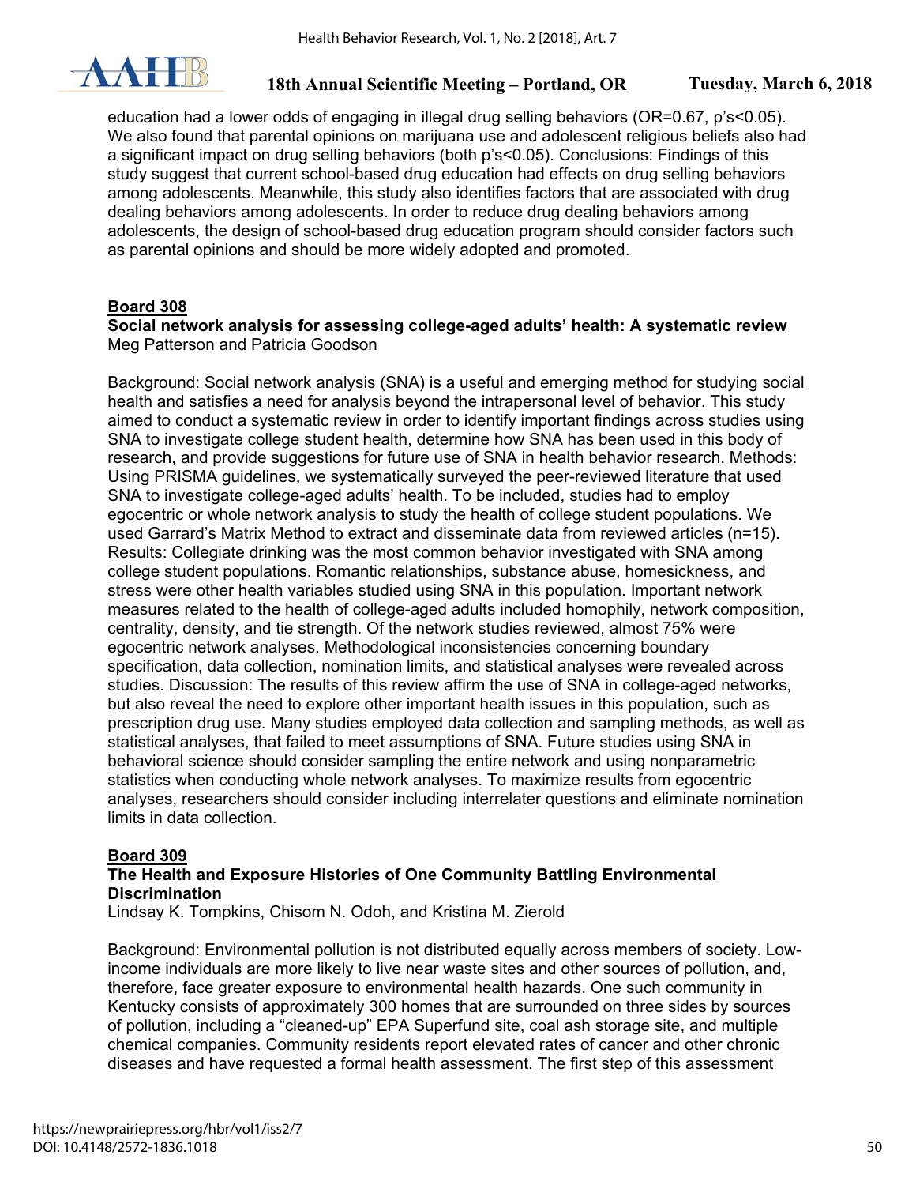education had a lower odds of engaging in illegal drug selling behaviors (OR=0.67, p's<0.05). We also found that parental opinions on marijuana use and adolescent religious beliefs also had a significant impact on drug selling behaviors (both p's<0.05). Conclusions: Findings of this study suggest that current school-based drug education had effects on drug selling behaviors among adolescents. Meanwhile, this study also identifies factors that are associated with drug dealing behaviors among adolescents. In order to reduce drug dealing behaviors among adolescents, the design of school-based drug education program should consider factors such as parental opinions and should be more widely adopted and promoted.

### Board 308

**Social network analysis for assessing college-aged adults' health: A systematic review**
Meg Patterson and Patricia Goodson

Background: Social network analysis (SNA) is a useful and emerging method for studying social health and satisfies a need for analysis beyond the intrapersonal level of behavior. This study aimed to conduct a systematic review in order to identify important findings across studies using SNA to investigate college student health, determine how SNA has been used in this body of research, and provide suggestions for future use of SNA in health behavior research. Methods: Using PRISMA guidelines, we systematically surveyed the peer-reviewed literature that used SNA to investigate college-aged adults' health. To be included, studies had to employ egocentric or whole network analysis to study the health of college student populations. We used Garrard's Matrix Method to extract and disseminate data from reviewed articles (n=15). Results: Collegiate drinking was the most common behavior investigated with SNA among college student populations. Romantic relationships, substance abuse, homesickness, and stress were other health variables studied using SNA in this population. Important network measures related to the health of college-aged adults included homophily, network composition, centrality, density, and tie strength. Of the network studies reviewed, almost 75% were egocentric network analyses. Methodological inconsistencies concerning boundary specification, data collection, nomination limits, and statistical analyses were revealed across studies. Discussion: The results of this review affirm the use of SNA in college-aged networks, but also reveal the need to explore other important health issues in this population, such as prescription drug use. Many studies employed data collection and sampling methods, as well as statistical analyses, that failed to meet assumptions of SNA. Future studies using SNA in behavioral science should consider sampling the entire network and using nonparametric statistics when conducting whole network analyses. To maximize results from egocentric analyses, researchers should consider including interrelater questions and eliminate nomination limits in data collection.

### Board 309

**The Health and Exposure Histories of One Community Battling Environmental Discrimination**
Lindsay K. Tompkins, Chisom N. Odoh, and Kristina M. Zierold

Background: Environmental pollution is not distributed equally across members of society. Low-income individuals are more likely to live near waste sites and other sources of pollution, and, therefore, face greater exposure to environmental health hazards. One such community in Kentucky consists of approximately 300 homes that are surrounded on three sides by sources of pollution, including a "cleaned-up" EPA Superfund site, coal ash storage site, and multiple chemical companies. Community residents report elevated rates of cancer and other chronic diseases and have requested a formal health assessment. The first step of this assessment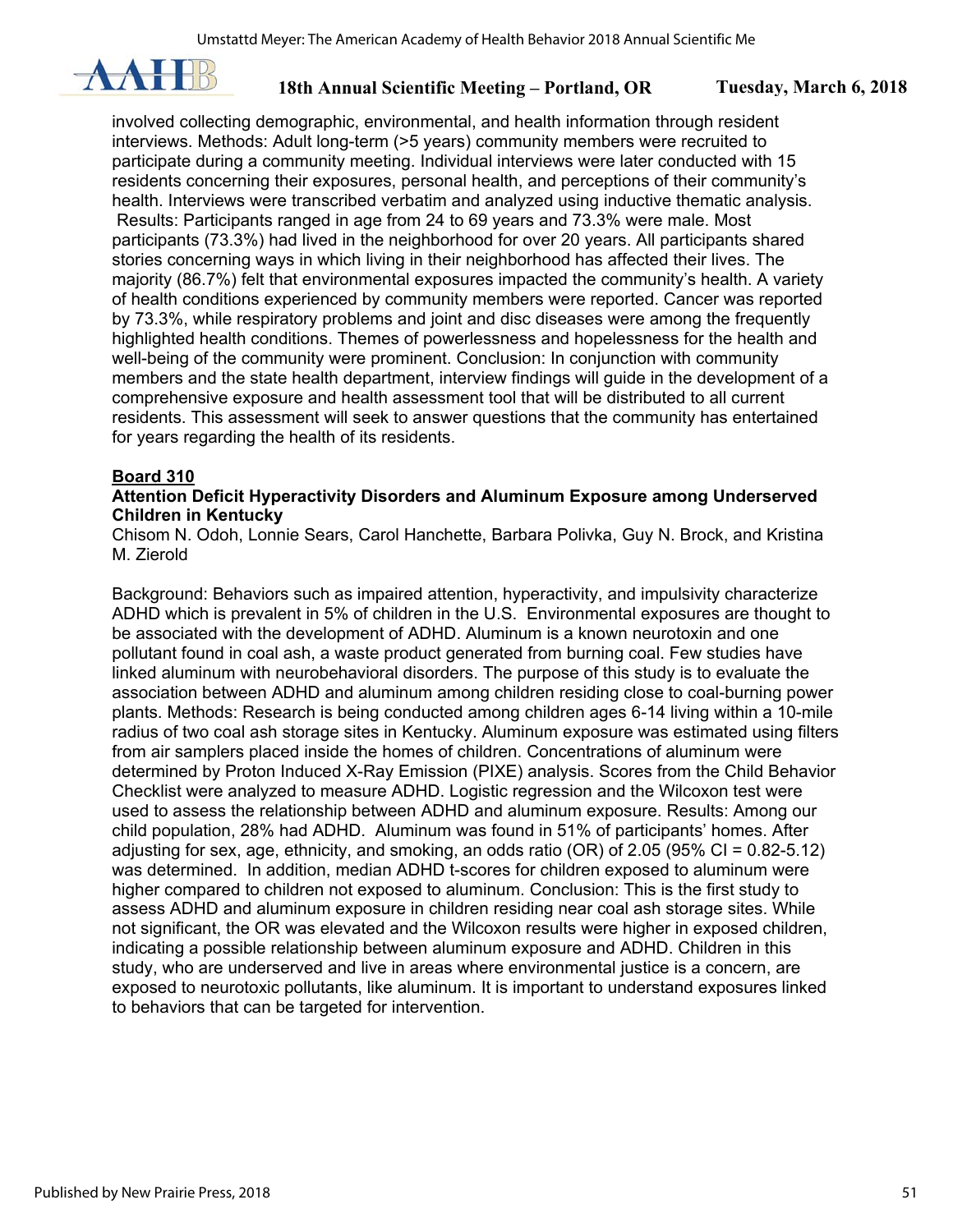involved collecting demographic, environmental, and health information through resident interviews. Methods: Adult long-term (>5 years) community members were recruited to participate during a community meeting. Individual interviews were later conducted with 15 residents concerning their exposures, personal health, and perceptions of their community's health. Interviews were transcribed verbatim and analyzed using inductive thematic analysis. Results: Participants ranged in age from 24 to 69 years and 73.3% were male. Most participants (73.3%) had lived in the neighborhood for over 20 years. All participants shared stories concerning ways in which living in their neighborhood has affected their lives. The majority (86.7%) felt that environmental exposures impacted the community's health. A variety of health conditions experienced by community members were reported. Cancer was reported by 73.3%, while respiratory problems and joint and disc diseases were among the frequently highlighted health conditions. Themes of powerlessness and hopelessness for the health and well-being of the community were prominent. Conclusion: In conjunction with community members and the state health department, interview findings will guide in the development of a comprehensive exposure and health assessment tool that will be distributed to all current residents. This assessment will seek to answer questions that the community has entertained for years regarding the health of its residents.

**Board 310**

**Attention Deficit Hyperactivity Disorders and Aluminum Exposure among Underserved Children in Kentucky**

Chisom N. Odoh, Lonnie Sears, Carol Hanchette, Barbara Polivka, Guy N. Brock, and Kristina M. Zierold

Background: Behaviors such as impaired attention, hyperactivity, and impulsivity characterize ADHD which is prevalent in 5% of children in the U.S. Environmental exposures are thought to be associated with the development of ADHD. Aluminum is a known neurotoxin and one pollutant found in coal ash, a waste product generated from burning coal. Few studies have linked aluminum with neurobehavioral disorders. The purpose of this study is to evaluate the association between ADHD and aluminum among children residing close to coal-burning power plants. Methods: Research is being conducted among children ages 6-14 living within a 10-mile radius of two coal ash storage sites in Kentucky. Aluminum exposure was estimated using filters from air samplers placed inside the homes of children. Concentrations of aluminum were determined by Proton Induced X-Ray Emission (PIXE) analysis. Scores from the Child Behavior Checklist were analyzed to measure ADHD. Logistic regression and the Wilcoxon test were used to assess the relationship between ADHD and aluminum exposure. Results: Among our child population, 28% had ADHD. Aluminum was found in 51% of participants' homes. After adjusting for sex, age, ethnicity, and smoking, an odds ratio (OR) of 2.05 (95% CI = 0.82-5.12) was determined. In addition, median ADHD t-scores for children exposed to aluminum were higher compared to children not exposed to aluminum. Conclusion: This is the first study to assess ADHD and aluminum exposure in children residing near coal ash storage sites. While not significant, the OR was elevated and the Wilcoxon results were higher in exposed children, indicating a possible relationship between aluminum exposure and ADHD. Children in this study, who are underserved and live in areas where environmental justice is a concern, are exposed to neurotoxic pollutants, like aluminum. It is important to understand exposures linked to behaviors that can be targeted for intervention.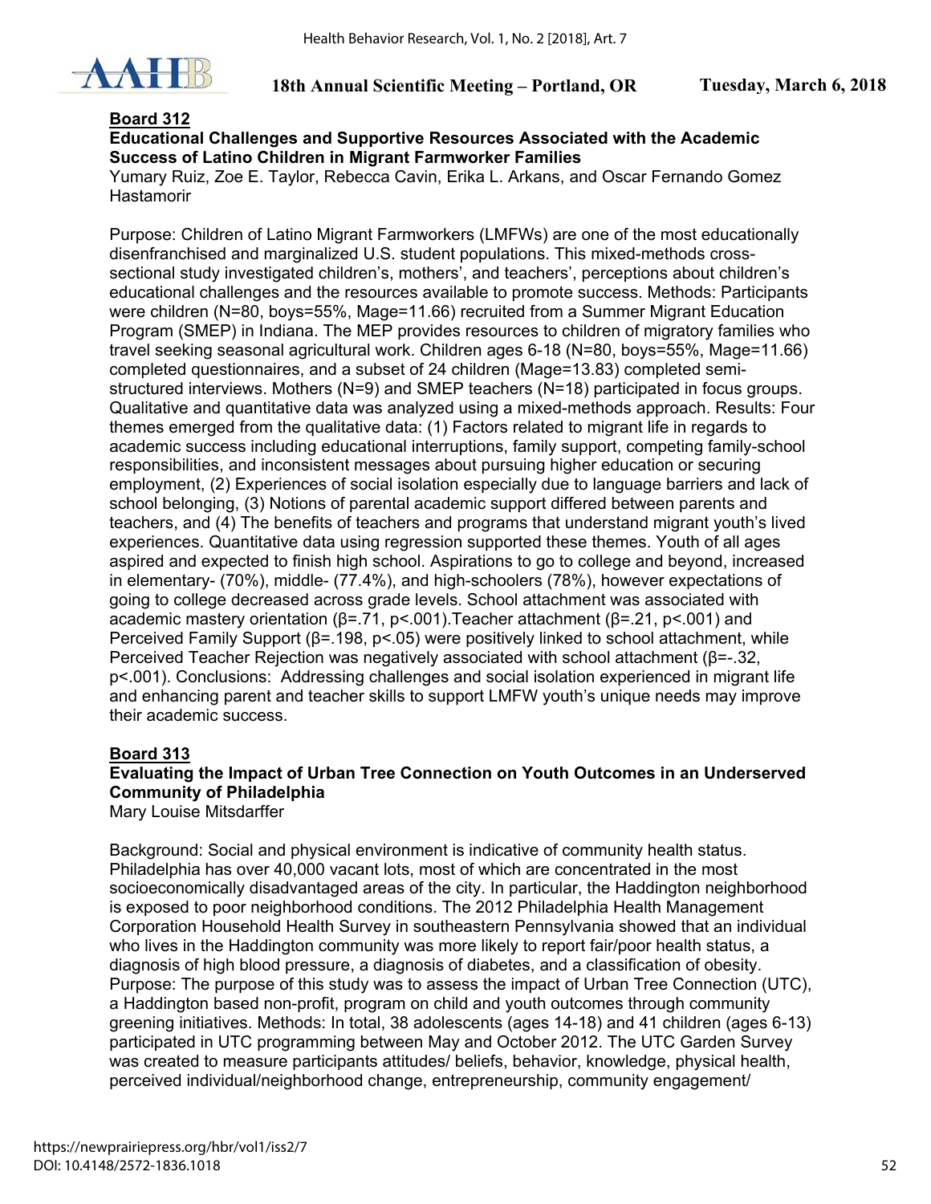**Board 312**

**Educational Challenges and Supportive Resources Associated with the Academic Success of Latino Children in Migrant Farmworker Families**

Yumary Ruiz, Zoe E. Taylor, Rebecca Cavin, Erika L. Arkans, and Oscar Fernando Gomez Hastamorir

Purpose: Children of Latino Migrant Farmworkers (LMFWs) are one of the most educationally disenfranchised and marginalized U.S. student populations. This mixed-methods cross-sectional study investigated children's, mothers', and teachers', perceptions about children's educational challenges and the resources available to promote success. Methods: Participants were children (N=80, boys=55%, Mage=11.66) recruited from a Summer Migrant Education Program (SMEP) in Indiana. The MEP provides resources to children of migratory families who travel seeking seasonal agricultural work. Children ages 6-18 (N=80, boys=55%, Mage=11.66) completed questionnaires, and a subset of 24 children (Mage=13.83) completed semi-structured interviews. Mothers (N=9) and SMEP teachers (N=18) participated in focus groups. Qualitative and quantitative data was analyzed using a mixed-methods approach. Results: Four themes emerged from the qualitative data: (1) Factors related to migrant life in regards to academic success including educational interruptions, family support, competing family-school responsibilities, and inconsistent messages about pursuing higher education or securing employment, (2) Experiences of social isolation especially due to language barriers and lack of school belonging, (3) Notions of parental academic support differed between parents and teachers, and (4) The benefits of teachers and programs that understand migrant youth's lived experiences. Quantitative data using regression supported these themes. Youth of all ages aspired and expected to finish high school. Aspirations to go to college and beyond, increased in elementary- (70%), middle- (77.4%), and high-schoolers (78%), however expectations of going to college decreased across grade levels. School attachment was associated with academic mastery orientation ($\beta=.71$, $p<.001$).Teacher attachment ($\beta=.21$, $p<.001$) and Perceived Family Support ($\beta=.198$, $p<.05$) were positively linked to school attachment, while Perceived Teacher Rejection was negatively associated with school attachment ($\beta=-.32$, $p<.001$). Conclusions: Addressing challenges and social isolation experienced in migrant life and enhancing parent and teacher skills to support LMFW youth's unique needs may improve their academic success.

**Board 313**

**Evaluating the Impact of Urban Tree Connection on Youth Outcomes in an Underserved Community of Philadelphia**

Mary Louise Mitsdarffer

Background: Social and physical environment is indicative of community health status. Philadelphia has over 40,000 vacant lots, most of which are concentrated in the most socioeconomically disadvantaged areas of the city. In particular, the Haddington neighborhood is exposed to poor neighborhood conditions. The 2012 Philadelphia Health Management Corporation Household Health Survey in southeastern Pennsylvania showed that an individual who lives in the Haddington community was more likely to report fair/poor health status, a diagnosis of high blood pressure, a diagnosis of diabetes, and a classification of obesity. Purpose: The purpose of this study was to assess the impact of Urban Tree Connection (UTC), a Haddington based non-profit, program on child and youth outcomes through community greening initiatives. Methods: In total, 38 adolescents (ages 14-18) and 41 children (ages 6-13) participated in UTC programming between May and October 2012. The UTC Garden Survey was created to measure participants attitudes/ beliefs, behavior, knowledge, physical health, perceived individual/neighborhood change, entrepreneurship, community engagement/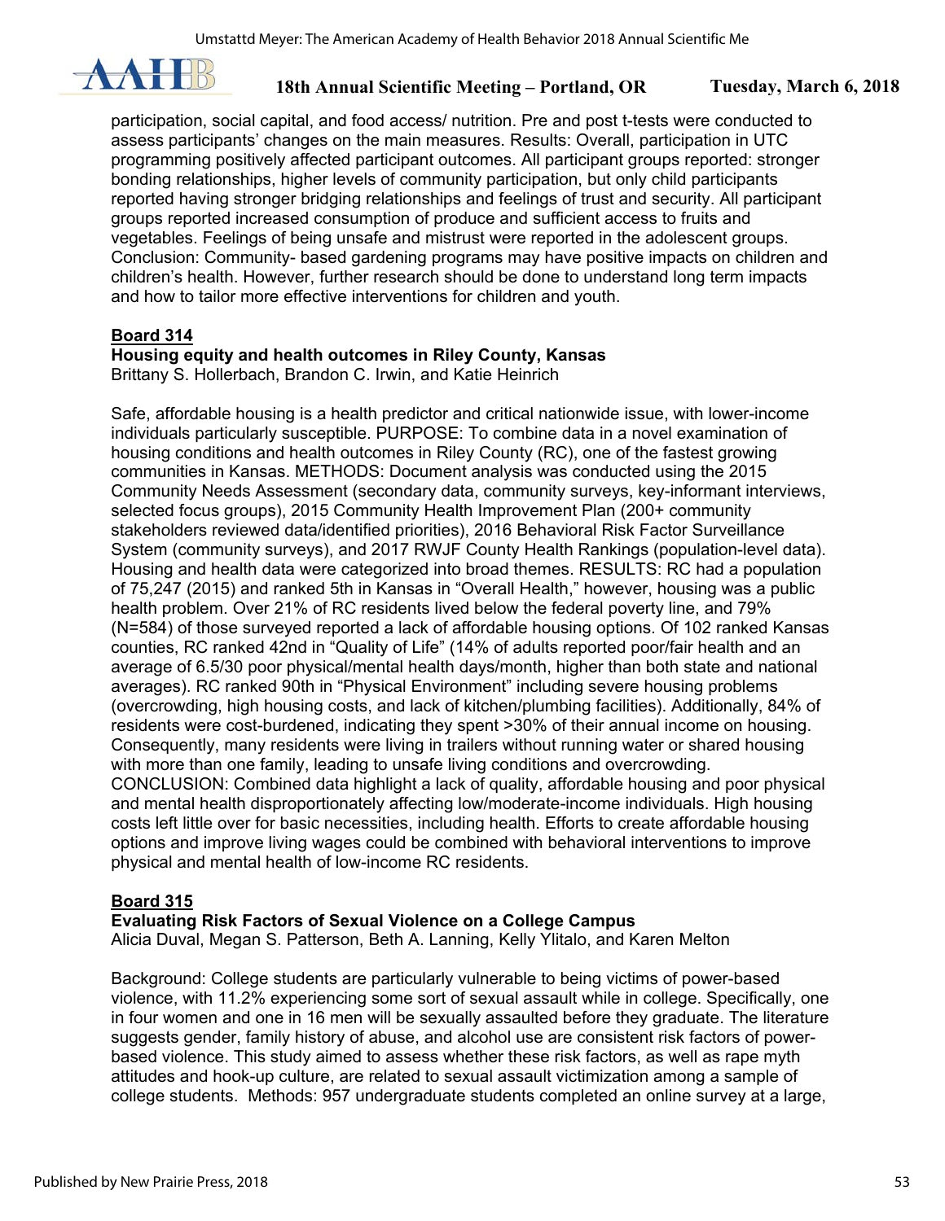participation, social capital, and food access/ nutrition. Pre and post t-tests were conducted to assess participants' changes on the main measures. Results: Overall, participation in UTC programming positively affected participant outcomes. All participant groups reported: stronger bonding relationships, higher levels of community participation, but only child participants reported having stronger bridging relationships and feelings of trust and security. All participant groups reported increased consumption of produce and sufficient access to fruits and vegetables. Feelings of being unsafe and mistrust were reported in the adolescent groups. Conclusion: Community- based gardening programs may have positive impacts on children and children's health. However, further research should be done to understand long term impacts and how to tailor more effective interventions for children and youth.

**Board 314**

**Housing equity and health outcomes in Riley County, Kansas**

Brittany S. Hollerbach, Brandon C. Irwin, and Katie Heinrich

Safe, affordable housing is a health predictor and critical nationwide issue, with lower-income individuals particularly susceptible. PURPOSE: To combine data in a novel examination of housing conditions and health outcomes in Riley County (RC), one of the fastest growing communities in Kansas. METHODS: Document analysis was conducted using the 2015 Community Needs Assessment (secondary data, community surveys, key-informant interviews, selected focus groups), 2015 Community Health Improvement Plan (200+ community stakeholders reviewed data/identified priorities), 2016 Behavioral Risk Factor Surveillance System (community surveys), and 2017 RWJF County Health Rankings (population-level data). Housing and health data were categorized into broad themes. RESULTS: RC had a population of 75,247 (2015) and ranked 5th in Kansas in "Overall Health," however, housing was a public health problem. Over 21% of RC residents lived below the federal poverty line, and 79% (N=584) of those surveyed reported a lack of affordable housing options. Of 102 ranked Kansas counties, RC ranked 42nd in "Quality of Life" (14% of adults reported poor/fair health and an average of 6.5/30 poor physical/mental health days/month, higher than both state and national averages). RC ranked 90th in "Physical Environment" including severe housing problems (overcrowding, high housing costs, and lack of kitchen/plumbing facilities). Additionally, 84% of residents were cost-burdened, indicating they spent >30% of their annual income on housing. Consequently, many residents were living in trailers without running water or shared housing with more than one family, leading to unsafe living conditions and overcrowding. CONCLUSION: Combined data highlight a lack of quality, affordable housing and poor physical and mental health disproportionately affecting low/moderate-income individuals. High housing costs left little over for basic necessities, including health. Efforts to create affordable housing options and improve living wages could be combined with behavioral interventions to improve physical and mental health of low-income RC residents.

**Board 315**

**Evaluating Risk Factors of Sexual Violence on a College Campus**

Alicia Duval, Megan S. Patterson, Beth A. Lanning, Kelly Ylitalo, and Karen Melton

Background: College students are particularly vulnerable to being victims of power-based violence, with 11.2% experiencing some sort of sexual assault while in college. Specifically, one in four women and one in 16 men will be sexually assaulted before they graduate. The literature suggests gender, family history of abuse, and alcohol use are consistent risk factors of power-based violence. This study aimed to assess whether these risk factors, as well as rape myth attitudes and hook-up culture, are related to sexual assault victimization among a sample of college students. Methods: 957 undergraduate students completed an online survey at a large,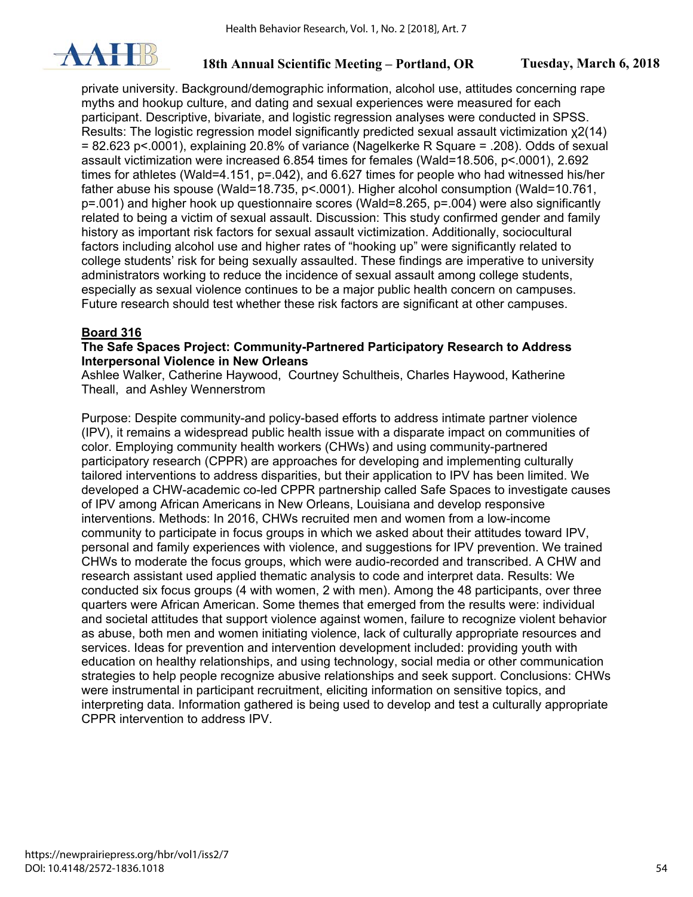private university. Background/demographic information, alcohol use, attitudes concerning rape myths and hookup culture, and dating and sexual experiences were measured for each participant. Descriptive, bivariate, and logistic regression analyses were conducted in SPSS. Results: The logistic regression model significantly predicted sexual assault victimization $\chi^2(14) = 82.623$ $p<.0001$), explaining 20.8% of variance (Nagelkerke R Square = .208). Odds of sexual assault victimization were increased 6.854 times for females (Wald=18.506, $p<.0001$), 2.692 times for athletes (Wald=4.151, $p=.042$), and 6.627 times for people who had witnessed his/her father abuse his spouse (Wald=18.735, $p<.0001$). Higher alcohol consumption (Wald=10.761, $p=.001$) and higher hook up questionnaire scores (Wald=8.265, $p=.004$) were also significantly related to being a victim of sexual assault. Discussion: This study confirmed gender and family history as important risk factors for sexual assault victimization. Additionally, sociocultural factors including alcohol use and higher rates of "hooking up" were significantly related to college students' risk for being sexually assaulted. These findings are imperative to university administrators working to reduce the incidence of sexual assault among college students, especially as sexual violence continues to be a major public health concern on campuses. Future research should test whether these risk factors are significant at other campuses.

**Board 316**

**The Safe Spaces Project: Community-Partnered Participatory Research to Address Interpersonal Violence in New Orleans**

Ashlee Walker, Catherine Haywood, Courtney Schultheis, Charles Haywood, Katherine Theall, and Ashley Wennerstrom

Purpose: Despite community-and policy-based efforts to address intimate partner violence (IPV), it remains a widespread public health issue with a disparate impact on communities of color. Employing community health workers (CHWs) and using community-partnered participatory research (CPPR) are approaches for developing and implementing culturally tailored interventions to address disparities, but their application to IPV has been limited. We developed a CHW-academic co-led CPPR partnership called Safe Spaces to investigate causes of IPV among African Americans in New Orleans, Louisiana and develop responsive interventions. Methods: In 2016, CHWs recruited men and women from a low-income community to participate in focus groups in which we asked about their attitudes toward IPV, personal and family experiences with violence, and suggestions for IPV prevention. We trained CHWs to moderate the focus groups, which were audio-recorded and transcribed. A CHW and research assistant used applied thematic analysis to code and interpret data. Results: We conducted six focus groups (4 with women, 2 with men). Among the 48 participants, over three quarters were African American. Some themes that emerged from the results were: individual and societal attitudes that support violence against women, failure to recognize violent behavior as abuse, both men and women initiating violence, lack of culturally appropriate resources and services. Ideas for prevention and intervention development included: providing youth with education on healthy relationships, and using technology, social media or other communication strategies to help people recognize abusive relationships and seek support. Conclusions: CHWs were instrumental in participant recruitment, eliciting information on sensitive topics, and interpreting data. Information gathered is being used to develop and test a culturally appropriate CPPR intervention to address IPV.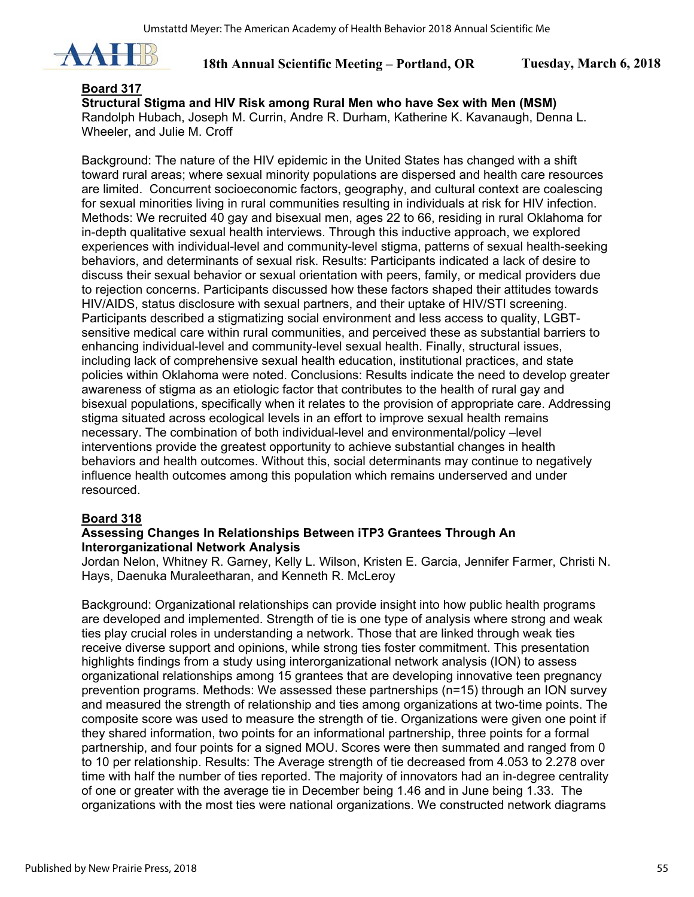**Board 317**

**Structural Stigma and HIV Risk among Rural Men who have Sex with Men (MSM)**

Randolph Hubach, Joseph M. Currin, Andre R. Durham, Katherine K. Kavanaugh, Denna L. Wheeler, and Julie M. Croff

Background: The nature of the HIV epidemic in the United States has changed with a shift toward rural areas; where sexual minority populations are dispersed and health care resources are limited. Concurrent socioeconomic factors, geography, and cultural context are coalescing for sexual minorities living in rural communities resulting in individuals at risk for HIV infection. Methods: We recruited 40 gay and bisexual men, ages 22 to 66, residing in rural Oklahoma for in-depth qualitative sexual health interviews. Through this inductive approach, we explored experiences with individual-level and community-level stigma, patterns of sexual health-seeking behaviors, and determinants of sexual risk. Results: Participants indicated a lack of desire to discuss their sexual behavior or sexual orientation with peers, family, or medical providers due to rejection concerns. Participants discussed how these factors shaped their attitudes towards HIV/AIDS, status disclosure with sexual partners, and their uptake of HIV/STI screening. Participants described a stigmatizing social environment and less access to quality, LGBT-sensitive medical care within rural communities, and perceived these as substantial barriers to enhancing individual-level and community-level sexual health. Finally, structural issues, including lack of comprehensive sexual health education, institutional practices, and state policies within Oklahoma were noted. Conclusions: Results indicate the need to develop greater awareness of stigma as an etiologic factor that contributes to the health of rural gay and bisexual populations, specifically when it relates to the provision of appropriate care. Addressing stigma situated across ecological levels in an effort to improve sexual health remains necessary. The combination of both individual-level and environmental/policy –level interventions provide the greatest opportunity to achieve substantial changes in health behaviors and health outcomes. Without this, social determinants may continue to negatively influence health outcomes among this population which remains underserved and under resourced.

**Board 318**

**Assessing Changes In Relationships Between iTP3 Grantees Through An Interorganizational Network Analysis**

Jordan Nelon, Whitney R. Garney, Kelly L. Wilson, Kristen E. Garcia, Jennifer Farmer, Christi N. Hays, Daenuka Muraleetharan, and Kenneth R. McLeroy

Background: Organizational relationships can provide insight into how public health programs are developed and implemented. Strength of tie is one type of analysis where strong and weak ties play crucial roles in understanding a network. Those that are linked through weak ties receive diverse support and opinions, while strong ties foster commitment. This presentation highlights findings from a study using interorganizational network analysis (ION) to assess organizational relationships among 15 grantees that are developing innovative teen pregnancy prevention programs. Methods: We assessed these partnerships (n=15) through an ION survey and measured the strength of relationship and ties among organizations at two-time points. The composite score was used to measure the strength of tie. Organizations were given one point if they shared information, two points for an informational partnership, three points for a formal partnership, and four points for a signed MOU. Scores were then summated and ranged from 0 to 10 per relationship. Results: The Average strength of tie decreased from 4.053 to 2.278 over time with half the number of ties reported. The majority of innovators had an in-degree centrality of one or greater with the average tie in December being 1.46 and in June being 1.33. The organizations with the most ties were national organizations. We constructed network diagrams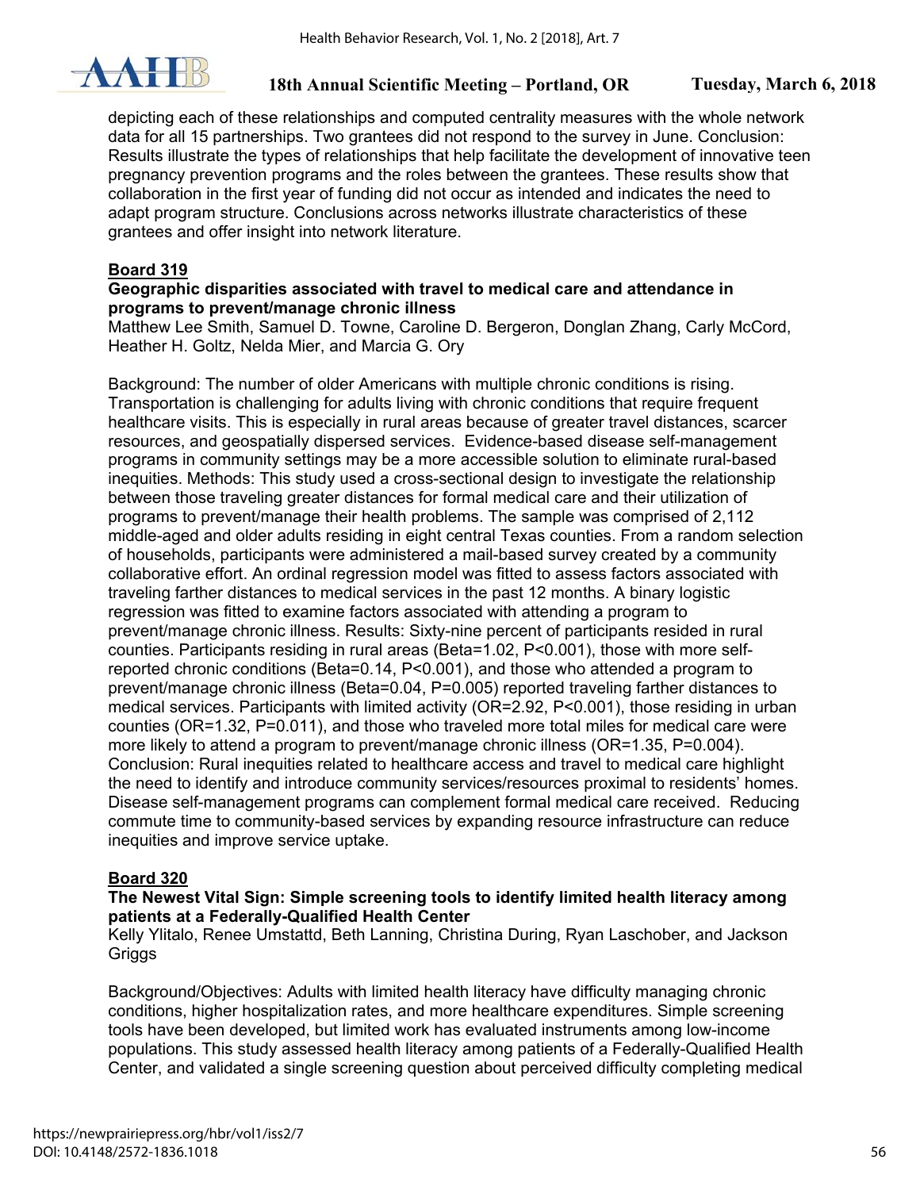depicting each of these relationships and computed centrality measures with the whole network data for all 15 partnerships. Two grantees did not respond to the survey in June. Conclusion: Results illustrate the types of relationships that help facilitate the development of innovative teen pregnancy prevention programs and the roles between the grantees. These results show that collaboration in the first year of funding did not occur as intended and indicates the need to adapt program structure. Conclusions across networks illustrate characteristics of these grantees and offer insight into network literature.

**Board 319**

**Geographic disparities associated with travel to medical care and attendance in programs to prevent/manage chronic illness**

Matthew Lee Smith, Samuel D. Towne, Caroline D. Bergeron, Donglan Zhang, Carly McCord, Heather H. Goltz, Nelda Mier, and Marcia G. Ory

Background: The number of older Americans with multiple chronic conditions is rising. Transportation is challenging for adults living with chronic conditions that require frequent healthcare visits. This is especially in rural areas because of greater travel distances, scarcer resources, and geospatially dispersed services. Evidence-based disease self-management programs in community settings may be a more accessible solution to eliminate rural-based inequities. Methods: This study used a cross-sectional design to investigate the relationship between those traveling greater distances for formal medical care and their utilization of programs to prevent/manage their health problems. The sample was comprised of 2,112 middle-aged and older adults residing in eight central Texas counties. From a random selection of households, participants were administered a mail-based survey created by a community collaborative effort. An ordinal regression model was fitted to assess factors associated with traveling farther distances to medical services in the past 12 months. A binary logistic regression was fitted to examine factors associated with attending a program to prevent/manage chronic illness. Results: Sixty-nine percent of participants resided in rural counties. Participants residing in rural areas (Beta=1.02, $P<0.001$), those with more self-reported chronic conditions (Beta=0.14, $P<0.001$), and those who attended a program to prevent/manage chronic illness (Beta=0.04, $P=0.005$) reported traveling farther distances to medical services. Participants with limited activity (OR=2.92, $P<0.001$), those residing in urban counties (OR=1.32, $P=0.011$), and those who traveled more total miles for medical care were more likely to attend a program to prevent/manage chronic illness (OR=1.35, $P=0.004$). Conclusion: Rural inequities related to healthcare access and travel to medical care highlight the need to identify and introduce community services/resources proximal to residents' homes. Disease self-management programs can complement formal medical care received. Reducing commute time to community-based services by expanding resource infrastructure can reduce inequities and improve service uptake.

**Board 320**

**The Newest Vital Sign: Simple screening tools to identify limited health literacy among patients at a Federally-Qualified Health Center**

Kelly Ylitalo, Renee Umstattd, Beth Lanning, Christina During, Ryan Laschober, and Jackson Griggs

Background/Objectives: Adults with limited health literacy have difficulty managing chronic conditions, higher hospitalization rates, and more healthcare expenditures. Simple screening tools have been developed, but limited work has evaluated instruments among low-income populations. This study assessed health literacy among patients of a Federally-Qualified Health Center, and validated a single screening question about perceived difficulty completing medical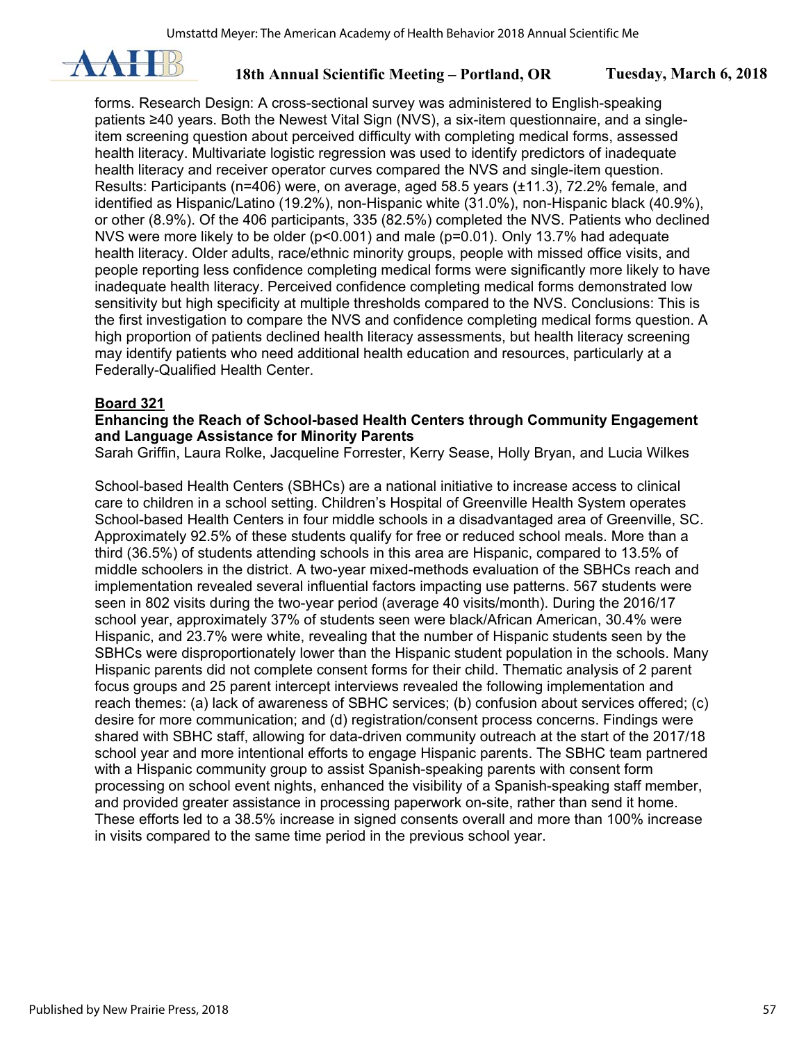forms. Research Design: A cross-sectional survey was administered to English-speaking patients ≥40 years. Both the Newest Vital Sign (NVS), a six-item questionnaire, and a single-item screening question about perceived difficulty with completing medical forms, assessed health literacy. Multivariate logistic regression was used to identify predictors of inadequate health literacy and receiver operator curves compared the NVS and single-item question. Results: Participants (n=406) were, on average, aged 58.5 years (±11.3), 72.2% female, and identified as Hispanic/Latino (19.2%), non-Hispanic white (31.0%), non-Hispanic black (40.9%), or other (8.9%). Of the 406 participants, 335 (82.5%) completed the NVS. Patients who declined NVS were more likely to be older ($p<0.001$) and male ($p=0.01$). Only 13.7% had adequate health literacy. Older adults, race/ethnic minority groups, people with missed office visits, and people reporting less confidence completing medical forms were significantly more likely to have inadequate health literacy. Perceived confidence completing medical forms demonstrated low sensitivity but high specificity at multiple thresholds compared to the NVS. Conclusions: This is the first investigation to compare the NVS and confidence completing medical forms question. A high proportion of patients declined health literacy assessments, but health literacy screening may identify patients who need additional health education and resources, particularly at a Federally-Qualified Health Center.

**Board 321**

**Enhancing the Reach of School-based Health Centers through Community Engagement and Language Assistance for Minority Parents**

Sarah Griffin, Laura Rolke, Jacqueline Forrester, Kerry Sease, Holly Bryan, and Lucia Wilkes

School-based Health Centers (SBHCs) are a national initiative to increase access to clinical care to children in a school setting. Children's Hospital of Greenville Health System operates School-based Health Centers in four middle schools in a disadvantaged area of Greenville, SC. Approximately 92.5% of these students qualify for free or reduced school meals. More than a third (36.5%) of students attending schools in this area are Hispanic, compared to 13.5% of middle schoolers in the district. A two-year mixed-methods evaluation of the SBHCs reach and implementation revealed several influential factors impacting use patterns. 567 students were seen in 802 visits during the two-year period (average 40 visits/month). During the 2016/17 school year, approximately 37% of students seen were black/African American, 30.4% were Hispanic, and 23.7% were white, revealing that the number of Hispanic students seen by the SBHCs were disproportionately lower than the Hispanic student population in the schools. Many Hispanic parents did not complete consent forms for their child. Thematic analysis of 2 parent focus groups and 25 parent intercept interviews revealed the following implementation and reach themes: (a) lack of awareness of SBHC services; (b) confusion about services offered; (c) desire for more communication; and (d) registration/consent process concerns. Findings were shared with SBHC staff, allowing for data-driven community outreach at the start of the 2017/18 school year and more intentional efforts to engage Hispanic parents. The SBHC team partnered with a Hispanic community group to assist Spanish-speaking parents with consent form processing on school event nights, enhanced the visibility of a Spanish-speaking staff member, and provided greater assistance in processing paperwork on-site, rather than send it home. These efforts led to a 38.5% increase in signed consents overall and more than 100% increase in visits compared to the same time period in the previous school year.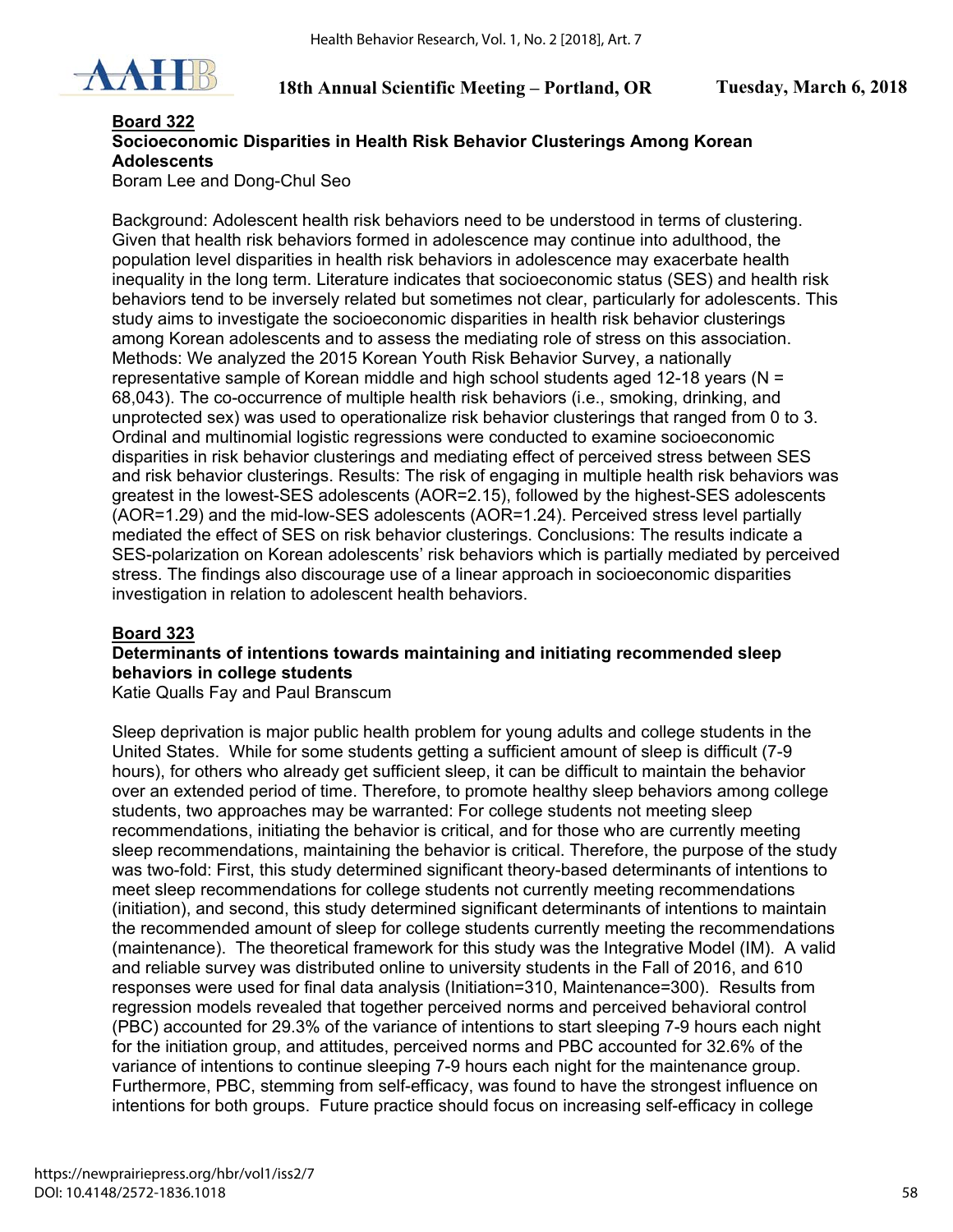**Board 322**

**Socioeconomic Disparities in Health Risk Behavior Clusterings Among Korean Adolescents**

Boram Lee and Dong-Chul Seo

Background: Adolescent health risk behaviors need to be understood in terms of clustering. Given that health risk behaviors formed in adolescence may continue into adulthood, the population level disparities in health risk behaviors in adolescence may exacerbate health inequality in the long term. Literature indicates that socioeconomic status (SES) and health risk behaviors tend to be inversely related but sometimes not clear, particularly for adolescents. This study aims to investigate the socioeconomic disparities in health risk behavior clusterings among Korean adolescents and to assess the mediating role of stress on this association. Methods: We analyzed the 2015 Korean Youth Risk Behavior Survey, a nationally representative sample of Korean middle and high school students aged 12-18 years (N = 68,043). The co-occurrence of multiple health risk behaviors (i.e., smoking, drinking, and unprotected sex) was used to operationalize risk behavior clusterings that ranged from 0 to 3. Ordinal and multinomial logistic regressions were conducted to examine socioeconomic disparities in risk behavior clusterings and mediating effect of perceived stress between SES and risk behavior clusterings. Results: The risk of engaging in multiple health risk behaviors was greatest in the lowest-SES adolescents (AOR=2.15), followed by the highest-SES adolescents (AOR=1.29) and the mid-low-SES adolescents (AOR=1.24). Perceived stress level partially mediated the effect of SES on risk behavior clusterings. Conclusions: The results indicate a SES-polarization on Korean adolescents' risk behaviors which is partially mediated by perceived stress. The findings also discourage use of a linear approach in socioeconomic disparities investigation in relation to adolescent health behaviors.

**Board 323**

**Determinants of intentions towards maintaining and initiating recommended sleep behaviors in college students**

Katie Qualls Fay and Paul Branscum

Sleep deprivation is major public health problem for young adults and college students in the United States. While for some students getting a sufficient amount of sleep is difficult (7-9 hours), for others who already get sufficient sleep, it can be difficult to maintain the behavior over an extended period of time. Therefore, to promote healthy sleep behaviors among college students, two approaches may be warranted: For college students not meeting sleep recommendations, initiating the behavior is critical, and for those who are currently meeting sleep recommendations, maintaining the behavior is critical. Therefore, the purpose of the study was two-fold: First, this study determined significant theory-based determinants of intentions to meet sleep recommendations for college students not currently meeting recommendations (initiation), and second, this study determined significant determinants of intentions to maintain the recommended amount of sleep for college students currently meeting the recommendations (maintenance). The theoretical framework for this study was the Integrative Model (IM). A valid and reliable survey was distributed online to university students in the Fall of 2016, and 610 responses were used for final data analysis (Initiation=310, Maintenance=300). Results from regression models revealed that together perceived norms and perceived behavioral control (PBC) accounted for 29.3% of the variance of intentions to start sleeping 7-9 hours each night for the initiation group, and attitudes, perceived norms and PBC accounted for 32.6% of the variance of intentions to continue sleeping 7-9 hours each night for the maintenance group. Furthermore, PBC, stemming from self-efficacy, was found to have the strongest influence on intentions for both groups. Future practice should focus on increasing self-efficacy in college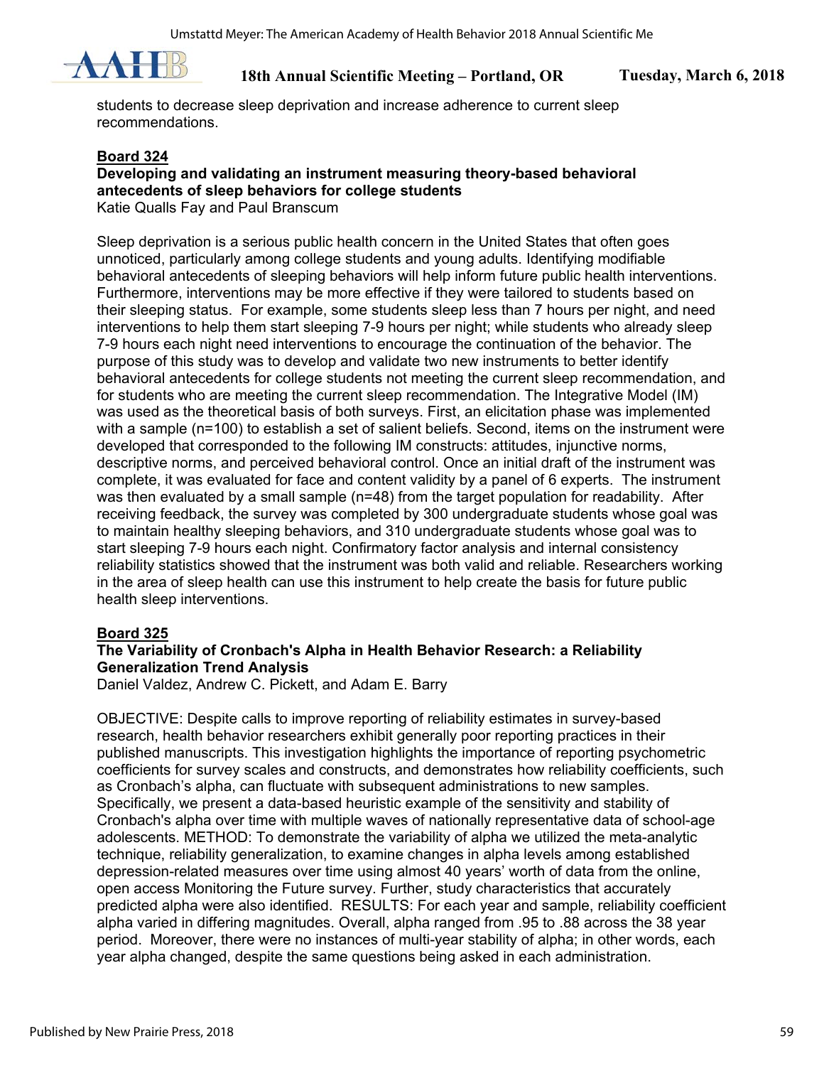students to decrease sleep deprivation and increase adherence to current sleep recommendations.

**Board 324**

**Developing and validating an instrument measuring theory-based behavioral antecedents of sleep behaviors for college students**

Katie Qualls Fay and Paul Branscum

Sleep deprivation is a serious public health concern in the United States that often goes unnoticed, particularly among college students and young adults. Identifying modifiable behavioral antecedents of sleeping behaviors will help inform future public health interventions. Furthermore, interventions may be more effective if they were tailored to students based on their sleeping status. For example, some students sleep less than 7 hours per night, and need interventions to help them start sleeping 7-9 hours per night; while students who already sleep 7-9 hours each night need interventions to encourage the continuation of the behavior. The purpose of this study was to develop and validate two new instruments to better identify behavioral antecedents for college students not meeting the current sleep recommendation, and for students who are meeting the current sleep recommendation. The Integrative Model (IM) was used as the theoretical basis of both surveys. First, an elicitation phase was implemented with a sample (n=100) to establish a set of salient beliefs. Second, items on the instrument were developed that corresponded to the following IM constructs: attitudes, injunctive norms, descriptive norms, and perceived behavioral control. Once an initial draft of the instrument was complete, it was evaluated for face and content validity by a panel of 6 experts. The instrument was then evaluated by a small sample (n=48) from the target population for readability. After receiving feedback, the survey was completed by 300 undergraduate students whose goal was to maintain healthy sleeping behaviors, and 310 undergraduate students whose goal was to start sleeping 7-9 hours each night. Confirmatory factor analysis and internal consistency reliability statistics showed that the instrument was both valid and reliable. Researchers working in the area of sleep health can use this instrument to help create the basis for future public health sleep interventions.

**Board 325**

**The Variability of Cronbach's Alpha in Health Behavior Research: a Reliability Generalization Trend Analysis**

Daniel Valdez, Andrew C. Pickett, and Adam E. Barry

OBJECTIVE: Despite calls to improve reporting of reliability estimates in survey-based research, health behavior researchers exhibit generally poor reporting practices in their published manuscripts. This investigation highlights the importance of reporting psychometric coefficients for survey scales and constructs, and demonstrates how reliability coefficients, such as Cronbach's alpha, can fluctuate with subsequent administrations to new samples. Specifically, we present a data-based heuristic example of the sensitivity and stability of Cronbach's alpha over time with multiple waves of nationally representative data of school-age adolescents. METHOD: To demonstrate the variability of alpha we utilized the meta-analytic technique, reliability generalization, to examine changes in alpha levels among established depression-related measures over time using almost 40 years' worth of data from the online, open access Monitoring the Future survey. Further, study characteristics that accurately predicted alpha were also identified. RESULTS: For each year and sample, reliability coefficient alpha varied in differing magnitudes. Overall, alpha ranged from .95 to .88 across the 38 year period. Moreover, there were no instances of multi-year stability of alpha; in other words, each year alpha changed, despite the same questions being asked in each administration.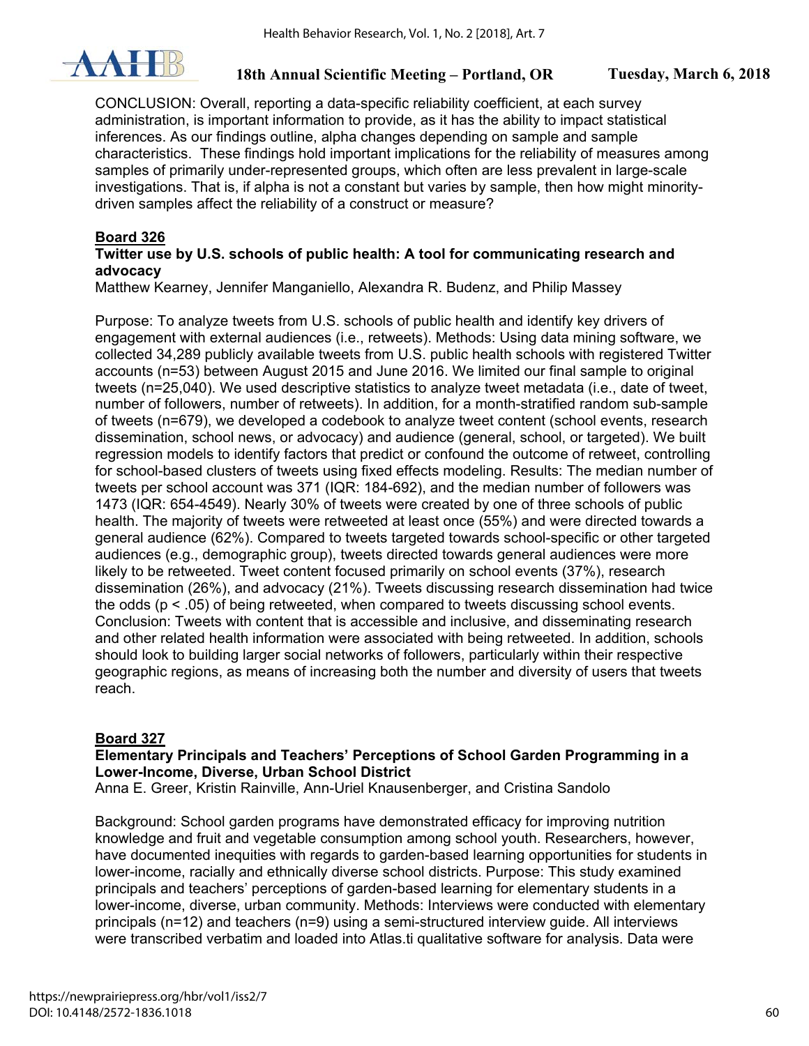CONCLUSION: Overall, reporting a data-specific reliability coefficient, at each survey administration, is important information to provide, as it has the ability to impact statistical inferences. As our findings outline, alpha changes depending on sample and sample characteristics. These findings hold important implications for the reliability of measures among samples of primarily under-represented groups, which often are less prevalent in large-scale investigations. That is, if alpha is not a constant but varies by sample, then how might minority-driven samples affect the reliability of a construct or measure?

**Board 326**

**Twitter use by U.S. schools of public health: A tool for communicating research and advocacy**

Matthew Kearney, Jennifer Manganiello, Alexandra R. Budenz, and Philip Massey

Purpose: To analyze tweets from U.S. schools of public health and identify key drivers of engagement with external audiences (i.e., retweets). Methods: Using data mining software, we collected 34,289 publicly available tweets from U.S. public health schools with registered Twitter accounts (n=53) between August 2015 and June 2016. We limited our final sample to original tweets (n=25,040). We used descriptive statistics to analyze tweet metadata (i.e., date of tweet, number of followers, number of retweets). In addition, for a month-stratified random sub-sample of tweets (n=679), we developed a codebook to analyze tweet content (school events, research dissemination, school news, or advocacy) and audience (general, school, or targeted). We built regression models to identify factors that predict or confound the outcome of retweet, controlling for school-based clusters of tweets using fixed effects modeling. Results: The median number of tweets per school account was 371 (IQR: 184-692), and the median number of followers was 1473 (IQR: 654-4549). Nearly 30% of tweets were created by one of three schools of public health. The majority of tweets were retweeted at least once (55%) and were directed towards a general audience (62%). Compared to tweets targeted towards school-specific or other targeted audiences (e.g., demographic group), tweets directed towards general audiences were more likely to be retweeted. Tweet content focused primarily on school events (37%), research dissemination (26%), and advocacy (21%). Tweets discussing research dissemination had twice the odds ($p < .05$) of being retweeted, when compared to tweets discussing school events. Conclusion: Tweets with content that is accessible and inclusive, and disseminating research and other related health information were associated with being retweeted. In addition, schools should look to building larger social networks of followers, particularly within their respective geographic regions, as means of increasing both the number and diversity of users that tweets reach.

**Board 327**

**Elementary Principals and Teachers' Perceptions of School Garden Programming in a Lower-Income, Diverse, Urban School District**

Anna E. Greer, Kristin Rainville, Ann-Uriel Knausenberger, and Cristina Sandolo

Background: School garden programs have demonstrated efficacy for improving nutrition knowledge and fruit and vegetable consumption among school youth. Researchers, however, have documented inequities with regards to garden-based learning opportunities for students in lower-income, racially and ethnically diverse school districts. Purpose: This study examined principals and teachers' perceptions of garden-based learning for elementary students in a lower-income, diverse, urban community. Methods: Interviews were conducted with elementary principals (n=12) and teachers (n=9) using a semi-structured interview guide. All interviews were transcribed verbatim and loaded into Atlas.ti qualitative software for analysis. Data were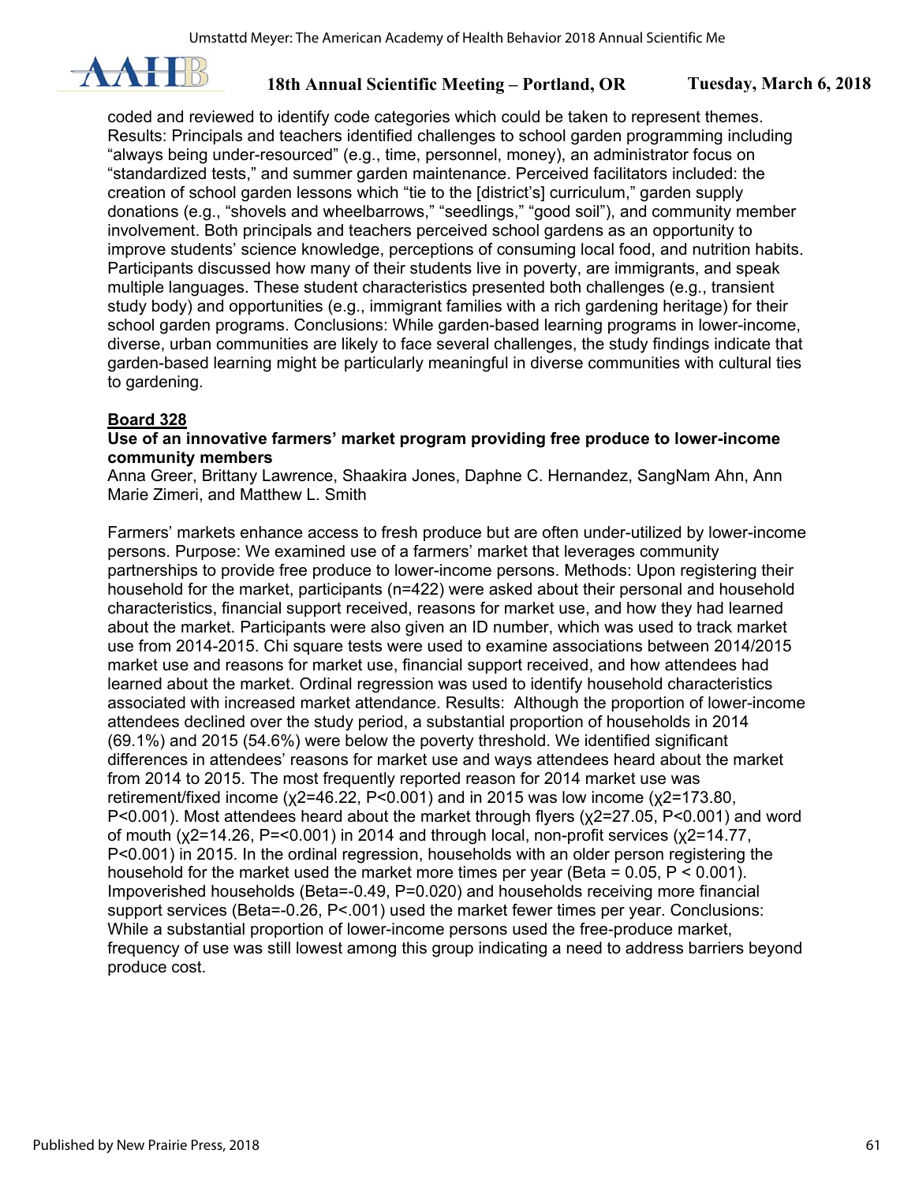coded and reviewed to identify code categories which could be taken to represent themes. Results: Principals and teachers identified challenges to school garden programming including “always being under-resourced” (e.g., time, personnel, money), an administrator focus on “standardized tests,” and summer garden maintenance. Perceived facilitators included: the creation of school garden lessons which “tie to the [district’s] curriculum,” garden supply donations (e.g., “shovels and wheelbarrows,” “seedlings,” “good soil”), and community member involvement. Both principals and teachers perceived school gardens as an opportunity to improve students’ science knowledge, perceptions of consuming local food, and nutrition habits. Participants discussed how many of their students live in poverty, are immigrants, and speak multiple languages. These student characteristics presented both challenges (e.g., transient study body) and opportunities (e.g., immigrant families with a rich gardening heritage) for their school garden programs. Conclusions: While garden-based learning programs in lower-income, diverse, urban communities are likely to face several challenges, the study findings indicate that garden-based learning might be particularly meaningful in diverse communities with cultural ties to gardening.

**Board 328**

**Use of an innovative farmers’ market program providing free produce to lower-income community members**

Anna Greer, Brittany Lawrence, Shaakira Jones, Daphne C. Hernandez, SangNam Ahn, Ann Marie Zimeri, and Matthew L. Smith

Farmers’ markets enhance access to fresh produce but are often under-utilized by lower-income persons. Purpose: We examined use of a farmers’ market that leverages community partnerships to provide free produce to lower-income persons. Methods: Upon registering their household for the market, participants (n=422) were asked about their personal and household characteristics, financial support received, reasons for market use, and how they had learned about the market. Participants were also given an ID number, which was used to track market use from 2014-2015. Chi square tests were used to examine associations between 2014/2015 market use and reasons for market use, financial support received, and how attendees had learned about the market. Ordinal regression was used to identify household characteristics associated with increased market attendance. Results: Although the proportion of lower-income attendees declined over the study period, a substantial proportion of households in 2014 (69.1%) and 2015 (54.6%) were below the poverty threshold. We identified significant differences in attendees’ reasons for market use and ways attendees heard about the market from 2014 to 2015. The most frequently reported reason for 2014 market use was retirement/fixed income ($\chi^2$=46.22, P<0.001) and in 2015 was low income ($\chi^2$=173.80, P<0.001). Most attendees heard about the market through flyers ($\chi^2$=27.05, P<0.001) and word of mouth ($\chi^2$=14.26, P=<0.001) in 2014 and through local, non-profit services ($\chi^2$=14.77, P<0.001) in 2015. In the ordinal regression, households with an older person registering the household for the market used the market more times per year (Beta = 0.05, P < 0.001). Impoverished households (Beta=-0.49, P=0.020) and households receiving more financial support services (Beta=-0.26, P<.001) used the market fewer times per year. Conclusions: While a substantial proportion of lower-income persons used the free-produce market, frequency of use was still lowest among this group indicating a need to address barriers beyond produce cost.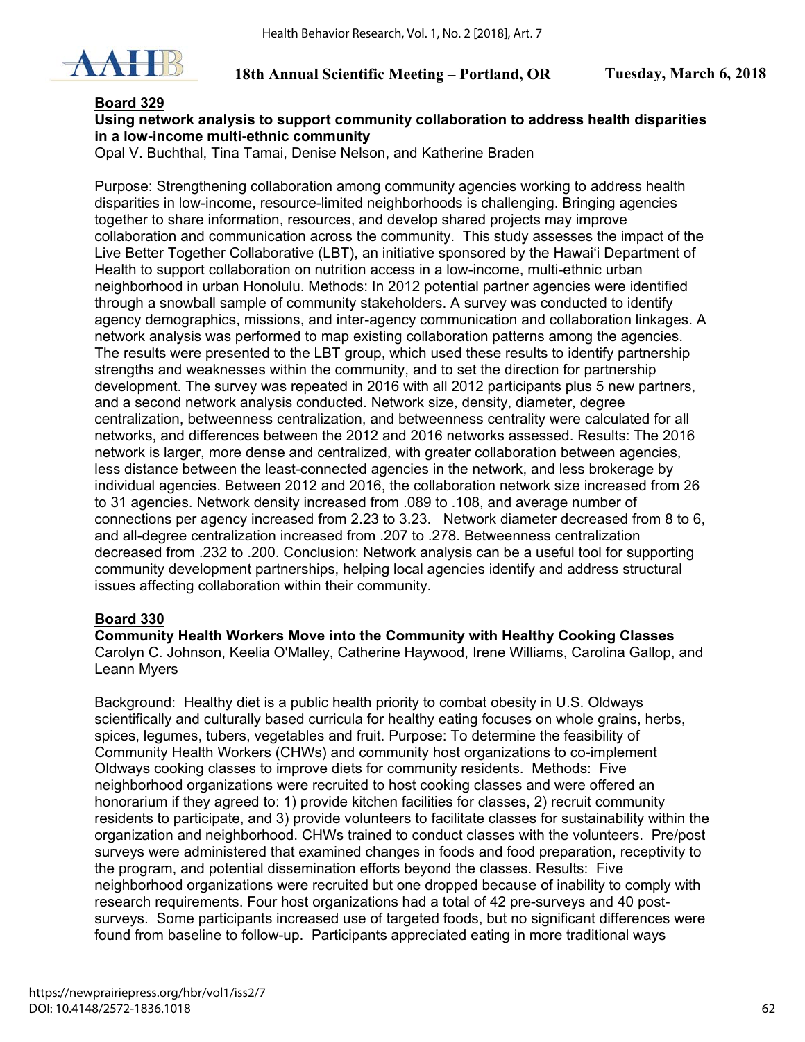**Board 329**

**Using network analysis to support community collaboration to address health disparities in a low-income multi-ethnic community**

Opal V. Buchthal, Tina Tamai, Denise Nelson, and Katherine Braden

Purpose: Strengthening collaboration among community agencies working to address health disparities in low-income, resource-limited neighborhoods is challenging. Bringing agencies together to share information, resources, and develop shared projects may improve collaboration and communication across the community. This study assesses the impact of the Live Better Together Collaborative (LBT), an initiative sponsored by the Hawaiʻi Department of Health to support collaboration on nutrition access in a low-income, multi-ethnic urban neighborhood in urban Honolulu. Methods: In 2012 potential partner agencies were identified through a snowball sample of community stakeholders. A survey was conducted to identify agency demographics, missions, and inter-agency communication and collaboration linkages. A network analysis was performed to map existing collaboration patterns among the agencies. The results were presented to the LBT group, which used these results to identify partnership strengths and weaknesses within the community, and to set the direction for partnership development. The survey was repeated in 2016 with all 2012 participants plus 5 new partners, and a second network analysis conducted. Network size, density, diameter, degree centralization, betweenness centralization, and betweenness centrality were calculated for all networks, and differences between the 2012 and 2016 networks assessed. Results: The 2016 network is larger, more dense and centralized, with greater collaboration between agencies, less distance between the least-connected agencies in the network, and less brokerage by individual agencies. Between 2012 and 2016, the collaboration network size increased from 26 to 31 agencies. Network density increased from .089 to .108, and average number of connections per agency increased from 2.23 to 3.23. Network diameter decreased from 8 to 6, and all-degree centralization increased from .207 to .278. Betweenness centralization decreased from .232 to .200. Conclusion: Network analysis can be a useful tool for supporting community development partnerships, helping local agencies identify and address structural issues affecting collaboration within their community.

**Board 330**

**Community Health Workers Move into the Community with Healthy Cooking Classes**

Carolyn C. Johnson, Keelia O'Malley, Catherine Haywood, Irene Williams, Carolina Gallop, and Leann Myers

Background: Healthy diet is a public health priority to combat obesity in U.S. Oldways scientifically and culturally based curricula for healthy eating focuses on whole grains, herbs, spices, legumes, tubers, vegetables and fruit. Purpose: To determine the feasibility of Community Health Workers (CHWs) and community host organizations to co-implement Oldways cooking classes to improve diets for community residents. Methods: Five neighborhood organizations were recruited to host cooking classes and were offered an honorarium if they agreed to: 1) provide kitchen facilities for classes, 2) recruit community residents to participate, and 3) provide volunteers to facilitate classes for sustainability within the organization and neighborhood. CHWs trained to conduct classes with the volunteers. Pre/post surveys were administered that examined changes in foods and food preparation, receptivity to the program, and potential dissemination efforts beyond the classes. Results: Five neighborhood organizations were recruited but one dropped because of inability to comply with research requirements. Four host organizations had a total of 42 pre-surveys and 40 post-surveys. Some participants increased use of targeted foods, but no significant differences were found from baseline to follow-up. Participants appreciated eating in more traditional ways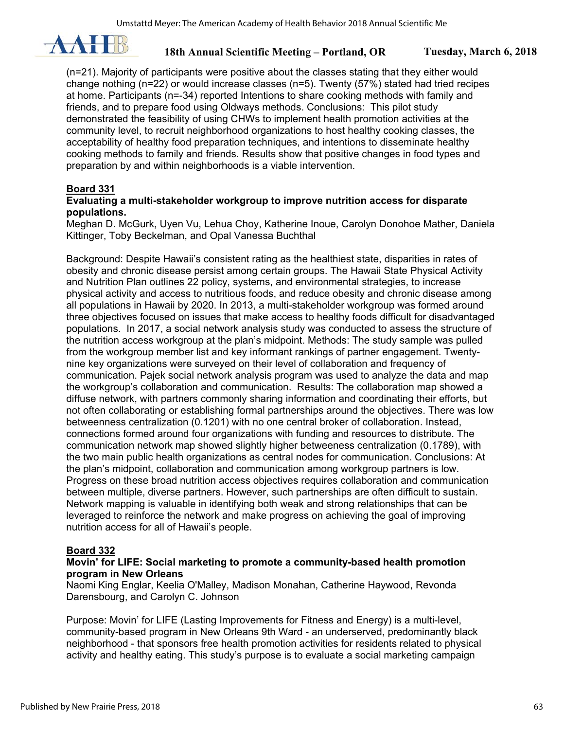(n=21). Majority of participants were positive about the classes stating that they either would change nothing (n=22) or would increase classes (n=5). Twenty (57%) stated had tried recipes at home. Participants (n=-34) reported Intentions to share cooking methods with family and friends, and to prepare food using Oldways methods. Conclusions: This pilot study demonstrated the feasibility of using CHWs to implement health promotion activities at the community level, to recruit neighborhood organizations to host healthy cooking classes, the acceptability of healthy food preparation techniques, and intentions to disseminate healthy cooking methods to family and friends. Results show that positive changes in food types and preparation by and within neighborhoods is a viable intervention.

**Board 331**

**Evaluating a multi-stakeholder workgroup to improve nutrition access for disparate populations.**

Meghan D. McGurk, Uyen Vu, Lehua Choy, Katherine Inoue, Carolyn Donohoe Mather, Daniela Kittinger, Toby Beckelman, and Opal Vanessa Buchthal

Background: Despite Hawaii's consistent rating as the healthiest state, disparities in rates of obesity and chronic disease persist among certain groups. The Hawaii State Physical Activity and Nutrition Plan outlines 22 policy, systems, and environmental strategies, to increase physical activity and access to nutritious foods, and reduce obesity and chronic disease among all populations in Hawaii by 2020. In 2013, a multi-stakeholder workgroup was formed around three objectives focused on issues that make access to healthy foods difficult for disadvantaged populations. In 2017, a social network analysis study was conducted to assess the structure of the nutrition access workgroup at the plan's midpoint. Methods: The study sample was pulled from the workgroup member list and key informant rankings of partner engagement. Twenty-nine key organizations were surveyed on their level of collaboration and frequency of communication. Pajek social network analysis program was used to analyze the data and map the workgroup's collaboration and communication. Results: The collaboration map showed a diffuse network, with partners commonly sharing information and coordinating their efforts, but not often collaborating or establishing formal partnerships around the objectives. There was low betweenness centralization (0.1201) with no one central broker of collaboration. Instead, connections formed around four organizations with funding and resources to distribute. The communication network map showed slightly higher betweeness centralization (0.1789), with the two main public health organizations as central nodes for communication. Conclusions: At the plan's midpoint, collaboration and communication among workgroup partners is low. Progress on these broad nutrition access objectives requires collaboration and communication between multiple, diverse partners. However, such partnerships are often difficult to sustain. Network mapping is valuable in identifying both weak and strong relationships that can be leveraged to reinforce the network and make progress on achieving the goal of improving nutrition access for all of Hawaii's people.

**Board 332**

**Movin' for LIFE: Social marketing to promote a community-based health promotion program in New Orleans**

Naomi King Englar, Keelia O'Malley, Madison Monahan, Catherine Haywood, Revonda Darensbourg, and Carolyn C. Johnson

Purpose: Movin' for LIFE (Lasting Improvements for Fitness and Energy) is a multi-level, community-based program in New Orleans 9th Ward - an underserved, predominantly black neighborhood - that sponsors free health promotion activities for residents related to physical activity and healthy eating. This study's purpose is to evaluate a social marketing campaign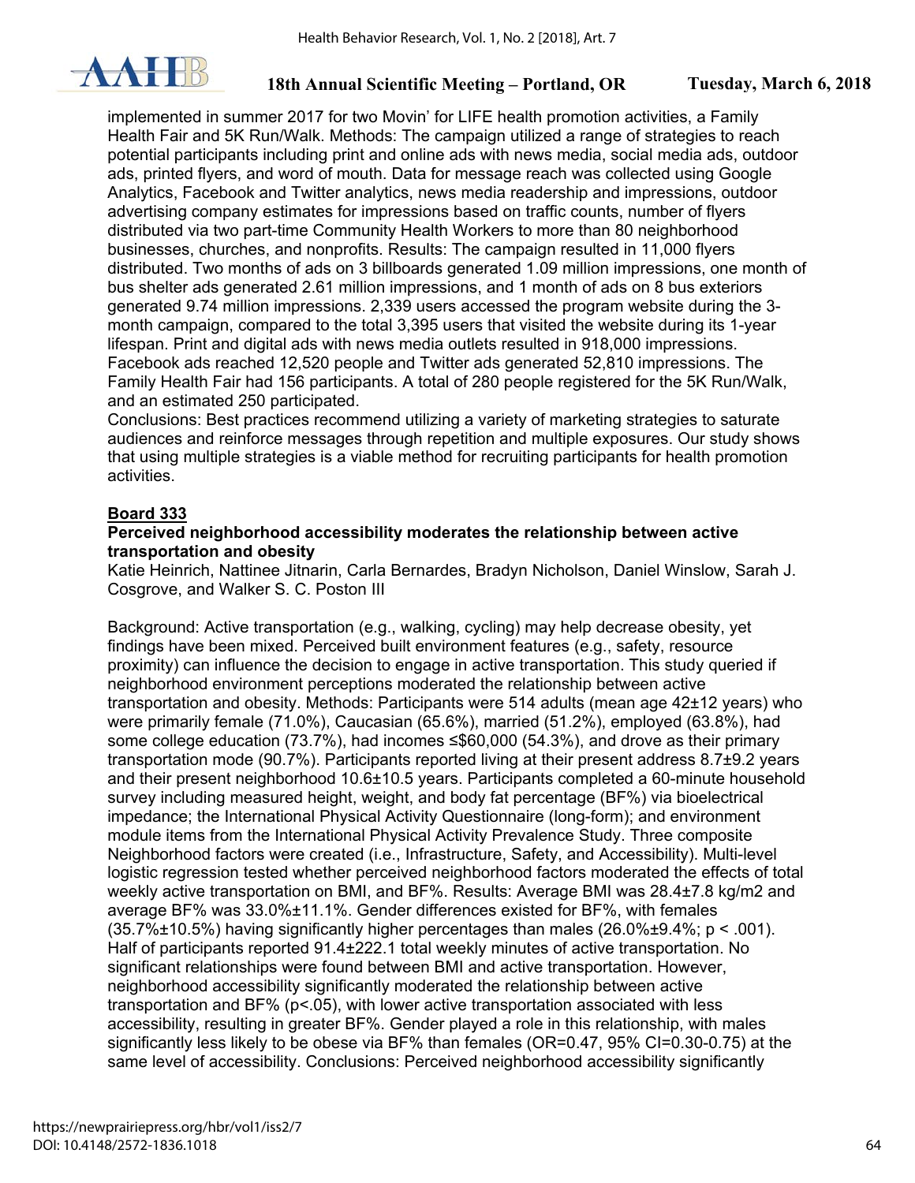implemented in summer 2017 for two Movin' for LIFE health promotion activities, a Family Health Fair and 5K Run/Walk. Methods: The campaign utilized a range of strategies to reach potential participants including print and online ads with news media, social media ads, outdoor ads, printed flyers, and word of mouth. Data for message reach was collected using Google Analytics, Facebook and Twitter analytics, news media readership and impressions, outdoor advertising company estimates for impressions based on traffic counts, number of flyers distributed via two part-time Community Health Workers to more than 80 neighborhood businesses, churches, and nonprofits. Results: The campaign resulted in 11,000 flyers distributed. Two months of ads on 3 billboards generated 1.09 million impressions, one month of bus shelter ads generated 2.61 million impressions, and 1 month of ads on 8 bus exteriors generated 9.74 million impressions. 2,339 users accessed the program website during the 3-month campaign, compared to the total 3,395 users that visited the website during its 1-year lifespan. Print and digital ads with news media outlets resulted in 918,000 impressions. Facebook ads reached 12,520 people and Twitter ads generated 52,810 impressions. The Family Health Fair had 156 participants. A total of 280 people registered for the 5K Run/Walk, and an estimated 250 participated.

Conclusions: Best practices recommend utilizing a variety of marketing strategies to saturate audiences and reinforce messages through repetition and multiple exposures. Our study shows that using multiple strategies is a viable method for recruiting participants for health promotion activities.

**Board 333**

**Perceived neighborhood accessibility moderates the relationship between active transportation and obesity**

Katie Heinrich, Nattinee Jitnarin, Carla Bernardes, Bradyn Nicholson, Daniel Winslow, Sarah J. Cosgrove, and Walker S. C. Poston III

Background: Active transportation (e.g., walking, cycling) may help decrease obesity, yet findings have been mixed. Perceived built environment features (e.g., safety, resource proximity) can influence the decision to engage in active transportation. This study queried if neighborhood environment perceptions moderated the relationship between active transportation and obesity. Methods: Participants were 514 adults (mean age 42±12 years) who were primarily female (71.0%), Caucasian (65.6%), married (51.2%), employed (63.8%), had some college education (73.7%), had incomes ≤$60,000 (54.3%), and drove as their primary transportation mode (90.7%). Participants reported living at their present address 8.7±9.2 years and their present neighborhood 10.6±10.5 years. Participants completed a 60-minute household survey including measured height, weight, and body fat percentage (BF%) via bioelectrical impedance; the International Physical Activity Questionnaire (long-form); and environment module items from the International Physical Activity Prevalence Study. Three composite Neighborhood factors were created (i.e., Infrastructure, Safety, and Accessibility). Multi-level logistic regression tested whether perceived neighborhood factors moderated the effects of total weekly active transportation on BMI, and BF%. Results: Average BMI was 28.4±7.8 kg/m2 and average BF% was 33.0%±11.1%. Gender differences existed for BF%, with females (35.7%±10.5%) having significantly higher percentages than males (26.0%±9.4%; $p < .001$). Half of participants reported 91.4±222.1 total weekly minutes of active transportation. No significant relationships were found between BMI and active transportation. However, neighborhood accessibility significantly moderated the relationship between active transportation and BF% ($p<.05$), with lower active transportation associated with less accessibility, resulting in greater BF%. Gender played a role in this relationship, with males significantly less likely to be obese via BF% than females (OR=0.47, 95% CI=0.30-0.75) at the same level of accessibility. Conclusions: Perceived neighborhood accessibility significantly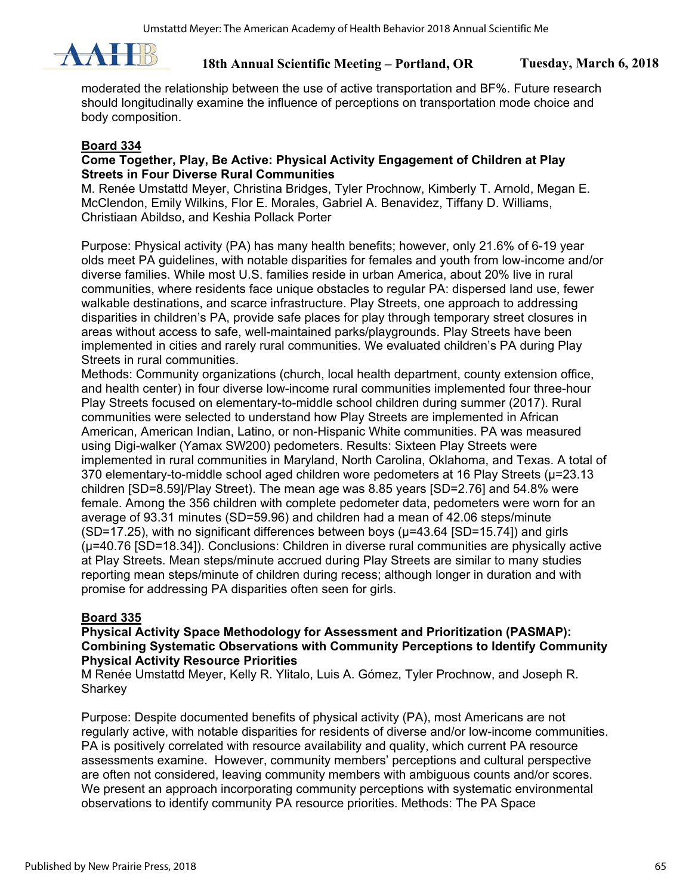moderated the relationship between the use of active transportation and BF%. Future research should longitudinally examine the influence of perceptions on transportation mode choice and body composition.

**Board 334**

**Come Together, Play, Be Active: Physical Activity Engagement of Children at Play Streets in Four Diverse Rural Communities**

M. Renée Umstattd Meyer, Christina Bridges, Tyler Prochnow, Kimberly T. Arnold, Megan E. McClendon, Emily Wilkins, Flor E. Morales, Gabriel A. Benavidez, Tiffany D. Williams, Christiaan Abildso, and Keshia Pollack Porter

Purpose: Physical activity (PA) has many health benefits; however, only 21.6% of 6-19 year olds meet PA guidelines, with notable disparities for females and youth from low-income and/or diverse families. While most U.S. families reside in urban America, about 20% live in rural communities, where residents face unique obstacles to regular PA: dispersed land use, fewer walkable destinations, and scarce infrastructure. Play Streets, one approach to addressing disparities in children's PA, provide safe places for play through temporary street closures in areas without access to safe, well-maintained parks/playgrounds. Play Streets have been implemented in cities and rarely rural communities. We evaluated children's PA during Play Streets in rural communities.

Methods: Community organizations (church, local health department, county extension office, and health center) in four diverse low-income rural communities implemented four three-hour Play Streets focused on elementary-to-middle school children during summer (2017). Rural communities were selected to understand how Play Streets are implemented in African American, American Indian, Latino, or non-Hispanic White communities. PA was measured using Digi-walker (Yamax SW200) pedometers. Results: Sixteen Play Streets were implemented in rural communities in Maryland, North Carolina, Oklahoma, and Texas. A total of 370 elementary-to-middle school aged children wore pedometers at 16 Play Streets ($\mu$=23.13 children [SD=8.59]/Play Street). The mean age was 8.85 years [SD=2.76] and 54.8% were female. Among the 356 children with complete pedometer data, pedometers were worn for an average of 93.31 minutes (SD=59.96) and children had a mean of 42.06 steps/minute (SD=17.25), with no significant differences between boys ($\mu$=43.64 [SD=15.74]) and girls ($\mu$=40.76 [SD=18.34]). Conclusions: Children in diverse rural communities are physically active at Play Streets. Mean steps/minute accrued during Play Streets are similar to many studies reporting mean steps/minute of children during recess; although longer in duration and with promise for addressing PA disparities often seen for girls.

**Board 335**

**Physical Activity Space Methodology for Assessment and Prioritization (PASMAP): Combining Systematic Observations with Community Perceptions to Identify Community Physical Activity Resource Priorities**

M Renée Umstattd Meyer, Kelly R. Ylitalo, Luis A. Gómez, Tyler Prochnow, and Joseph R. Sharkey

Purpose: Despite documented benefits of physical activity (PA), most Americans are not regularly active, with notable disparities for residents of diverse and/or low-income communities. PA is positively correlated with resource availability and quality, which current PA resource assessments examine. However, community members' perceptions and cultural perspective are often not considered, leaving community members with ambiguous counts and/or scores. We present an approach incorporating community perceptions with systematic environmental observations to identify community PA resource priorities. Methods: The PA Space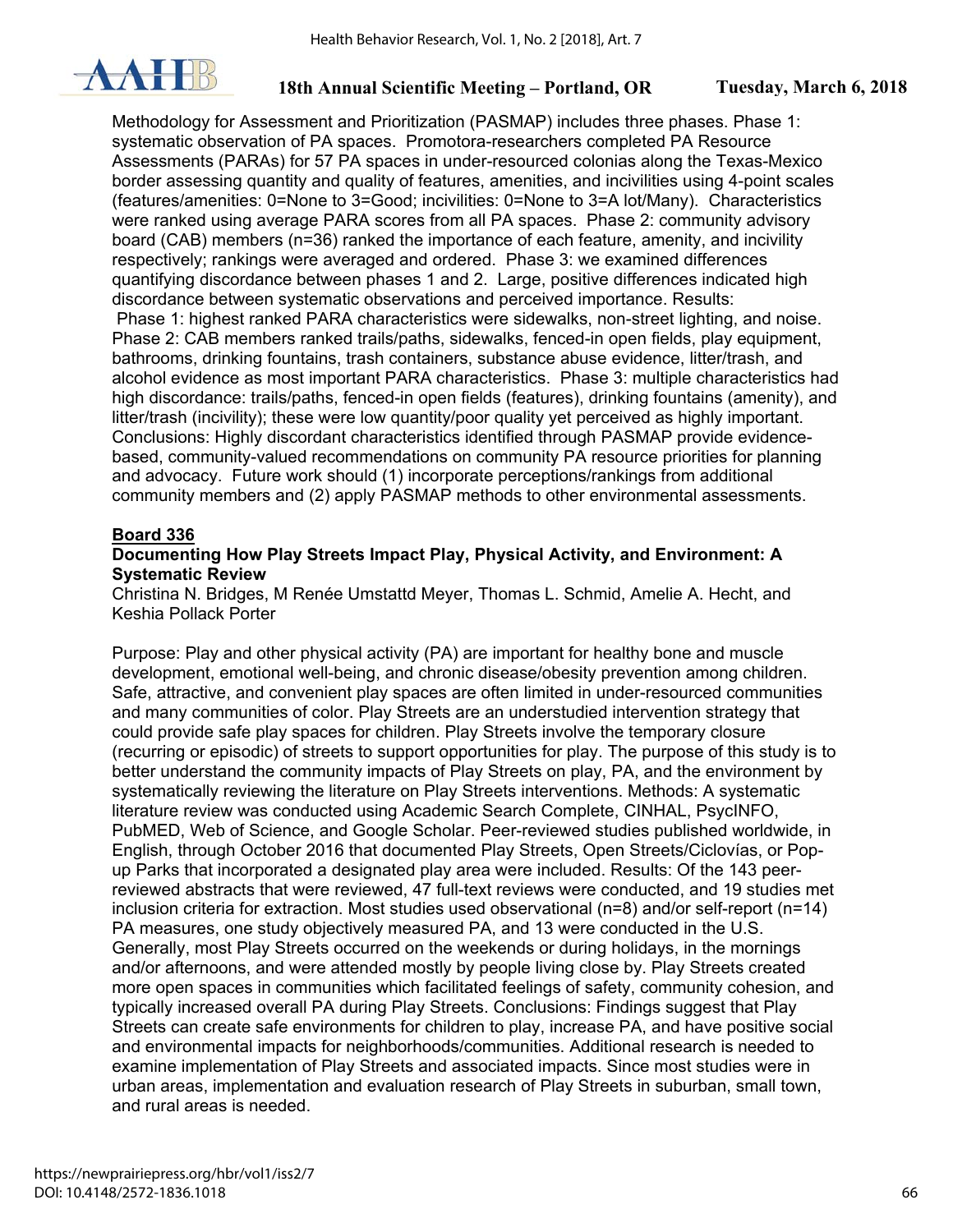Methodology for Assessment and Prioritization (PASMAP) includes three phases. Phase 1: systematic observation of PA spaces. Promotora-researchers completed PA Resource Assessments (PARAs) for 57 PA spaces in under-resourced colonias along the Texas-Mexico border assessing quantity and quality of features, amenities, and incivilities using 4-point scales (features/amenities: 0=None to 3=Good; incivilities: 0=None to 3=A lot/Many). Characteristics were ranked using average PARA scores from all PA spaces. Phase 2: community advisory board (CAB) members (n=36) ranked the importance of each feature, amenity, and incivility respectively; rankings were averaged and ordered. Phase 3: we examined differences quantifying discordance between phases 1 and 2. Large, positive differences indicated high discordance between systematic observations and perceived importance. Results: Phase 1: highest ranked PARA characteristics were sidewalks, non-street lighting, and noise. Phase 2: CAB members ranked trails/paths, sidewalks, fenced-in open fields, play equipment, bathrooms, drinking fountains, trash containers, substance abuse evidence, litter/trash, and alcohol evidence as most important PARA characteristics. Phase 3: multiple characteristics had high discordance: trails/paths, fenced-in open fields (features), drinking fountains (amenity), and litter/trash (incivility); these were low quantity/poor quality yet perceived as highly important. Conclusions: Highly discordant characteristics identified through PASMAP provide evidence-based, community-valued recommendations on community PA resource priorities for planning and advocacy. Future work should (1) incorporate perceptions/rankings from additional community members and (2) apply PASMAP methods to other environmental assessments.

**Board 336**

**Documenting How Play Streets Impact Play, Physical Activity, and Environment: A Systematic Review**

Christina N. Bridges, M Renée Umstattd Meyer, Thomas L. Schmid, Amelie A. Hecht, and Keshia Pollack Porter

Purpose: Play and other physical activity (PA) are important for healthy bone and muscle development, emotional well-being, and chronic disease/obesity prevention among children. Safe, attractive, and convenient play spaces are often limited in under-resourced communities and many communities of color. Play Streets are an understudied intervention strategy that could provide safe play spaces for children. Play Streets involve the temporary closure (recurring or episodic) of streets to support opportunities for play. The purpose of this study is to better understand the community impacts of Play Streets on play, PA, and the environment by systematically reviewing the literature on Play Streets interventions. Methods: A systematic literature review was conducted using Academic Search Complete, CINHAL, PsycINFO, PubMED, Web of Science, and Google Scholar. Peer-reviewed studies published worldwide, in English, through October 2016 that documented Play Streets, Open Streets/Ciclovías, or Pop-up Parks that incorporated a designated play area were included. Results: Of the 143 peer-reviewed abstracts that were reviewed, 47 full-text reviews were conducted, and 19 studies met inclusion criteria for extraction. Most studies used observational (n=8) and/or self-report (n=14) PA measures, one study objectively measured PA, and 13 were conducted in the U.S. Generally, most Play Streets occurred on the weekends or during holidays, in the mornings and/or afternoons, and were attended mostly by people living close by. Play Streets created more open spaces in communities which facilitated feelings of safety, community cohesion, and typically increased overall PA during Play Streets. Conclusions: Findings suggest that Play Streets can create safe environments for children to play, increase PA, and have positive social and environmental impacts for neighborhoods/communities. Additional research is needed to examine implementation of Play Streets and associated impacts. Since most studies were in urban areas, implementation and evaluation research of Play Streets in suburban, small town, and rural areas is needed.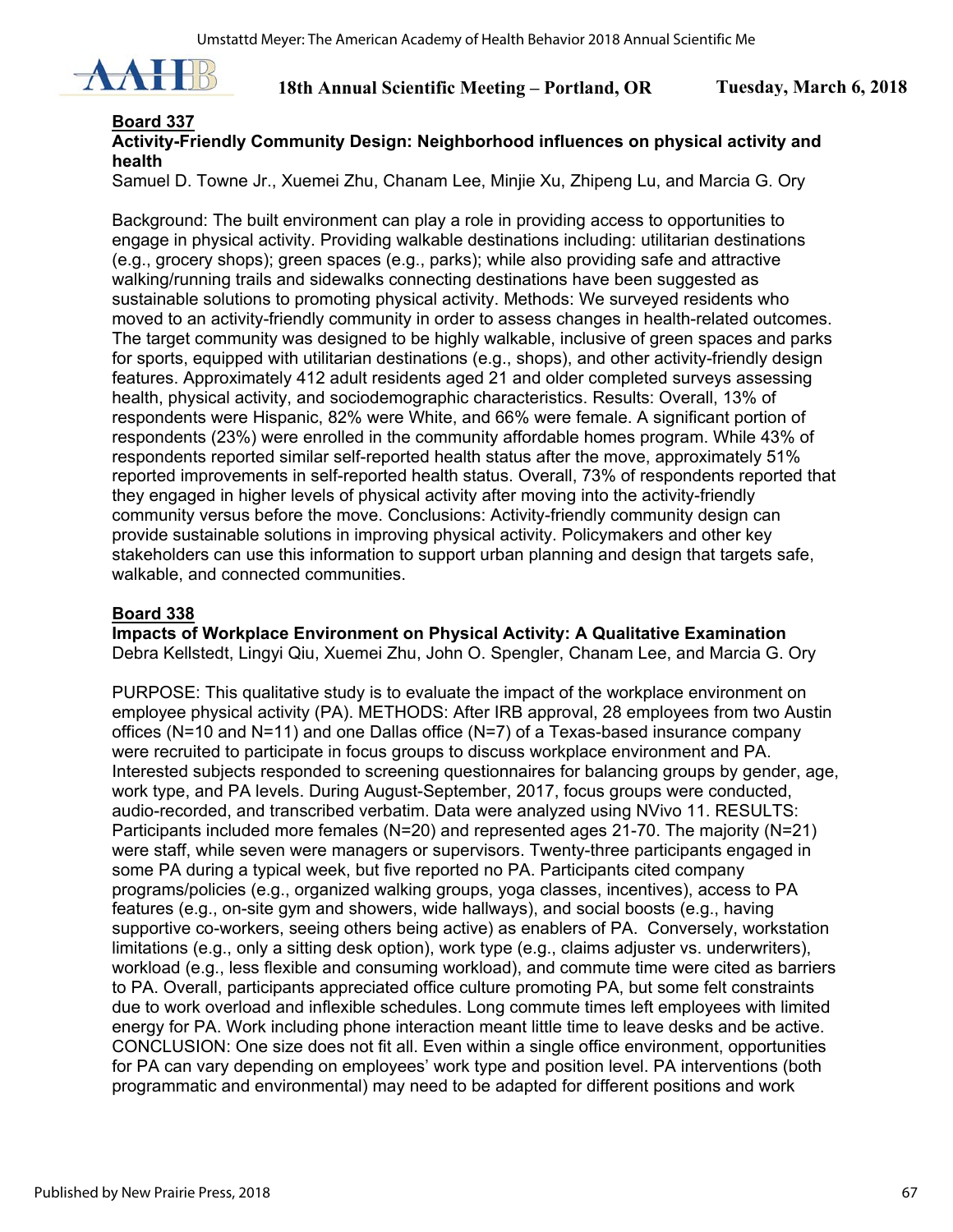**Board 337**

**Activity-Friendly Community Design: Neighborhood influences on physical activity and health**

Samuel D. Towne Jr., Xuemei Zhu, Chanam Lee, Minjie Xu, Zhipeng Lu, and Marcia G. Ory

Background: The built environment can play a role in providing access to opportunities to engage in physical activity. Providing walkable destinations including: utilitarian destinations (e.g., grocery shops); green spaces (e.g., parks); while also providing safe and attractive walking/running trails and sidewalks connecting destinations have been suggested as sustainable solutions to promoting physical activity. Methods: We surveyed residents who moved to an activity-friendly community in order to assess changes in health-related outcomes. The target community was designed to be highly walkable, inclusive of green spaces and parks for sports, equipped with utilitarian destinations (e.g., shops), and other activity-friendly design features. Approximately 412 adult residents aged 21 and older completed surveys assessing health, physical activity, and sociodemographic characteristics. Results: Overall, 13% of respondents were Hispanic, 82% were White, and 66% were female. A significant portion of respondents (23%) were enrolled in the community affordable homes program. While 43% of respondents reported similar self-reported health status after the move, approximately 51% reported improvements in self-reported health status. Overall, 73% of respondents reported that they engaged in higher levels of physical activity after moving into the activity-friendly community versus before the move. Conclusions: Activity-friendly community design can provide sustainable solutions in improving physical activity. Policymakers and other key stakeholders can use this information to support urban planning and design that targets safe, walkable, and connected communities.

**Board 338**

**Impacts of Workplace Environment on Physical Activity: A Qualitative Examination**

Debra Kellstedt, Lingyi Qiu, Xuemei Zhu, John O. Spengler, Chanam Lee, and Marcia G. Ory

PURPOSE: This qualitative study is to evaluate the impact of the workplace environment on employee physical activity (PA). METHODS: After IRB approval, 28 employees from two Austin offices (N=10 and N=11) and one Dallas office (N=7) of a Texas-based insurance company were recruited to participate in focus groups to discuss workplace environment and PA. Interested subjects responded to screening questionnaires for balancing groups by gender, age, work type, and PA levels. During August-September, 2017, focus groups were conducted, audio-recorded, and transcribed verbatim. Data were analyzed using NVivo 11. RESULTS: Participants included more females (N=20) and represented ages 21-70. The majority (N=21) were staff, while seven were managers or supervisors. Twenty-three participants engaged in some PA during a typical week, but five reported no PA. Participants cited company programs/policies (e.g., organized walking groups, yoga classes, incentives), access to PA features (e.g., on-site gym and showers, wide hallways), and social boosts (e.g., having supportive co-workers, seeing others being active) as enablers of PA. Conversely, workstation limitations (e.g., only a sitting desk option), work type (e.g., claims adjuster vs. underwriters), workload (e.g., less flexible and consuming workload), and commute time were cited as barriers to PA. Overall, participants appreciated office culture promoting PA, but some felt constraints due to work overload and inflexible schedules. Long commute times left employees with limited energy for PA. Work including phone interaction meant little time to leave desks and be active. CONCLUSION: One size does not fit all. Even within a single office environment, opportunities for PA can vary depending on employees' work type and position level. PA interventions (both programmatic and environmental) may need to be adapted for different positions and work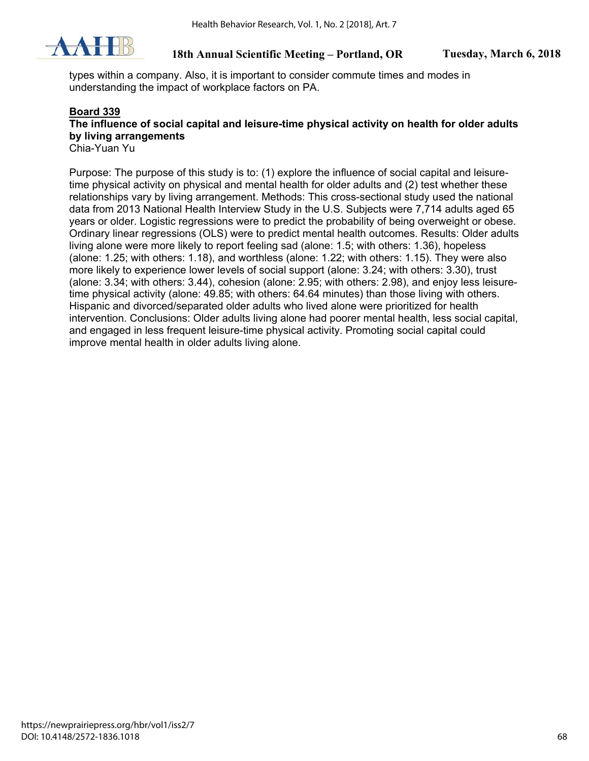types within a company. Also, it is important to consider commute times and modes in understanding the impact of workplace factors on PA.

**Board 339**

**The influence of social capital and leisure-time physical activity on health for older adults by living arrangements**

Chia-Yuan Yu

Purpose: The purpose of this study is to: (1) explore the influence of social capital and leisure-time physical activity on physical and mental health for older adults and (2) test whether these relationships vary by living arrangement. Methods: This cross-sectional study used the national data from 2013 National Health Interview Study in the U.S. Subjects were 7,714 adults aged 65 years or older. Logistic regressions were to predict the probability of being overweight or obese. Ordinary linear regressions (OLS) were to predict mental health outcomes. Results: Older adults living alone were more likely to report feeling sad (alone: 1.5; with others: 1.36), hopeless (alone: 1.25; with others: 1.18), and worthless (alone: 1.22; with others: 1.15). They were also more likely to experience lower levels of social support (alone: 3.24; with others: 3.30), trust (alone: 3.34; with others: 3.44), cohesion (alone: 2.95; with others: 2.98), and enjoy less leisure-time physical activity (alone: 49.85; with others: 64.64 minutes) than those living with others. Hispanic and divorced/separated older adults who lived alone were prioritized for health intervention. Conclusions: Older adults living alone had poorer mental health, less social capital, and engaged in less frequent leisure-time physical activity. Promoting social capital could improve mental health in older adults living alone.